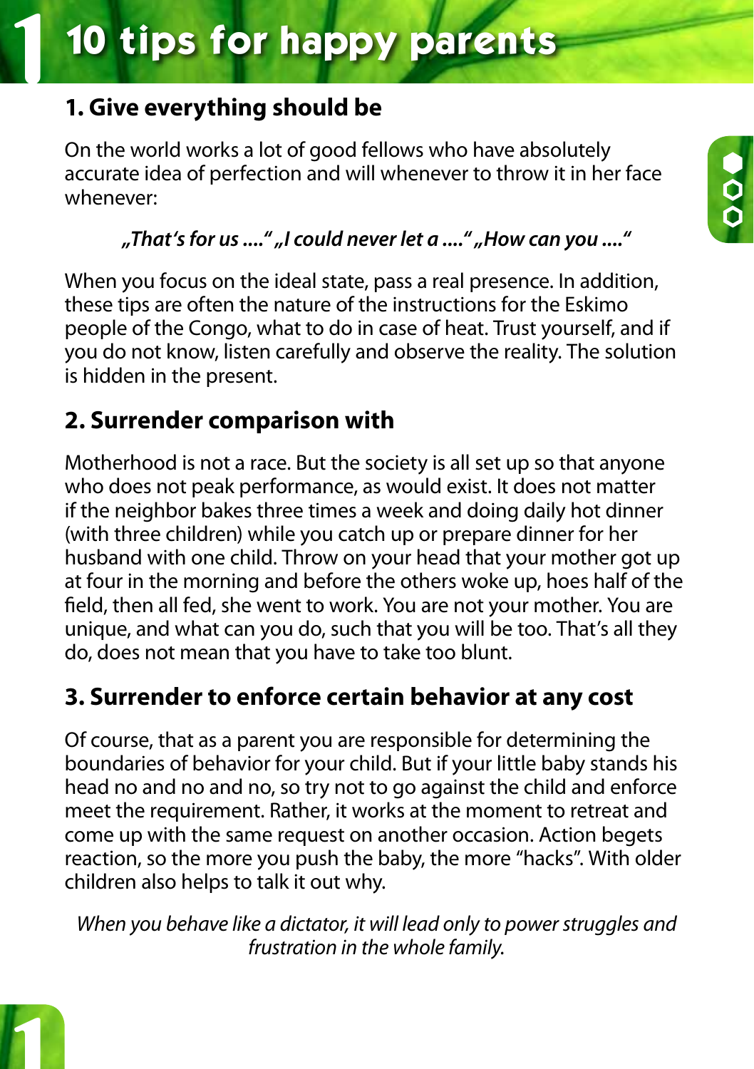# 10 tips for happy parents

## 1. Give everything should be

On the world works a lot of good fellows who have absolutely accurate idea of perfection and will whenever to throw it in her face whenever:

*„That's for us ...." „I could never let a ...." „How can you ....“*

When you focus on the ideal state, pass a real presence. In addition, these tips are often the nature of the instructions for the Eskimo people of the Congo, what to do in case of heat. Trust yourself, and if you do not know, listen carefully and observe the reality. The solution is hidden in the present.

## 2. Surrender comparison with

Motherhood is not a race. But the society is all set up so that anyone who does not peak performance, as would exist. It does not matter if the neighbor bakes three times a week and doing daily hot dinner (with three children) while you catch up or prepare dinner for her husband with one child. Throw on your head that your mother got up at four in the morning and before the others woke up, hoes half of the field, then all fed, she went to work. You are not your mother. You are unique, and what can you do, such that you will be too. That's all they do, does not mean that you have to take too blunt.

## 3. Surrender to enforce certain behavior at any cost

Of course, that as a parent you are responsible for determining the boundaries of behavior for your child. But if your little baby stands his head no and no and no, so try not to go against the child and enforce meet the requirement. Rather, it works at the moment to retreat and come up with the same request on another occasion. Action begets reaction, so the more you push the baby, the more “hacks”. With older children also helps to talk it out why.

*When you behave like a dictator, it will lead only to power struggles and frustration in the whole family.*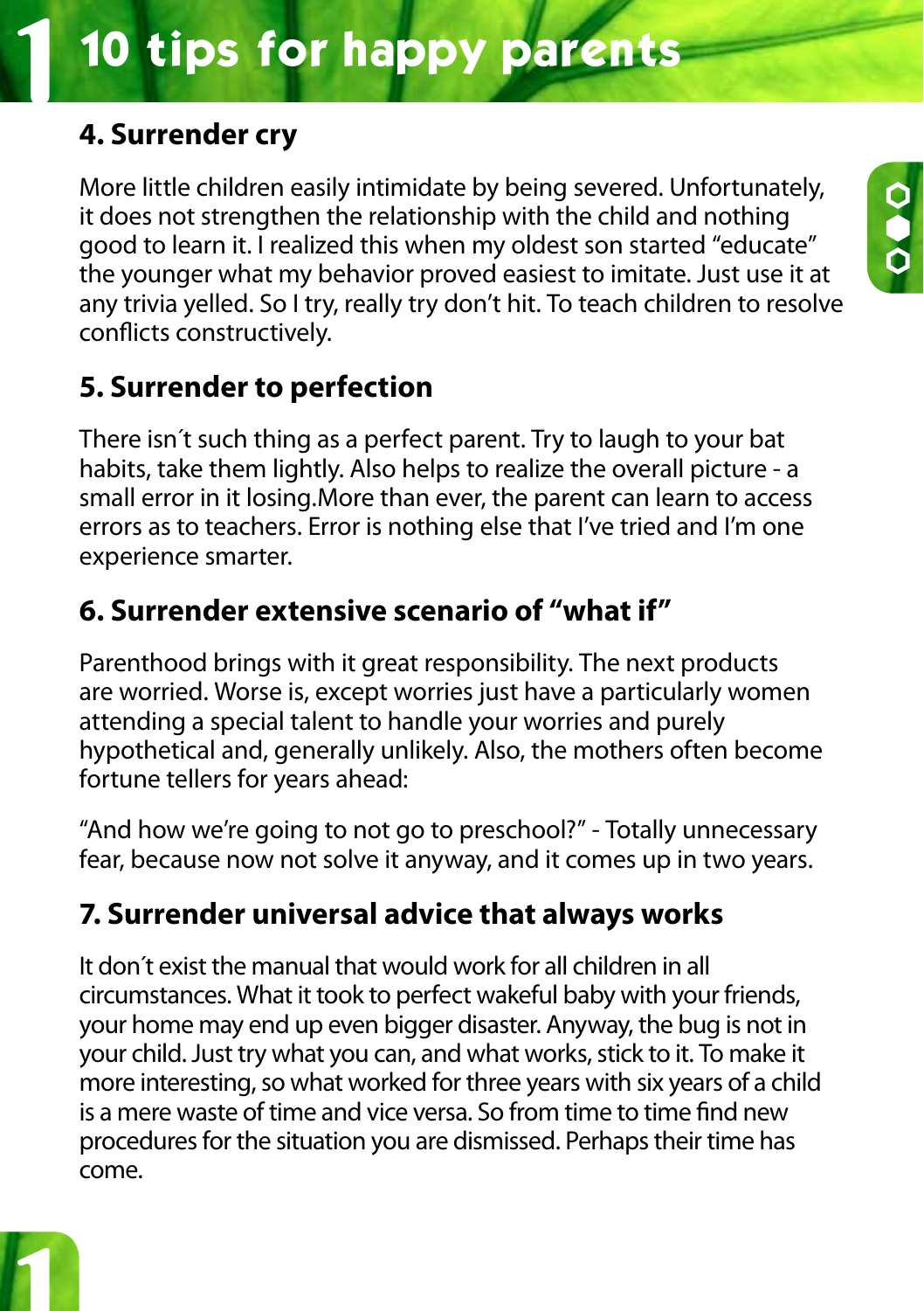# 10 tips for happy parents

## 4. Surrender cry

More little children easily intimidate by being severed. Unfortunately, it does not strengthen the relationship with the child and nothing good to learn it. I realized this when my oldest son started "educate" the younger what my behavior proved easiest to imitate. Just use it at any trivia yelled. So I try, really try don't hit. To teach children to resolve conflicts constructively.

## 5. Surrender to perfection

There isn´t such thing as a perfect parent. Try to laugh to your bat habits, take them lightly. Also helps to realize the overall picture - a small error in it losing.More than ever, the parent can learn to access errors as to teachers. Error is nothing else that I've tried and I'm one experience smarter.

## 6. Surrender extensive scenario of "what if"

Parenthood brings with it great responsibility. The next products are worried. Worse is, except worries just have a particularly women attending a special talent to handle your worries and purely hypothetical and, generally unlikely. Also, the mothers often become fortune tellers for years ahead:

"And how we're going to not go to preschool?" - Totally unnecessary fear, because now not solve it anyway, and it comes up in two years.

## 7. Surrender universal advice that always works

It don´t exist the manual that would work for all children in all circumstances. What it took to perfect wakeful baby with your friends, your home may end up even bigger disaster. Anyway, the bug is not in your child. Just try what you can, and what works, stick to it. To make it more interesting, so what worked for three years with six years of a child is a mere waste of time and vice versa. So from time to time find new procedures for the situation you are dismissed. Perhaps their time has come.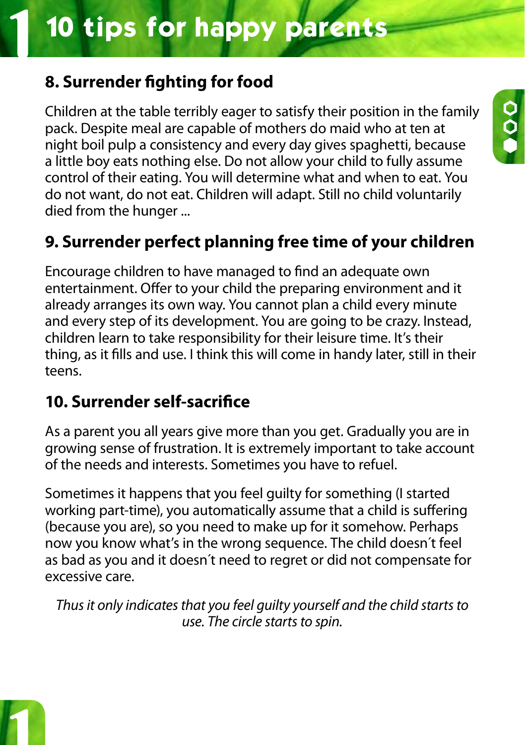# 10 tips for happy parents

### 8. Surrender fighting for food

Children at the table terribly eager to satisfy their position in the family pack. Despite meal are capable of mothers do maid who at ten at night boil pulp a consistency and every day gives spaghetti, because a little boy eats nothing else. Do not allow your child to fully assume control of their eating. You will determine what and when to eat. You do not want, do not eat. Children will adapt. Still no child voluntarily died from the hunger ...

### 9. Surrender perfect planning free time of your children

Encourage children to have managed to find an adequate own entertainment. Offer to your child the preparing environment and it already arranges its own way. You cannot plan a child every minute and every step of its development. You are going to be crazy. Instead, children learn to take responsibility for their leisure time. It's their thing, as it fills and use. I think this will come in handy later, still in their teens.

### 10. Surrender self-sacrifice

As a parent you all years give more than you get. Gradually you are in growing sense of frustration. It is extremely important to take account of the needs and interests. Sometimes you have to refuel.

Sometimes it happens that you feel guilty for something (I started working part-time), you automatically assume that a child is suffering (because you are), so you need to make up for it somehow. Perhaps now you know what's in the wrong sequence. The child doesn´t feel as bad as you and it doesn´t need to regret or did not compensate for excessive care.

*Thus it only indicates that you feel guilty yourself and the child starts to use. The circle starts to spin.*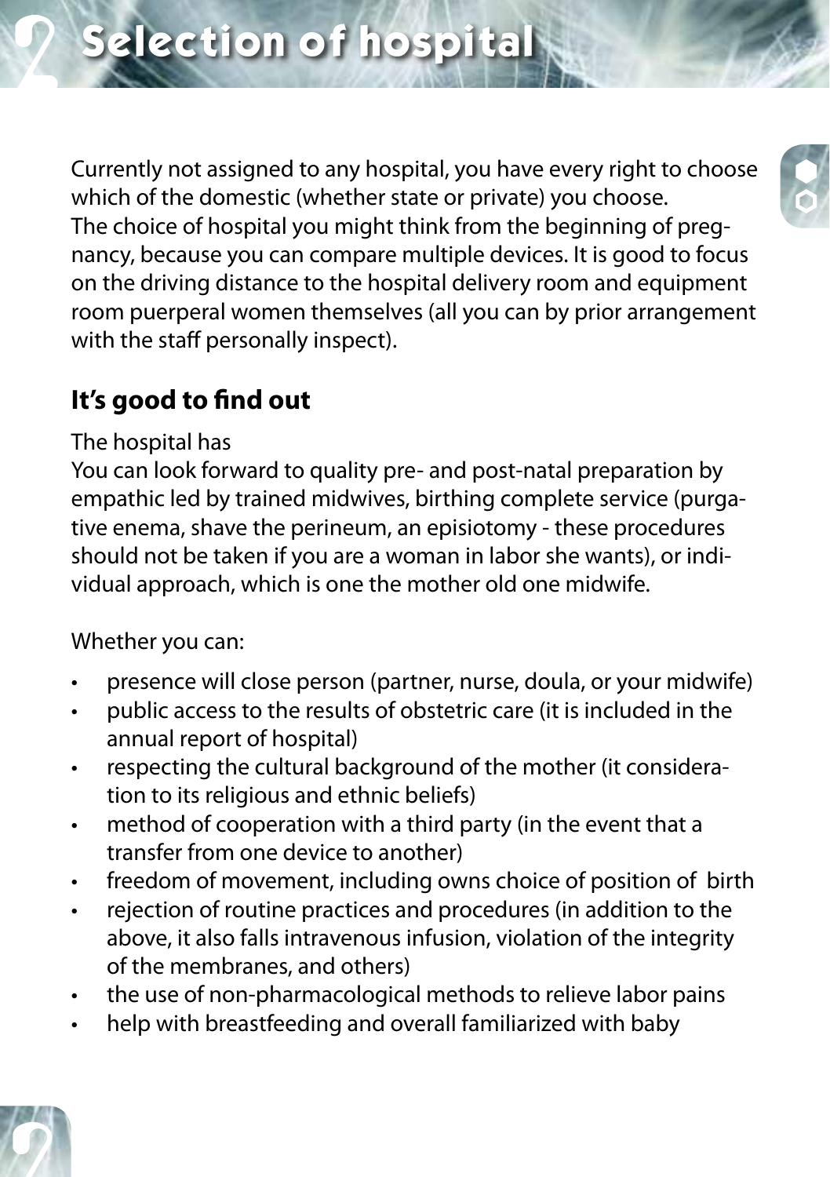# Selection of hospital

Currently not assigned to any hospital, you have every right to choose which of the domestic (whether state or private) you choose.
The choice of hospital you might think from the beginning of pregnancy, because you can compare multiple devices. It is good to focus on the driving distance to the hospital delivery room and equipment room puerperal women themselves (all you can by prior arrangement with the staff personally inspect).

## It's good to find out

The hospital has
You can look forward to quality pre- and post-natal preparation by empathic led by trained midwives, birthing complete service (purgative enema, shave the perineum, an episiotomy - these procedures should not be taken if you are a woman in labor she wants), or individual approach, which is one the mother old one midwife.

Whether you can:

- presence will close person (partner, nurse, doula, or your midwife)
- public access to the results of obstetric care (it is included in the annual report of hospital)
- respecting the cultural background of the mother (it consideration to its religious and ethnic beliefs)
- method of cooperation with a third party (in the event that a transfer from one device to another)
- freedom of movement, including owns choice of position of birth
- rejection of routine practices and procedures (in addition to the above, it also falls intravenous infusion, violation of the integrity of the membranes, and others)
- the use of non-pharmacological methods to relieve labor pains
- help with breastfeeding and overall familiarized with baby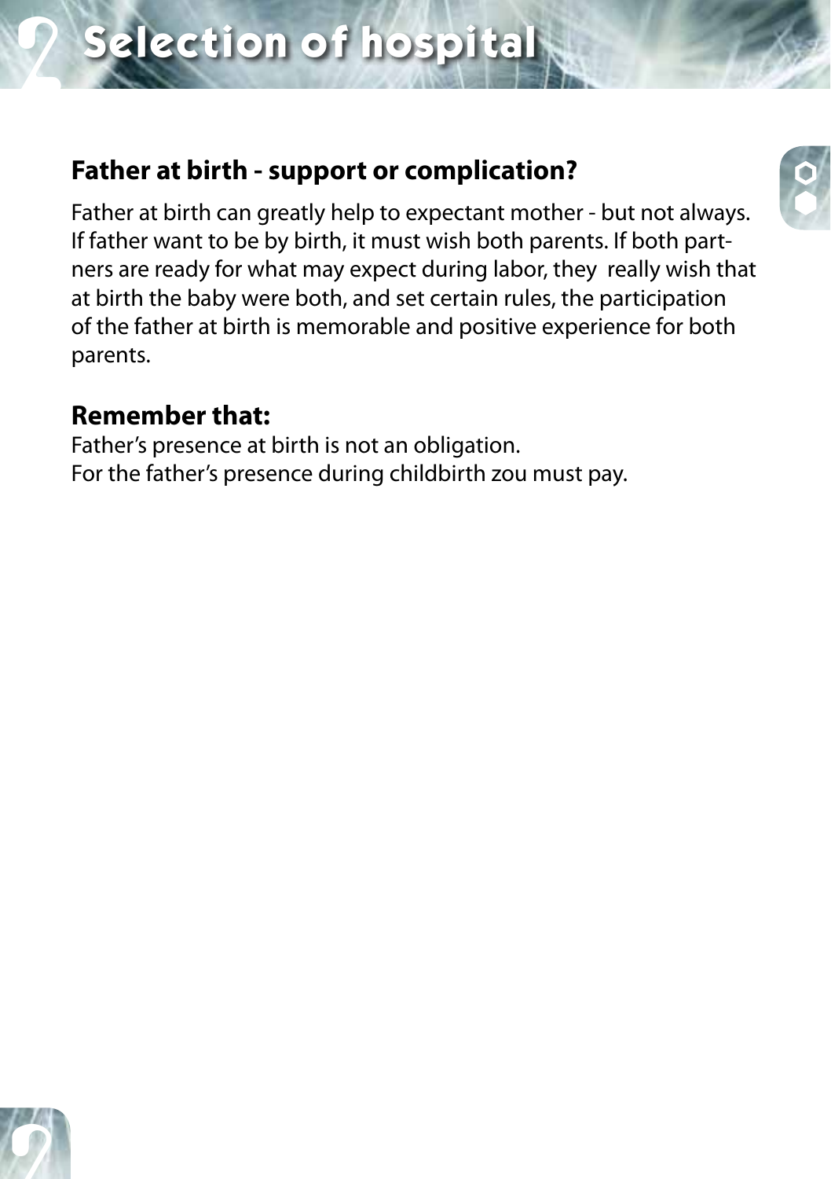# Selection of hospital

## Father at birth - support or complication?

Father at birth can greatly help to expectant mother - but not always. If father want to be by birth, it must wish both parents. If both partners are ready for what may expect during labor, they really wish that at birth the baby were both, and set certain rules, the participation of the father at birth is memorable and positive experience for both parents.

## Remember that:

Father's presence at birth is not an obligation.
For the father's presence during childbirth zou must pay.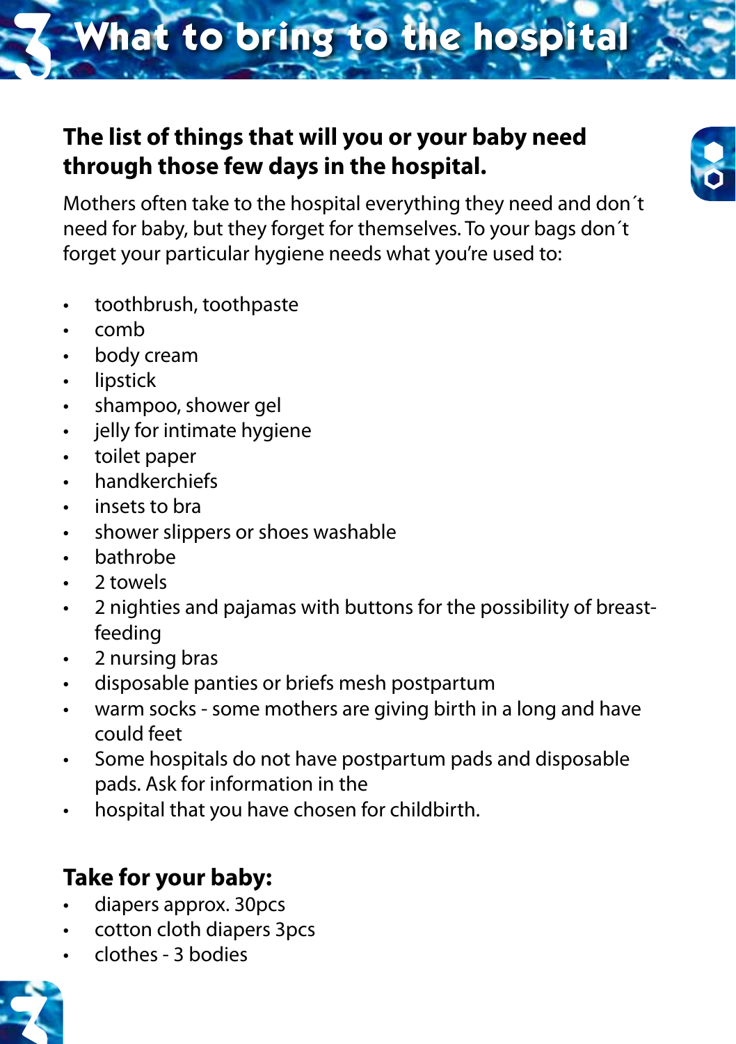# What to bring to the hospital

## The list of things that will you or your baby need through those few days in the hospital.

Mothers often take to the hospital everything they need and don´t need for baby, but they forget for themselves. To your bags don´t forget your particular hygiene needs what you're used to:

- toothbrush, toothpaste
- comb
- body cream
- lipstick
- shampoo, shower gel
- jelly for intimate hygiene
- toilet paper
- handkerchiefs
- insets to bra
- shower slippers or shoes washable
- bathrobe
- 2 towels
- 2 nighties and pajamas with buttons for the possibility of breast-feeding
- 2 nursing bras
- disposable panties or briefs mesh postpartum
- warm socks - some mothers are giving birth in a long and have could feet
- Some hospitals do not have postpartum pads and disposable pads. Ask for information in the
- hospital that you have chosen for childbirth.

## Take for your baby:

- diapers approx. 30pcs
- cotton cloth diapers 3pcs
- clothes - 3 bodies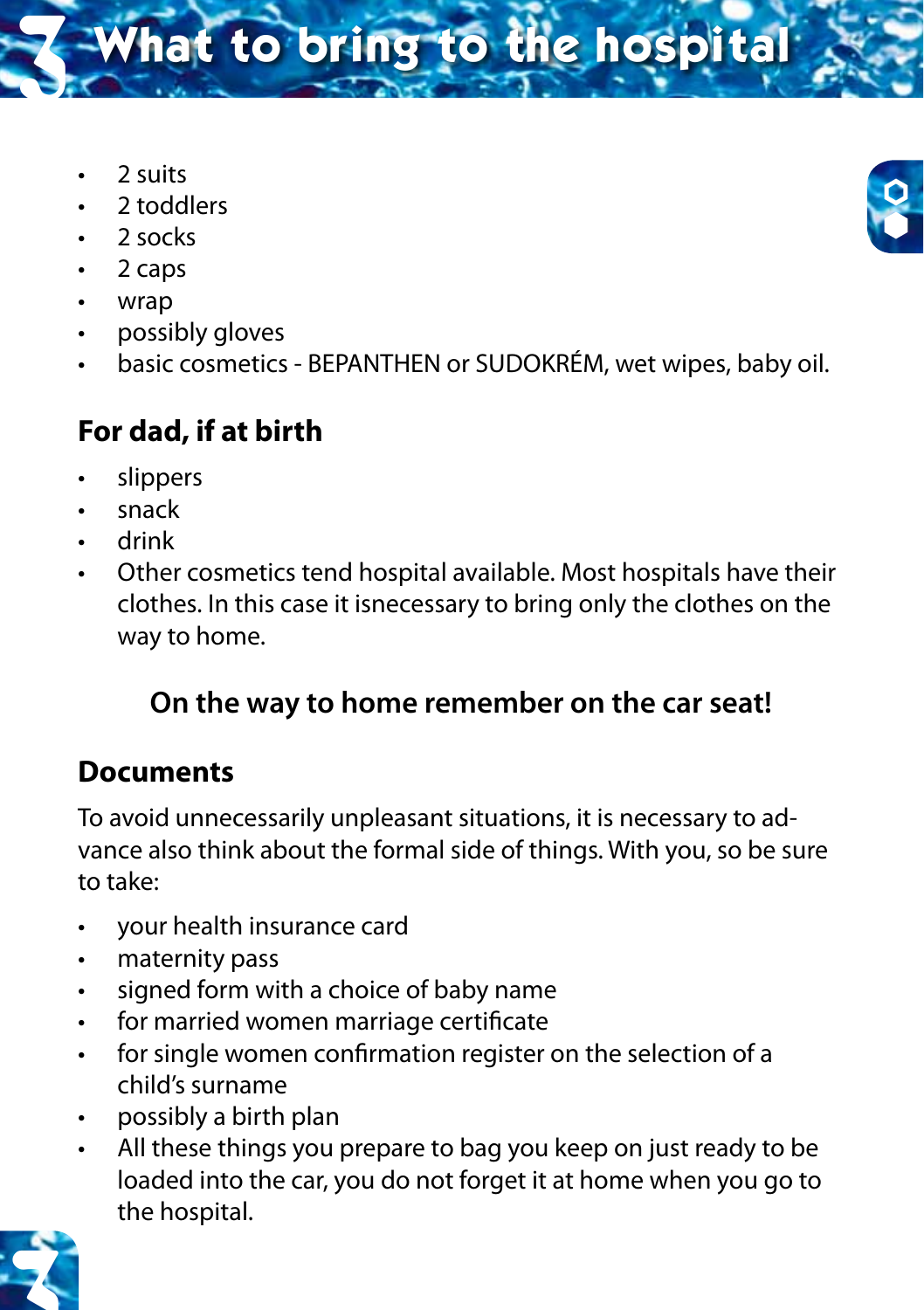# What to bring to the hospital

- 2 suits
- 2 toddlers
- 2 socks
- 2 caps
- wrap
- possibly gloves
- basic cosmetics - BEPANTHEN or SUDOKRÉM, wet wipes, baby oil.

## For dad, if at birth

- slippers
- snack
- drink
- Other cosmetics tend hospital available. Most hospitals have their clothes. In this case it isnecessary to bring only the clothes on the way to home.

**On the way to home remember on the car seat!**

## Documents

To avoid unnecessarily unpleasant situations, it is necessary to advance also think about the formal side of things. With you, so be sure to take:

- your health insurance card
- maternity pass
- signed form with a choice of baby name
- for married women marriage certificate
- for single women confirmation register on the selection of a child's surname
- possibly a birth plan
- All these things you prepare to bag you keep on just ready to be loaded into the car, you do not forget it at home when you go to the hospital.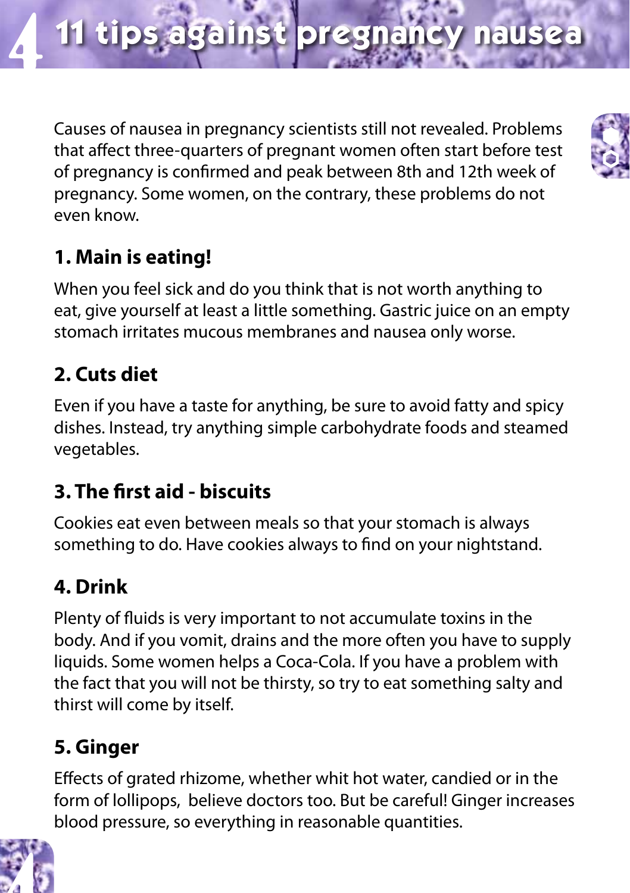# 11 tips against pregnancy nausea

Causes of nausea in pregnancy scientists still not revealed. Problems that affect three-quarters of pregnant women often start before test of pregnancy is confirmed and peak between 8th and 12th week of pregnancy. Some women, on the contrary, these problems do not even know.

## 1. Main is eating!

When you feel sick and do you think that is not worth anything to eat, give yourself at least a little something. Gastric juice on an empty stomach irritates mucous membranes and nausea only worse.

## 2. Cuts diet

Even if you have a taste for anything, be sure to avoid fatty and spicy dishes. Instead, try anything simple carbohydrate foods and steamed vegetables.

## 3. The first aid - biscuits

Cookies eat even between meals so that your stomach is always something to do. Have cookies always to find on your nightstand.

## 4. Drink

Plenty of fluids is very important to not accumulate toxins in the body. And if you vomit, drains and the more often you have to supply liquids. Some women helps a Coca-Cola. If you have a problem with the fact that you will not be thirsty, so try to eat something salty and thirst will come by itself.

## 5. Ginger

Effects of grated rhizome, whether whit hot water, candied or in the form of lollipops, believe doctors too. But be careful! Ginger increases blood pressure, so everything in reasonable quantities.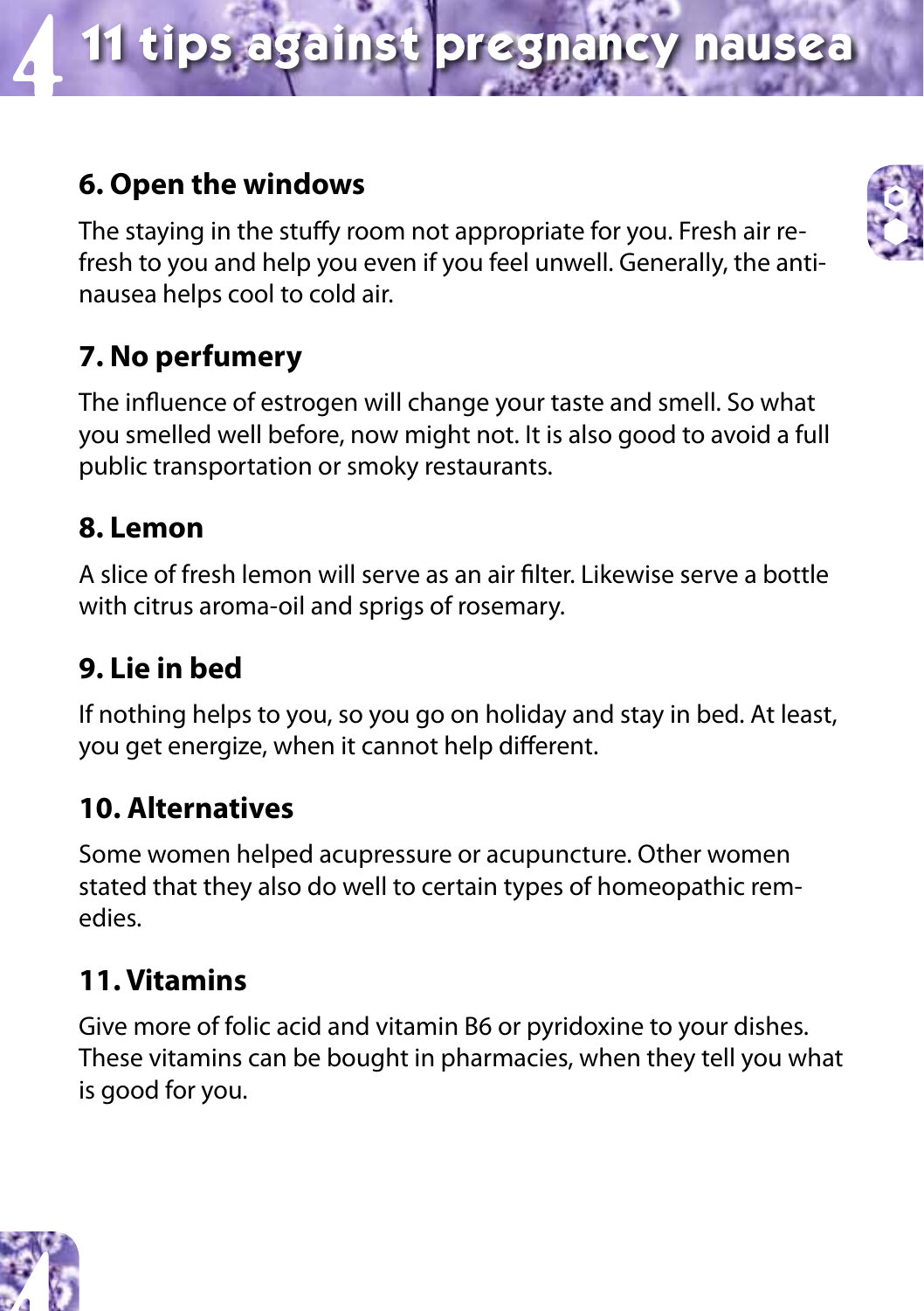# 11 tips against pregnancy nausea

## 6. Open the windows

The staying in the stuffy room not appropriate for you. Fresh air refresh to you and help you even if you feel unwell. Generally, the anti-nausea helps cool to cold air.

## 7. No perfumery

The influence of estrogen will change your taste and smell. So what you smelled well before, now might not. It is also good to avoid a full public transportation or smoky restaurants.

## 8. Lemon

A slice of fresh lemon will serve as an air filter. Likewise serve a bottle with citrus aroma-oil and sprigs of rosemary.

## 9. Lie in bed

If nothing helps to you, so you go on holiday and stay in bed. At least, you get energize, when it cannot help different.

## 10. Alternatives

Some women helped acupressure or acupuncture. Other women stated that they also do well to certain types of homeopathic remedies.

## 11. Vitamins

Give more of folic acid and vitamin B6 or pyridoxine to your dishes. These vitamins can be bought in pharmacies, when they tell you what is good for you.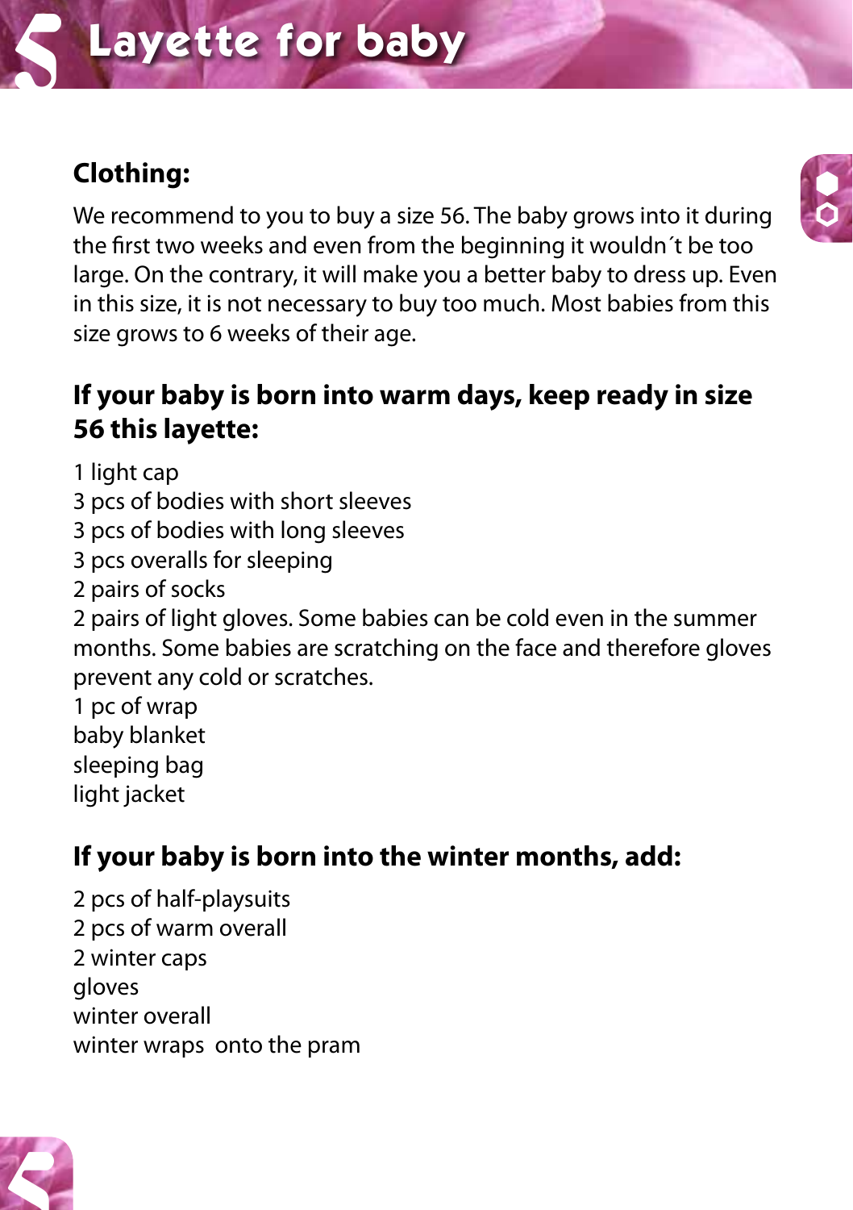# Layette for baby

## Clothing:

We recommend to you to buy a size 56. The baby grows into it during the first two weeks and even from the beginning it wouldn´t be too large. On the contrary, it will make you a better baby to dress up. Even in this size, it is not necessary to buy too much. Most babies from this size grows to 6 weeks of their age.

## If your baby is born into warm days, keep ready in size 56 this layette:

1 light cap
3 pcs of bodies with short sleeves
3 pcs of bodies with long sleeves
3 pcs overalls for sleeping
2 pairs of socks
2 pairs of light gloves. Some babies can be cold even in the summer months. Some babies are scratching on the face and therefore gloves prevent any cold or scratches.
1 pc of wrap
baby blanket
sleeping bag
light jacket

## If your baby is born into the winter months, add:

2 pcs of half-playsuits
2 pcs of warm overall
2 winter caps
gloves
winter overall
winter wraps onto the pram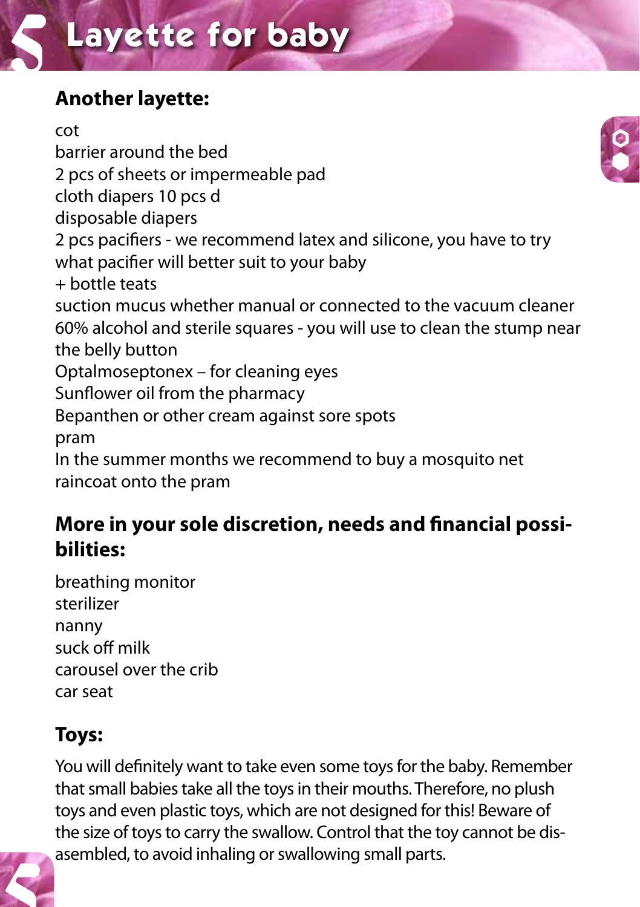# Layette for baby

## Another layette:

cot
barrier around the bed
2 pcs of sheets or impermeable pad
cloth diapers 10 pcs d
disposable diapers
2 pcs pacifiers - we recommend latex and silicone, you have to try what pacifier will better suit to your baby
+ bottle teats
suction mucus whether manual or connected to the vacuum cleaner
60% alcohol and sterile squares - you will use to clean the stump near the belly button
Optalmoseptonex – for cleaning eyes
Sunflower oil from the pharmacy
Bepanthen or other cream against sore spots
pram
In the summer months we recommend to buy a mosquito net
raincoat onto the pram

## More in your sole discretion, needs and financial possibilities:

breathing monitor
sterilizer
nanny
suck off milk
carousel over the crib
car seat

## Toys:

You will definitely want to take even some toys for the baby. Remember that small babies take all the toys in their mouths. Therefore, no plush toys and even plastic toys, which are not designed for this! Beware of the size of toys to carry the swallow. Control that the toy cannot be disasembled, to avoid inhaling or swallowing small parts.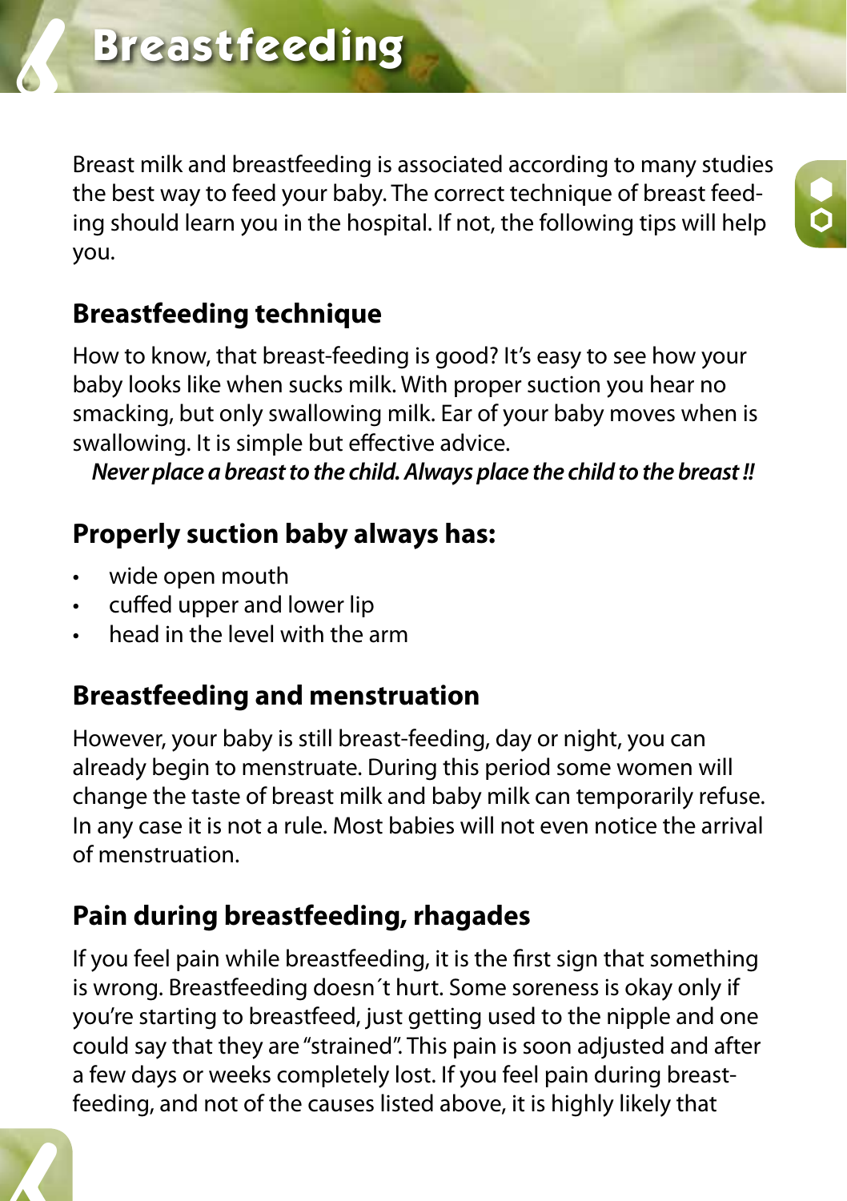# Breastfeeding

Breast milk and breastfeeding is associated according to many studies the best way to feed your baby. The correct technique of breast feeding should learn you in the hospital. If not, the following tips will help you.

## Breastfeeding technique

How to know, that breast-feeding is good? It's easy to see how your baby looks like when sucks milk. With proper suction you hear no smacking, but only swallowing milk. Ear of your baby moves when is swallowing. It is simple but effective advice.

***Never place a breast to the child. Always place the child to the breast !!***

## Properly suction baby always has:

- wide open mouth
- cuffed upper and lower lip
- head in the level with the arm

## Breastfeeding and menstruation

However, your baby is still breast-feeding, day or night, you can already begin to menstruate. During this period some women will change the taste of breast milk and baby milk can temporarily refuse. In any case it is not a rule. Most babies will not even notice the arrival of menstruation.

## Pain during breastfeeding, rhagades

If you feel pain while breastfeeding, it is the first sign that something is wrong. Breastfeeding doesn´t hurt. Some soreness is okay only if you're starting to breastfeed, just getting used to the nipple and one could say that they are "strained". This pain is soon adjusted and after a few days or weeks completely lost. If you feel pain during breastfeeding, and not of the causes listed above, it is highly likely that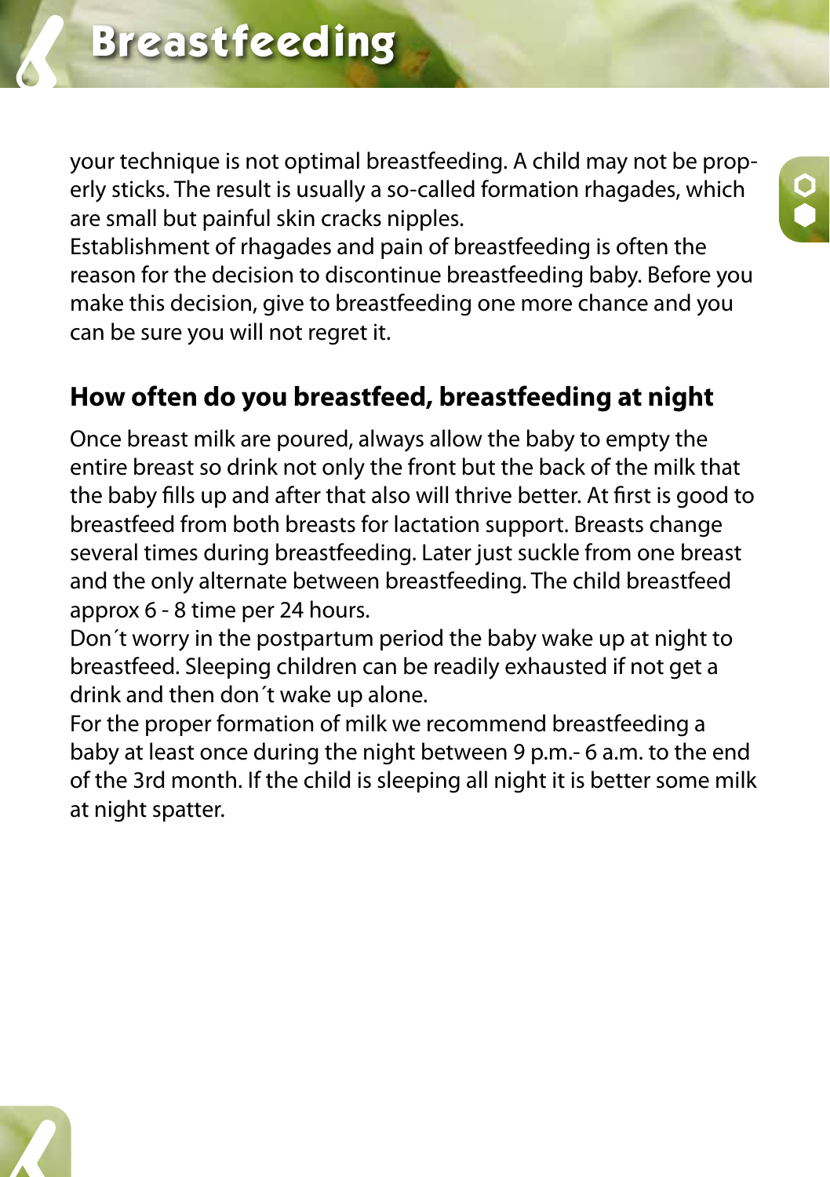your technique is not optimal breastfeeding. A child may not be properly sticks. The result is usually a so-called formation rhagades, which are small but painful skin cracks nipples.
Establishment of rhagades and pain of breastfeeding is often the reason for the decision to discontinue breastfeeding baby. Before you make this decision, give to breastfeeding one more chance and you can be sure you will not regret it.

## How often do you breastfeed, breastfeeding at night

Once breast milk are poured, always allow the baby to empty the entire breast so drink not only the front but the back of the milk that the baby fills up and after that also will thrive better. At first is good to breastfeed from both breasts for lactation support. Breasts change several times during breastfeeding. Later just suckle from one breast and the only alternate between breastfeeding. The child breastfeed approx 6 - 8 time per 24 hours.
Don´t worry in the postpartum period the baby wake up at night to breastfeed. Sleeping children can be readily exhausted if not get a drink and then don´t wake up alone.
For the proper formation of milk we recommend breastfeeding a baby at least once during the night between 9 p.m.- 6 a.m. to the end of the 3rd month. If the child is sleeping all night it is better some milk at night spatter.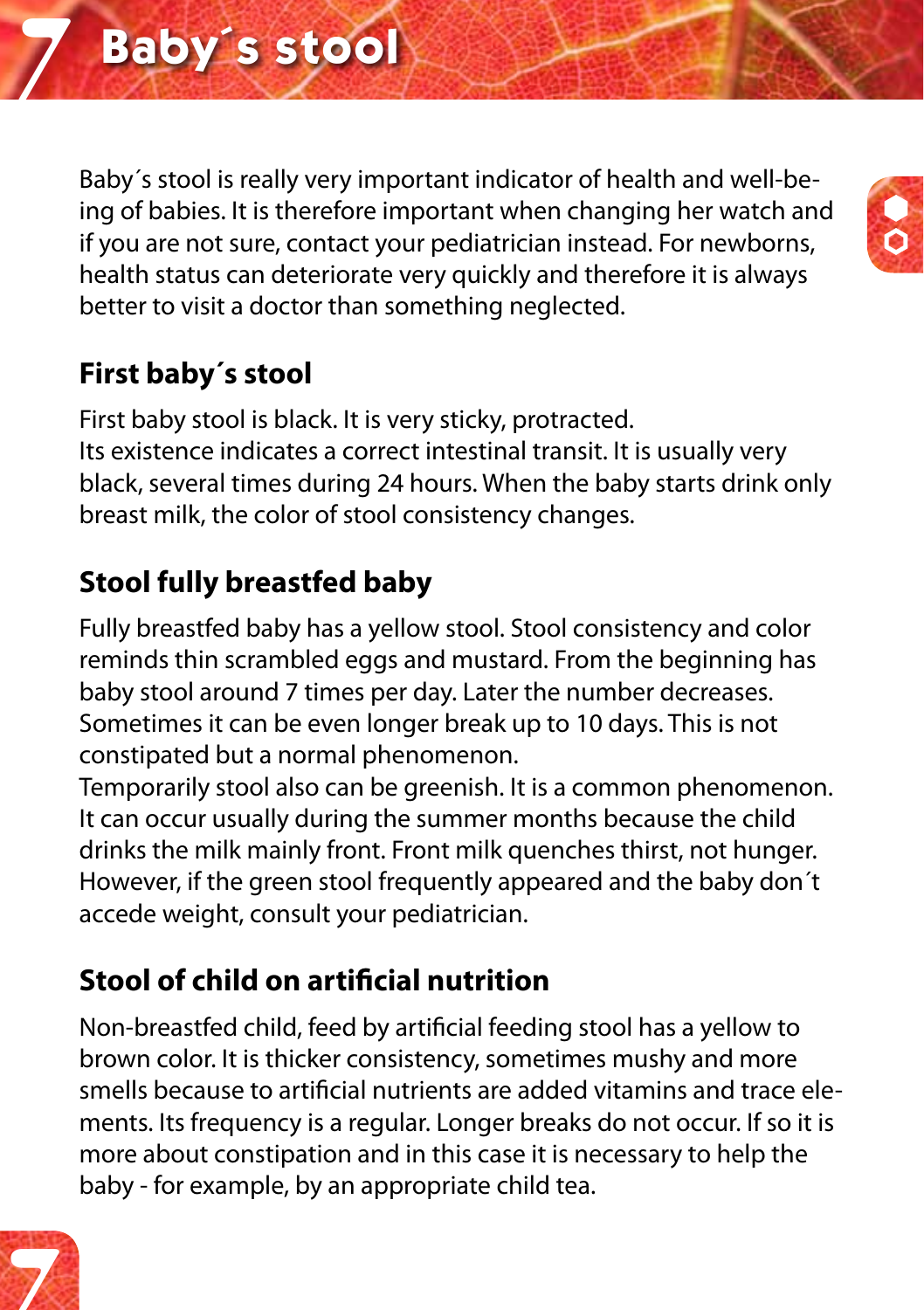# 7 Baby´s stool

Baby´s stool is really very important indicator of health and well-being of babies. It is therefore important when changing her watch and if you are not sure, contact your pediatrician instead. For newborns, health status can deteriorate very quickly and therefore it is always better to visit a doctor than something neglected.

## First baby´s stool

First baby stool is black. It is very sticky, protracted.
Its existence indicates a correct intestinal transit. It is usually very black, several times during 24 hours. When the baby starts drink only breast milk, the color of stool consistency changes.

## Stool fully breastfed baby

Fully breastfed baby has a yellow stool. Stool consistency and color reminds thin scrambled eggs and mustard. From the beginning has baby stool around 7 times per day. Later the number decreases. Sometimes it can be even longer break up to 10 days. This is not constipated but a normal phenomenon.
Temporarily stool also can be greenish. It is a common phenomenon. It can occur usually during the summer months because the child drinks the milk mainly front. Front milk quenches thirst, not hunger. However, if the green stool frequently appeared and the baby don´t accede weight, consult your pediatrician.

## Stool of child on artificial nutrition

Non-breastfed child, feed by artificial feeding stool has a yellow to brown color. It is thicker consistency, sometimes mushy and more smells because to artificial nutrients are added vitamins and trace elements. Its frequency is a regular. Longer breaks do not occur. If so it is more about constipation and in this case it is necessary to help the baby - for example, by an appropriate child tea.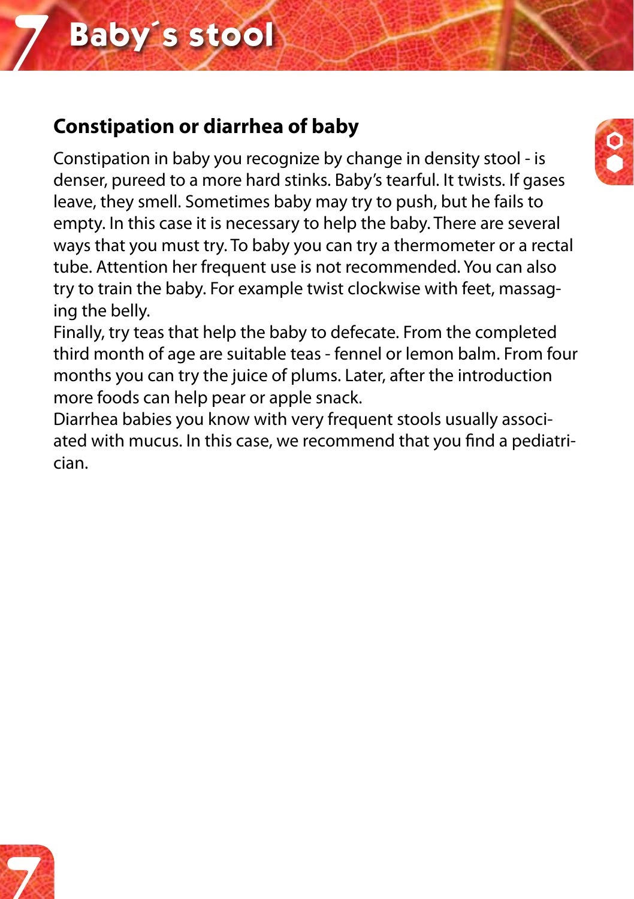# 7 Baby´s stool

## Constipation or diarrhea of baby

Constipation in baby you recognize by change in density stool - is denser, pureed to a more hard stinks. Baby's tearful. It twists. If gases leave, they smell. Sometimes baby may try to push, but he fails to empty. In this case it is necessary to help the baby. There are several ways that you must try. To baby you can try a thermometer or a rectal tube. Attention her frequent use is not recommended. You can also try to train the baby. For example twist clockwise with feet, massaging the belly.

Finally, try teas that help the baby to defecate. From the completed third month of age are suitable teas - fennel or lemon balm. From four months you can try the juice of plums. Later, after the introduction more foods can help pear or apple snack.

Diarrhea babies you know with very frequent stools usually associated with mucus. In this case, we recommend that you find a pediatrician.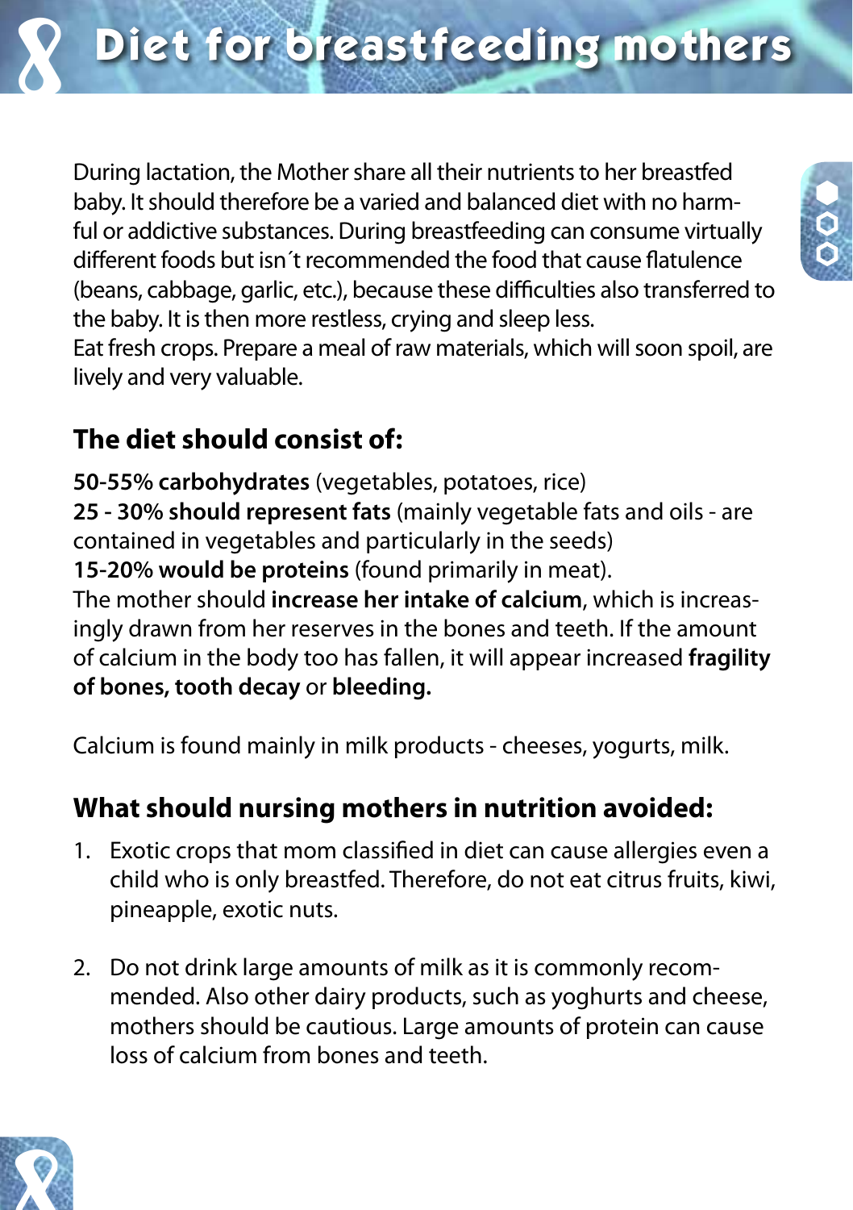# 8 Diet for breastfeeding mothers

During lactation, the Mother share all their nutrients to her breastfed baby. It should therefore be a varied and balanced diet with no harmful or addictive substances. During breastfeeding can consume virtually different foods but isn´t recommended the food that cause flatulence (beans, cabbage, garlic, etc.), because these difficulties also transferred to the baby. It is then more restless, crying and sleep less.
Eat fresh crops. Prepare a meal of raw materials, which will soon spoil, are lively and very valuable.

## The diet should consist of:

**50-55% carbohydrates** (vegetables, potatoes, rice)
**25 - 30% should represent fats** (mainly vegetable fats and oils - are contained in vegetables and particularly in the seeds)
**15-20% would be proteins** (found primarily in meat).
The mother should **increase her intake of calcium**, which is increasingly drawn from her reserves in the bones and teeth. If the amount of calcium in the body too has fallen, it will appear increased **fragility of bones, tooth decay** or **bleeding.**

Calcium is found mainly in milk products - cheeses, yogurts, milk.

## What should nursing mothers in nutrition avoided:

1. Exotic crops that mom classified in diet can cause allergies even a child who is only breastfed. Therefore, do not eat citrus fruits, kiwi, pineapple, exotic nuts.

2. Do not drink large amounts of milk as it is commonly recommended. Also other dairy products, such as yoghurts and cheese, mothers should be cautious. Large amounts of protein can cause loss of calcium from bones and teeth.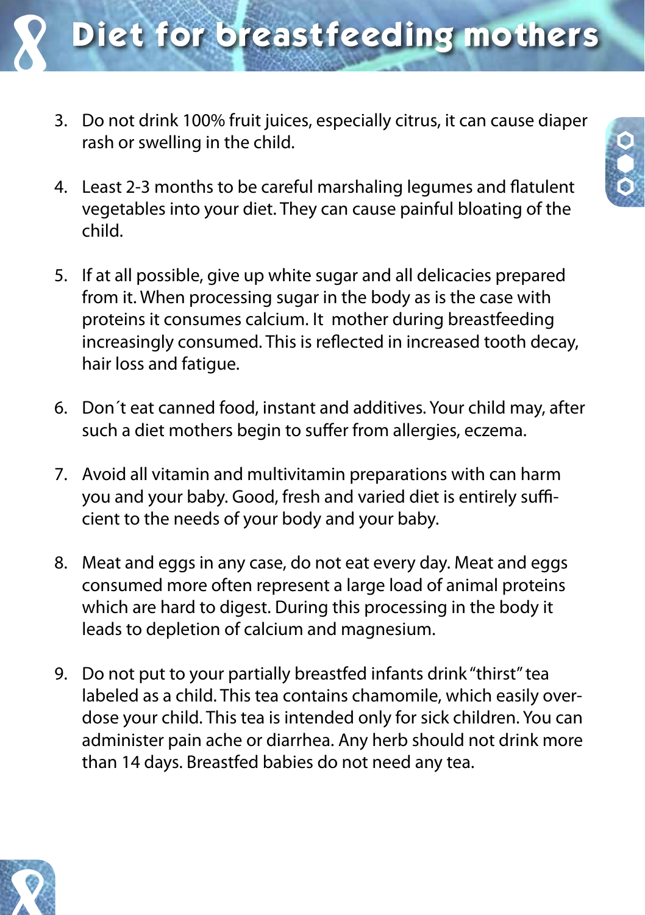# Diet for breastfeeding mothers

3. Do not drink 100% fruit juices, especially citrus, it can cause diaper rash or swelling in the child.

4. Least 2-3 months to be careful marshaling legumes and flatulent vegetables into your diet. They can cause painful bloating of the child.

5. If at all possible, give up white sugar and all delicacies prepared from it. When processing sugar in the body as is the case with proteins it consumes calcium. It mother during breastfeeding increasingly consumed. This is reflected in increased tooth decay, hair loss and fatigue.

6. Don´t eat canned food, instant and additives. Your child may, after such a diet mothers begin to suffer from allergies, eczema.

7. Avoid all vitamin and multivitamin preparations with can harm you and your baby. Good, fresh and varied diet is entirely sufficient to the needs of your body and your baby.

8. Meat and eggs in any case, do not eat every day. Meat and eggs consumed more often represent a large load of animal proteins which are hard to digest. During this processing in the body it leads to depletion of calcium and magnesium.

9. Do not put to your partially breastfed infants drink "thirst" tea labeled as a child. This tea contains chamomile, which easily overdose your child. This tea is intended only for sick children. You can administer pain ache or diarrhea. Any herb should not drink more than 14 days. Breastfed babies do not need any tea.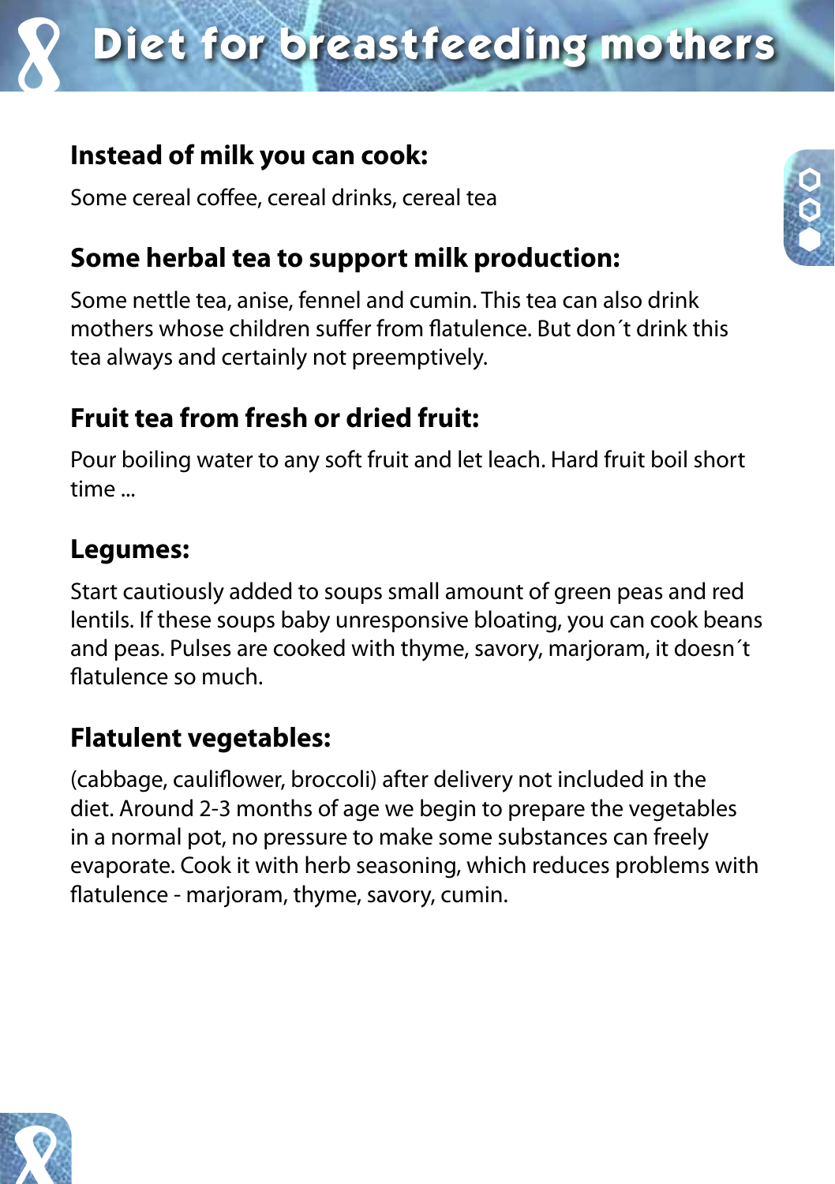# Diet for breastfeeding mothers

## Instead of milk you can cook:

Some cereal coffee, cereal drinks, cereal tea

## Some herbal tea to support milk production:

Some nettle tea, anise, fennel and cumin. This tea can also drink mothers whose children suffer from flatulence. But don´t drink this tea always and certainly not preemptively.

## Fruit tea from fresh or dried fruit:

Pour boiling water to any soft fruit and let leach. Hard fruit boil short time ...

## Legumes:

Start cautiously added to soups small amount of green peas and red lentils. If these soups baby unresponsive bloating, you can cook beans and peas. Pulses are cooked with thyme, savory, marjoram, it doesn´t flatulence so much.

## Flatulent vegetables:

(cabbage, cauliflower, broccoli) after delivery not included in the diet. Around 2-3 months of age we begin to prepare the vegetables in a normal pot, no pressure to make some substances can freely evaporate. Cook it with herb seasoning, which reduces problems with flatulence - marjoram, thyme, savory, cumin.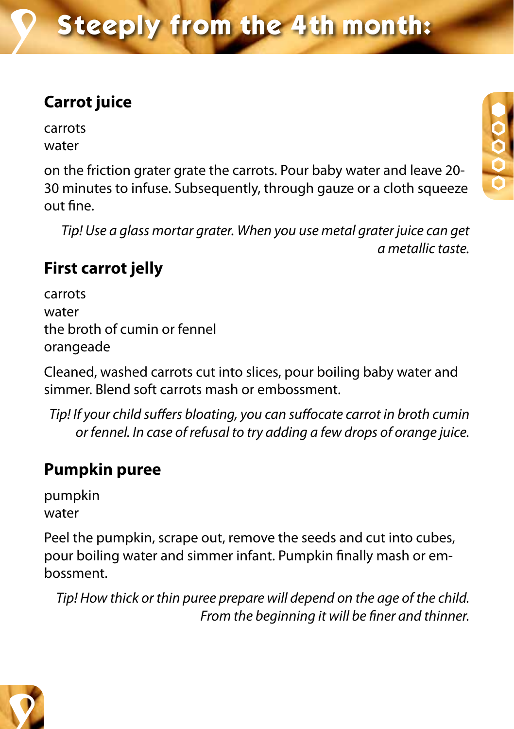# Steeply from the 4th month:

## Carrot juice

carrots
water

on the friction grater grate the carrots. Pour baby water and leave 20-30 minutes to infuse. Subsequently, through gauze or a cloth squeeze out fine.

*Tip! Use a glass mortar grater. When you use metal grater juice can get a metallic taste.*

## First carrot jelly

carrots
water
the broth of cumin or fennel
orangeade

Cleaned, washed carrots cut into slices, pour boiling baby water and simmer. Blend soft carrots mash or embossment.

*Tip! If your child suffers bloating, you can suffocate carrot in broth cumin or fennel. In case of refusal to try adding a few drops of orange juice.*

## Pumpkin puree

pumpkin
water

Peel the pumpkin, scrape out, remove the seeds and cut into cubes, pour boiling water and simmer infant. Pumpkin finally mash or embossment.

*Tip! How thick or thin puree prepare will depend on the age of the child. From the beginning it will be finer and thinner.*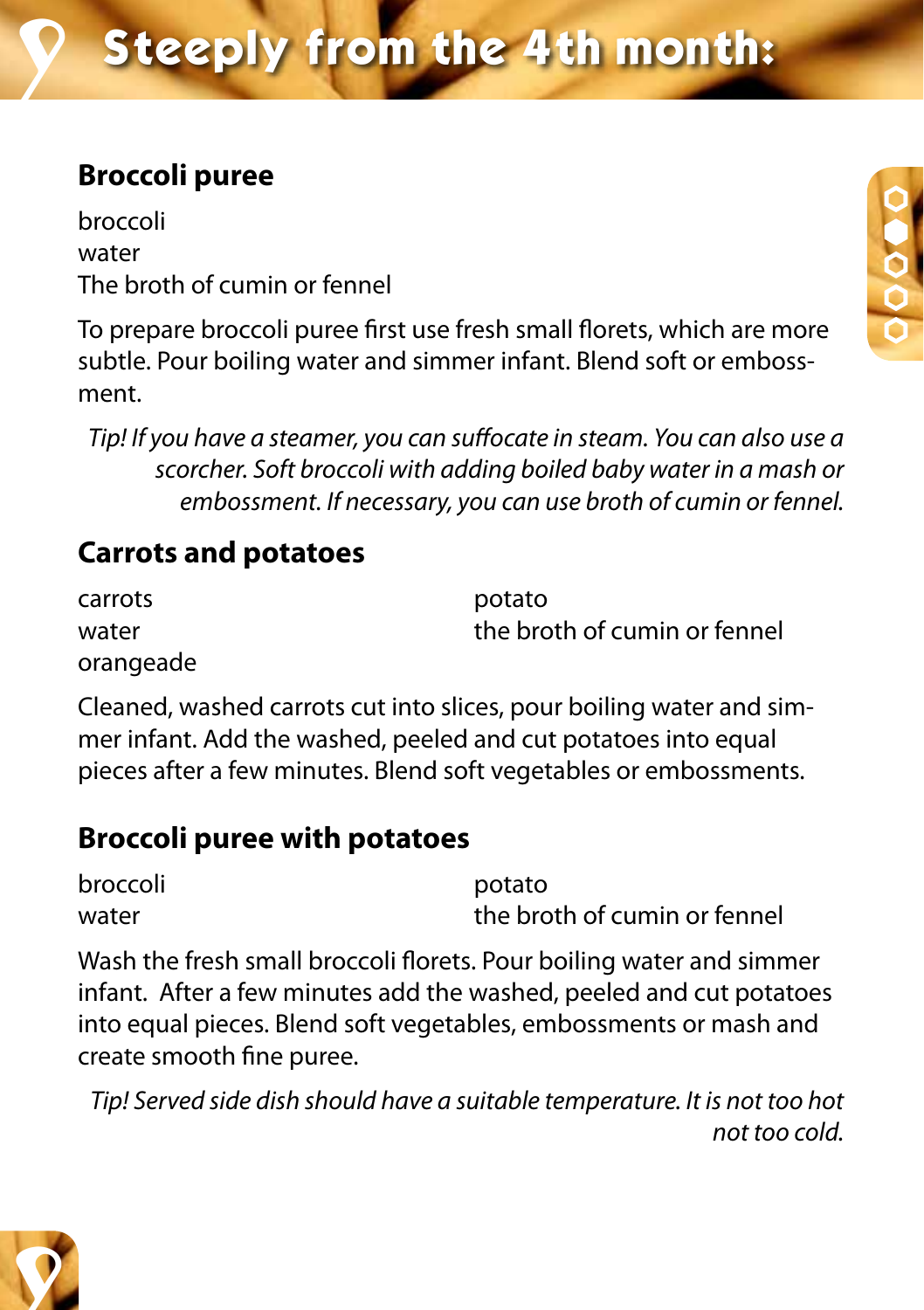# Steeply from the 4th month:

## Broccoli puree

broccoli
water
The broth of cumin or fennel

To prepare broccoli puree first use fresh small florets, which are more subtle. Pour boiling water and simmer infant. Blend soft or emboss-ment.

*Tip! If you have a steamer, you can suffocate in steam. You can also use a scorcher. Soft broccoli with adding boiled baby water in a mash or embossment. If necessary, you can use broth of cumin or fennel.*

## Carrots and potatoes

carrots
water
orangeade
potato
the broth of cumin or fennel

Cleaned, washed carrots cut into slices, pour boiling water and sim-mer infant. Add the washed, peeled and cut potatoes into equal pieces after a few minutes. Blend soft vegetables or embossments.

## Broccoli puree with potatoes

broccoli
water
potato
the broth of cumin or fennel

Wash the fresh small broccoli florets. Pour boiling water and simmer infant. After a few minutes add the washed, peeled and cut potatoes into equal pieces. Blend soft vegetables, embossments or mash and create smooth fine puree.

*Tip! Served side dish should have a suitable temperature. It is not too hot not too cold.*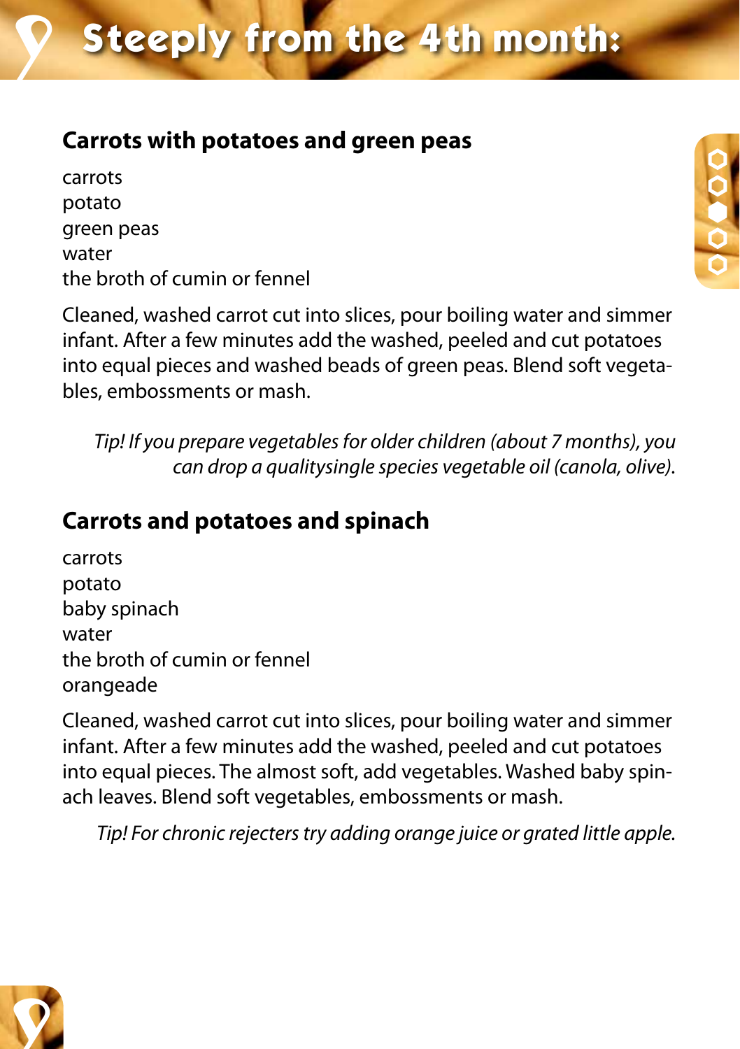# Steeply from the 4th month:

## Carrots with potatoes and green peas

carrots
potato
green peas
water
the broth of cumin or fennel

Cleaned, washed carrot cut into slices, pour boiling water and simmer infant. After a few minutes add the washed, peeled and cut potatoes into equal pieces and washed beads of green peas. Blend soft vegetables, embossments or mash.

*Tip! If you prepare vegetables for older children (about 7 months), you can drop a qualitysingle species vegetable oil (canola, olive).*

## Carrots and potatoes and spinach

carrots
potato
baby spinach
water
the broth of cumin or fennel
orangeade

Cleaned, washed carrot cut into slices, pour boiling water and simmer infant. After a few minutes add the washed, peeled and cut potatoes into equal pieces. The almost soft, add vegetables. Washed baby spinach leaves. Blend soft vegetables, embossments or mash.

*Tip! For chronic rejecters try adding orange juice or grated little apple.*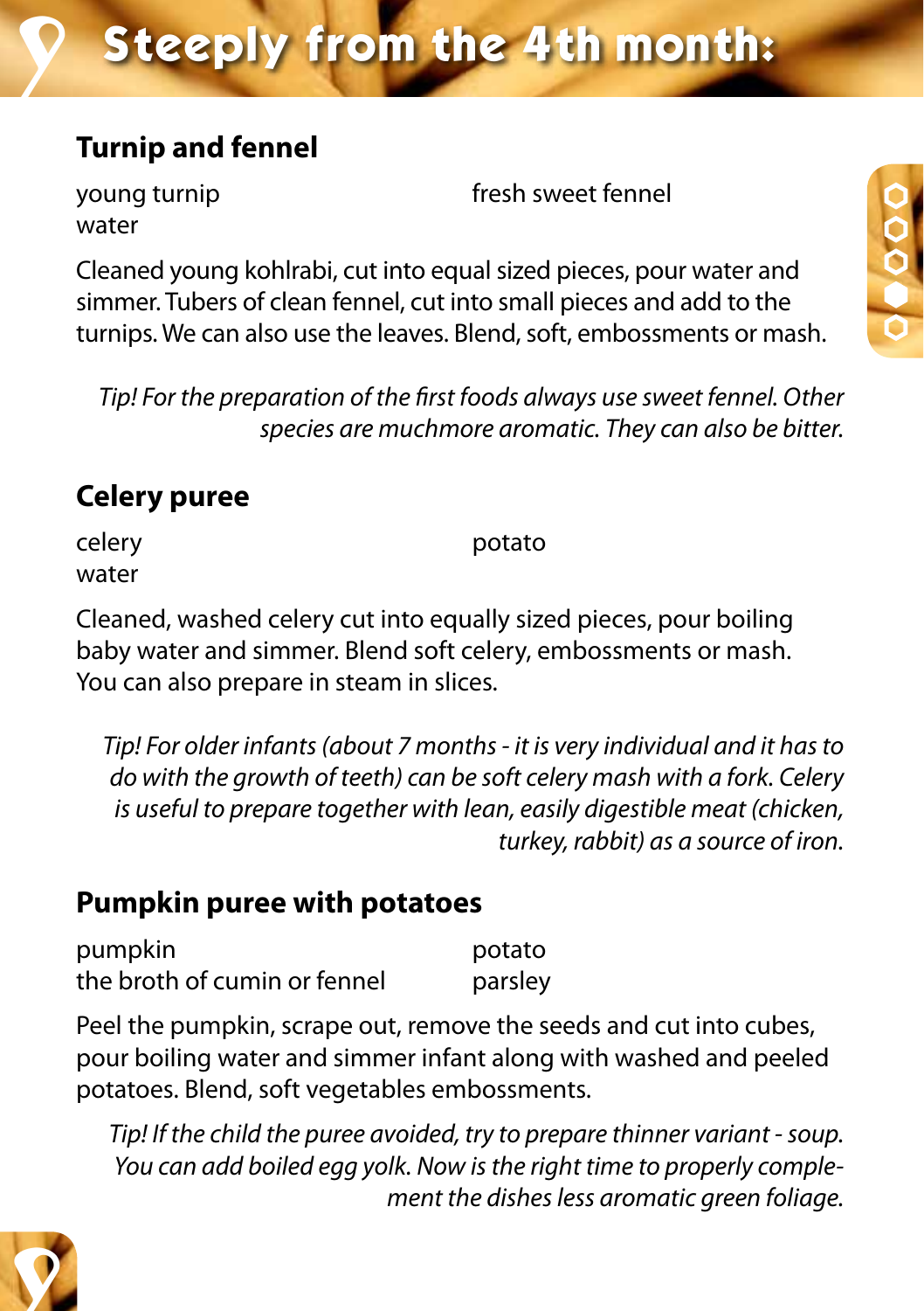# Steeply from the 4th month:

## Turnip and fennel

young turnip
water
fresh sweet fennel

Cleaned young kohlrabi, cut into equal sized pieces, pour water and simmer. Tubers of clean fennel, cut into small pieces and add to the turnips. We can also use the leaves. Blend, soft, embossments or mash.

*Tip! For the preparation of the first foods always use sweet fennel. Other species are muchmore aromatic. They can also be bitter.*

## Celery puree

celery
water
potato

Cleaned, washed celery cut into equally sized pieces, pour boiling baby water and simmer. Blend soft celery, embossments or mash. You can also prepare in steam in slices.

*Tip! For older infants (about 7 months - it is very individual and it has to do with the growth of teeth) can be soft celery mash with a fork. Celery is useful to prepare together with lean, easily digestible meat (chicken, turkey, rabbit) as a source of iron.*

## Pumpkin puree with potatoes

pumpkin
the broth of cumin or fennel
potato
parsley

Peel the pumpkin, scrape out, remove the seeds and cut into cubes, pour boiling water and simmer infant along with washed and peeled potatoes. Blend, soft vegetables embossments.

*Tip! If the child the puree avoided, try to prepare thinner variant - soup. You can add boiled egg yolk. Now is the right time to properly complement the dishes less aromatic green foliage.*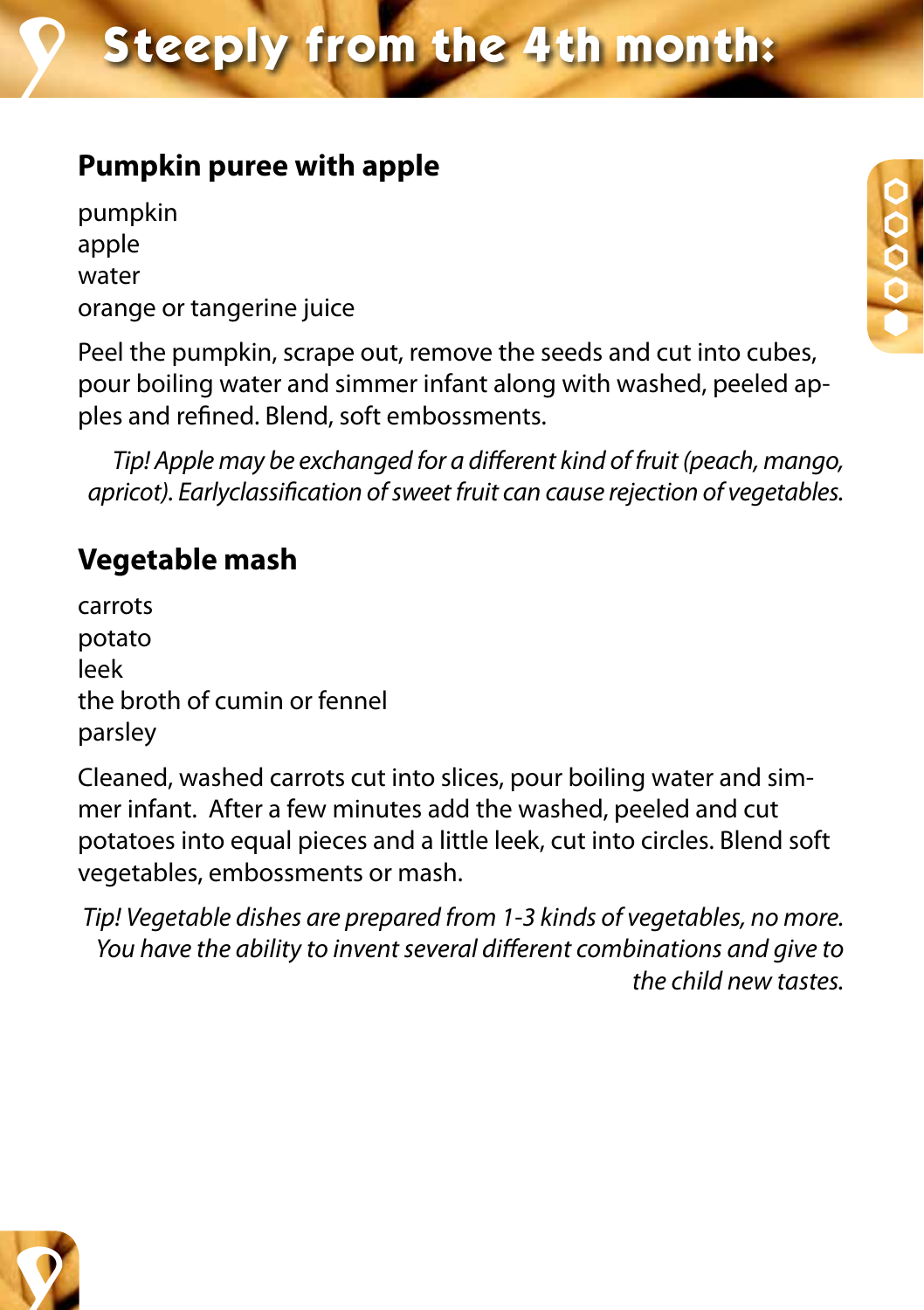# Steeply from the 4th month:

## Pumpkin puree with apple

pumpkin
apple
water
orange or tangerine juice

Peel the pumpkin, scrape out, remove the seeds and cut into cubes, pour boiling water and simmer infant along with washed, peeled apples and refined. Blend, soft embossments.

*Tip! Apple may be exchanged for a different kind of fruit (peach, mango, apricot). Earlyclassification of sweet fruit can cause rejection of vegetables.*

## Vegetable mash

carrots
potato
leek
the broth of cumin or fennel
parsley

Cleaned, washed carrots cut into slices, pour boiling water and simmer infant. After a few minutes add the washed, peeled and cut potatoes into equal pieces and a little leek, cut into circles. Blend soft vegetables, embossments or mash.

*Tip! Vegetable dishes are prepared from 1-3 kinds of vegetables, no more. You have the ability to invent several different combinations and give to the child new tastes.*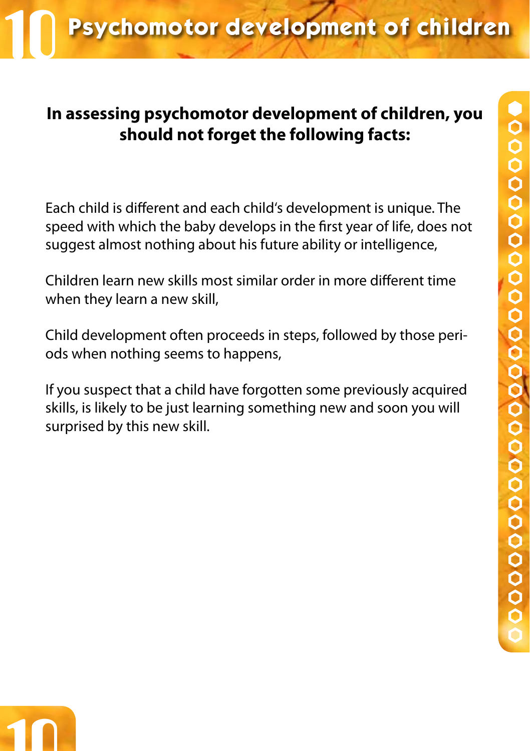# Psychomotor development of children

**In assessing psychomotor development of children, you should not forget the following facts:**

Each child is different and each child's development is unique. The speed with which the baby develops in the first year of life, does not suggest almost nothing about his future ability or intelligence,

Children learn new skills most similar order in more different time when they learn a new skill,

Child development often proceeds in steps, followed by those periods when nothing seems to happens,

If you suspect that a child have forgotten some previously acquired skills, is likely to be just learning something new and soon you will surprised by this new skill.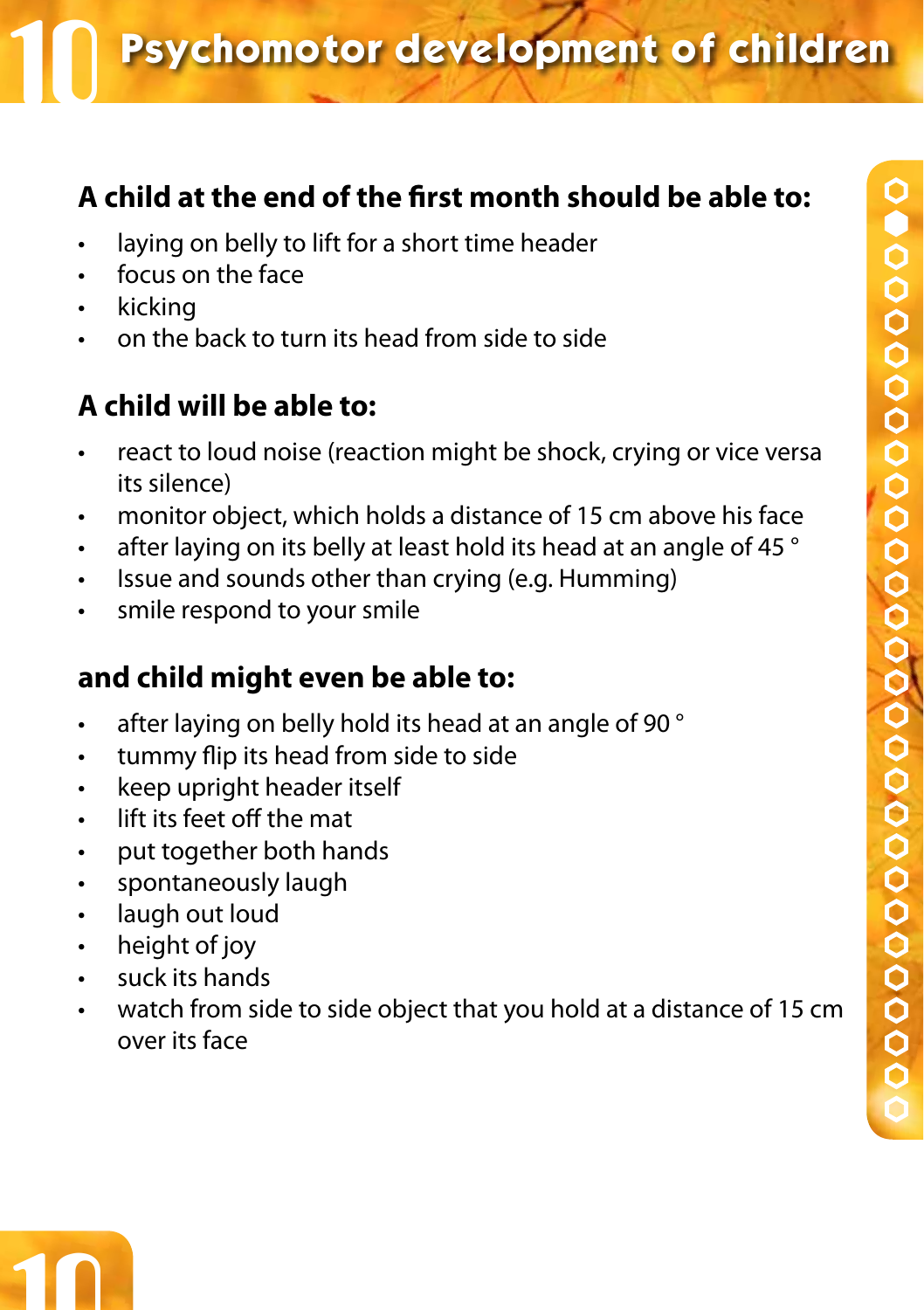# 10 Psychomotor development of children

## A child at the end of the first month should be able to:

- laying on belly to lift for a short time header
- focus on the face
- kicking
- on the back to turn its head from side to side

## A child will be able to:

- react to loud noise (reaction might be shock, crying or vice versa its silence)
- monitor object, which holds a distance of 15 cm above his face
- after laying on its belly at least hold its head at an angle of 45 °
- Issue and sounds other than crying (e.g. Humming)
- smile respond to your smile

## and child might even be able to:

- after laying on belly hold its head at an angle of 90 °
- tummy flip its head from side to side
- keep upright header itself
- lift its feet off the mat
- put together both hands
- spontaneously laugh
- laugh out loud
- height of joy
- suck its hands
- watch from side to side object that you hold at a distance of 15 cm over its face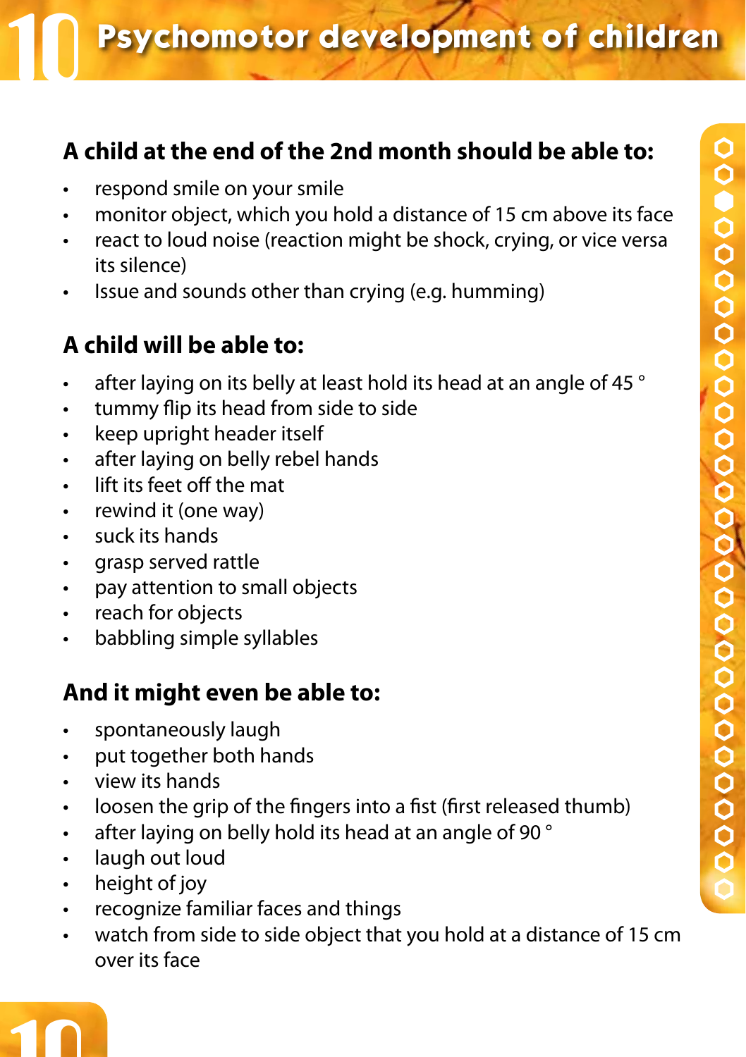# 10 Psychomotor development of children

## A child at the end of the 2nd month should be able to:

- respond smile on your smile
- monitor object, which you hold a distance of 15 cm above its face
- react to loud noise (reaction might be shock, crying, or vice versa its silence)
- Issue and sounds other than crying (e.g. humming)

## A child will be able to:

- after laying on its belly at least hold its head at an angle of 45 °
- tummy flip its head from side to side
- keep upright header itself
- after laying on belly rebel hands
- lift its feet off the mat
- rewind it (one way)
- suck its hands
- grasp served rattle
- pay attention to small objects
- reach for objects
- babbling simple syllables

## And it might even be able to:

- spontaneously laugh
- put together both hands
- view its hands
- loosen the grip of the fingers into a fist (first released thumb)
- after laying on belly hold its head at an angle of 90 °
- laugh out loud
- height of joy
- recognize familiar faces and things
- watch from side to side object that you hold at a distance of 15 cm over its face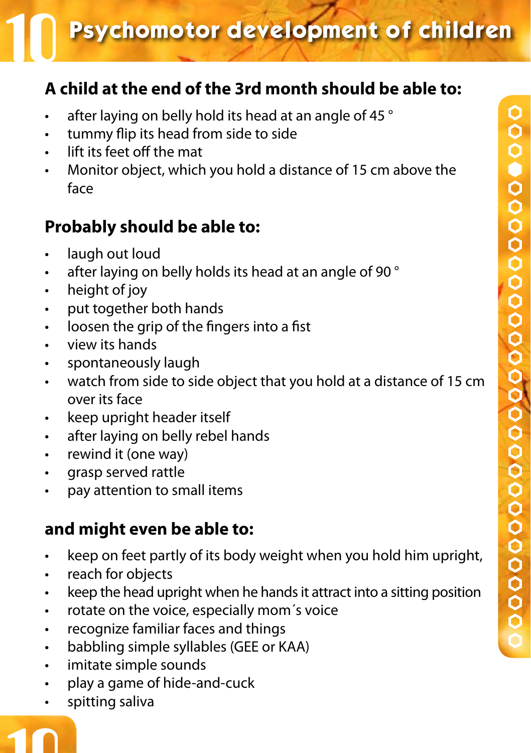# 10 Psychomotor development of children

## A child at the end of the 3rd month should be able to:

- after laying on belly hold its head at an angle of 45 °
- tummy flip its head from side to side
- lift its feet off the mat
- Monitor object, which you hold a distance of 15 cm above the face

## Probably should be able to:

- laugh out loud
- after laying on belly holds its head at an angle of 90 °
- height of joy
- put together both hands
- loosen the grip of the fingers into a fist
- view its hands
- spontaneously laugh
- watch from side to side object that you hold at a distance of 15 cm over its face
- keep upright header itself
- after laying on belly rebel hands
- rewind it (one way)
- grasp served rattle
- pay attention to small items

## and might even be able to:

- keep on feet partly of its body weight when you hold him upright,
- reach for objects
- keep the head upright when he hands it attract into a sitting position
- rotate on the voice, especially mom´s voice
- recognize familiar faces and things
- babbling simple syllables (GEE or KAA)
- imitate simple sounds
- play a game of hide-and-cuck
- spitting saliva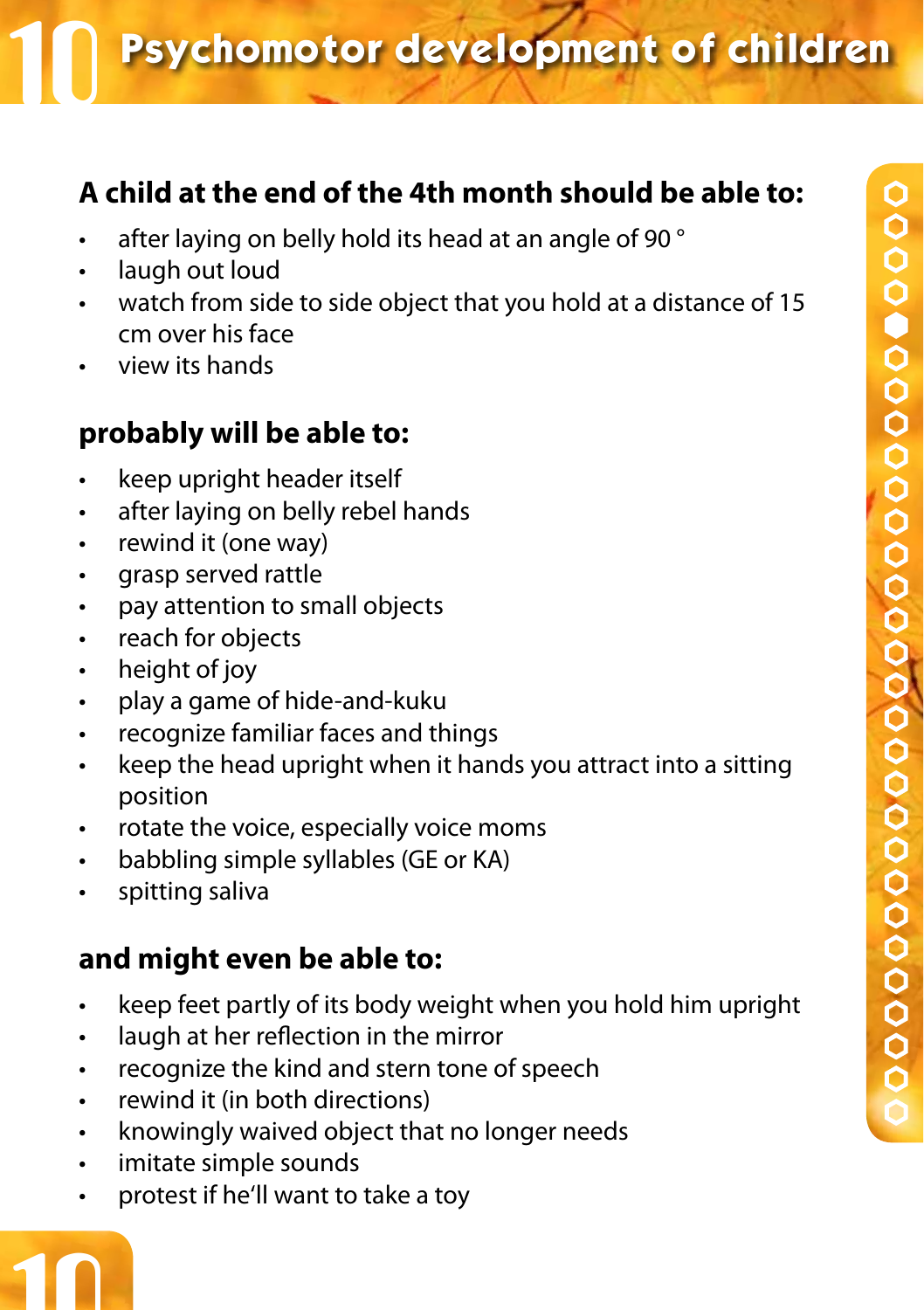# 10 Psychomotor development of children

## A child at the end of the 4th month should be able to:

- after laying on belly hold its head at an angle of 90 °
- laugh out loud
- watch from side to side object that you hold at a distance of 15 cm over his face
- view its hands

## probably will be able to:

- keep upright header itself
- after laying on belly rebel hands
- rewind it (one way)
- grasp served rattle
- pay attention to small objects
- reach for objects
- height of joy
- play a game of hide-and-kuku
- recognize familiar faces and things
- keep the head upright when it hands you attract into a sitting position
- rotate the voice, especially voice moms
- babbling simple syllables (GE or KA)
- spitting saliva

## and might even be able to:

- keep feet partly of its body weight when you hold him upright
- laugh at her reflection in the mirror
- recognize the kind and stern tone of speech
- rewind it (in both directions)
- knowingly waived object that no longer needs
- imitate simple sounds
- protest if he'll want to take a toy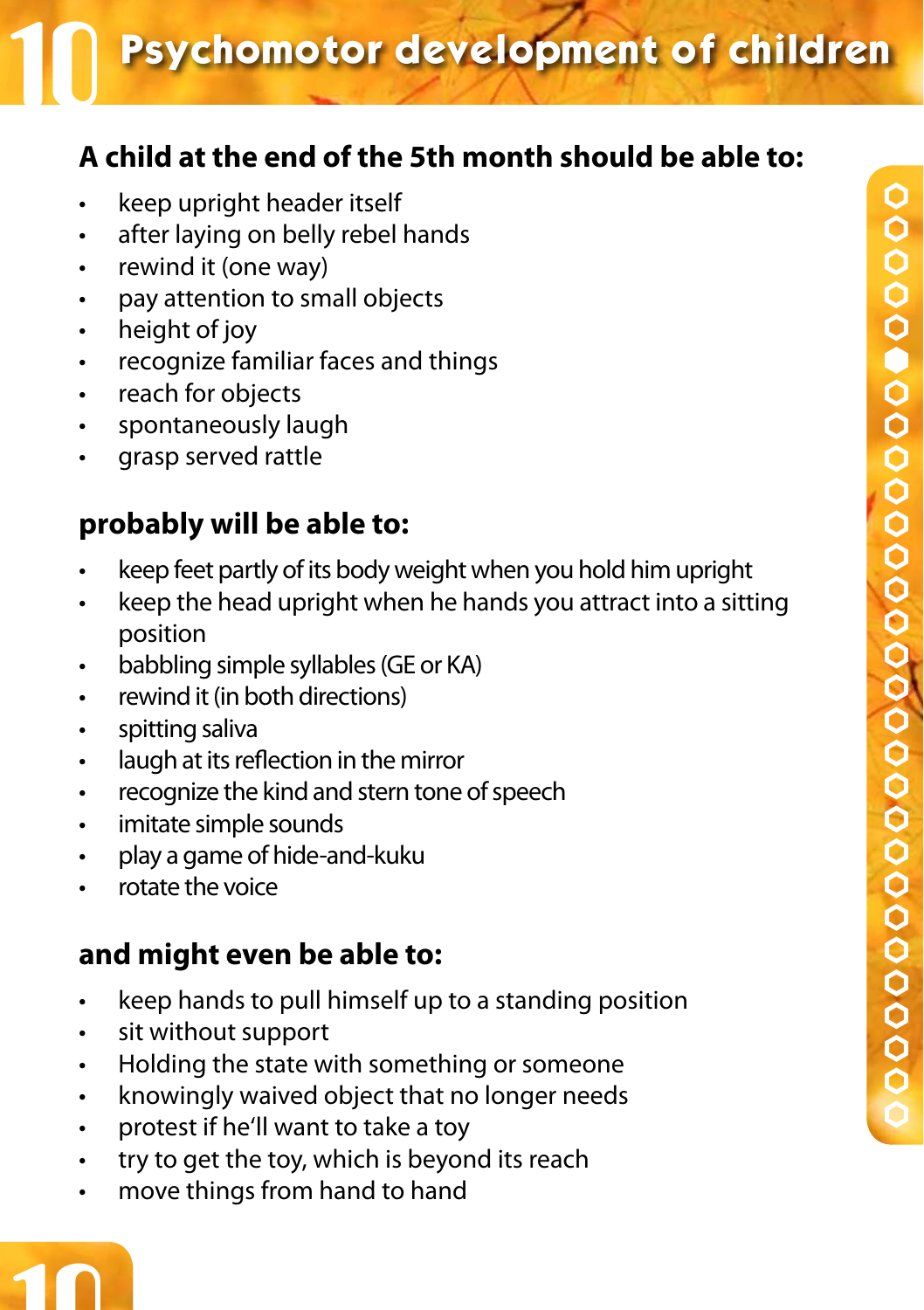# Psychomotor development of children

## A child at the end of the 5th month should be able to:

- keep upright header itself
- after laying on belly rebel hands
- rewind it (one way)
- pay attention to small objects
- height of joy
- recognize familiar faces and things
- reach for objects
- spontaneously laugh
- grasp served rattle

## probably will be able to:

- keep feet partly of its body weight when you hold him upright
- keep the head upright when he hands you attract into a sitting position
- babbling simple syllables (GE or KA)
- rewind it (in both directions)
- spitting saliva
- laugh at its reflection in the mirror
- recognize the kind and stern tone of speech
- imitate simple sounds
- play a game of hide-and-kuku
- rotate the voice

## and might even be able to:

- keep hands to pull himself up to a standing position
- sit without support
- Holding the state with something or someone
- knowingly waived object that no longer needs
- protest if he'll want to take a toy
- try to get the toy, which is beyond its reach
- move things from hand to hand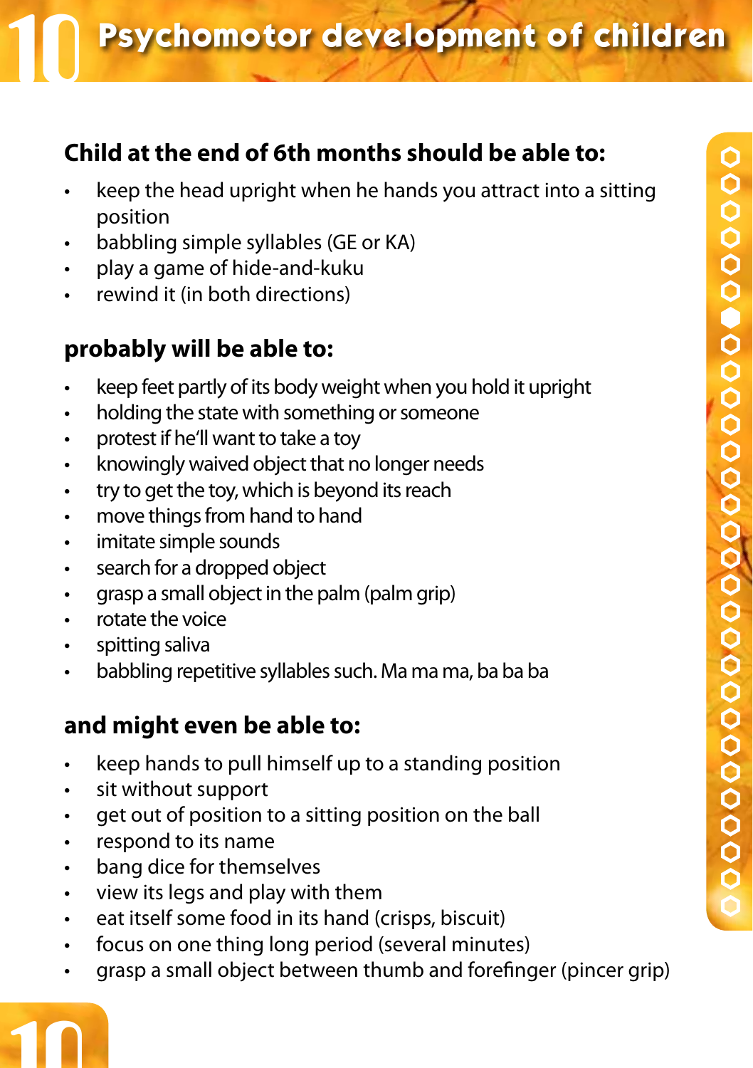# Psychomotor development of children

## Child at the end of 6th months should be able to:

- keep the head upright when he hands you attract into a sitting position
- babbling simple syllables (GE or KA)
- play a game of hide-and-kuku
- rewind it (in both directions)

## probably will be able to:

- keep feet partly of its body weight when you hold it upright
- holding the state with something or someone
- protest if he'll want to take a toy
- knowingly waived object that no longer needs
- try to get the toy, which is beyond its reach
- move things from hand to hand
- imitate simple sounds
- search for a dropped object
- grasp a small object in the palm (palm grip)
- rotate the voice
- spitting saliva
- babbling repetitive syllables such. Ma ma ma, ba ba ba

## and might even be able to:

- keep hands to pull himself up to a standing position
- sit without support
- get out of position to a sitting position on the ball
- respond to its name
- bang dice for themselves
- view its legs and play with them
- eat itself some food in its hand (crisps, biscuit)
- focus on one thing long period (several minutes)
- grasp a small object between thumb and forefinger (pincer grip)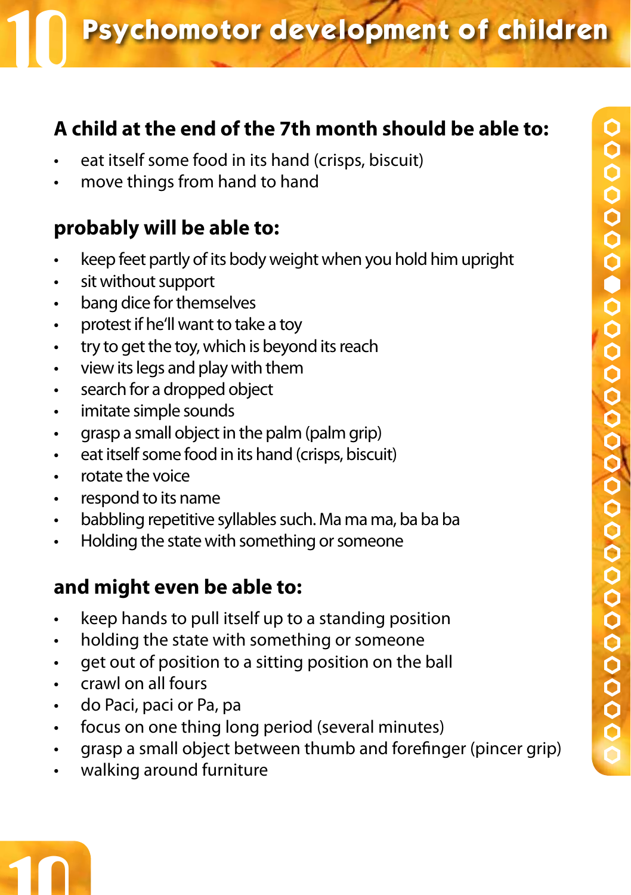# 10 Psychomotor development of children

## A child at the end of the 7th month should be able to:

- eat itself some food in its hand (crisps, biscuit)
- move things from hand to hand

## probably will be able to:

- keep feet partly of its body weight when you hold him upright
- sit without support
- bang dice for themselves
- protest if he'll want to take a toy
- try to get the toy, which is beyond its reach
- view its legs and play with them
- search for a dropped object
- imitate simple sounds
- grasp a small object in the palm (palm grip)
- eat itself some food in its hand (crisps, biscuit)
- rotate the voice
- respond to its name
- babbling repetitive syllables such. Ma ma ma, ba ba ba
- Holding the state with something or someone

## and might even be able to:

- keep hands to pull itself up to a standing position
- holding the state with something or someone
- get out of position to a sitting position on the ball
- crawl on all fours
- do Paci, paci or Pa, pa
- focus on one thing long period (several minutes)
- grasp a small object between thumb and forefinger (pincer grip)
- walking around furniture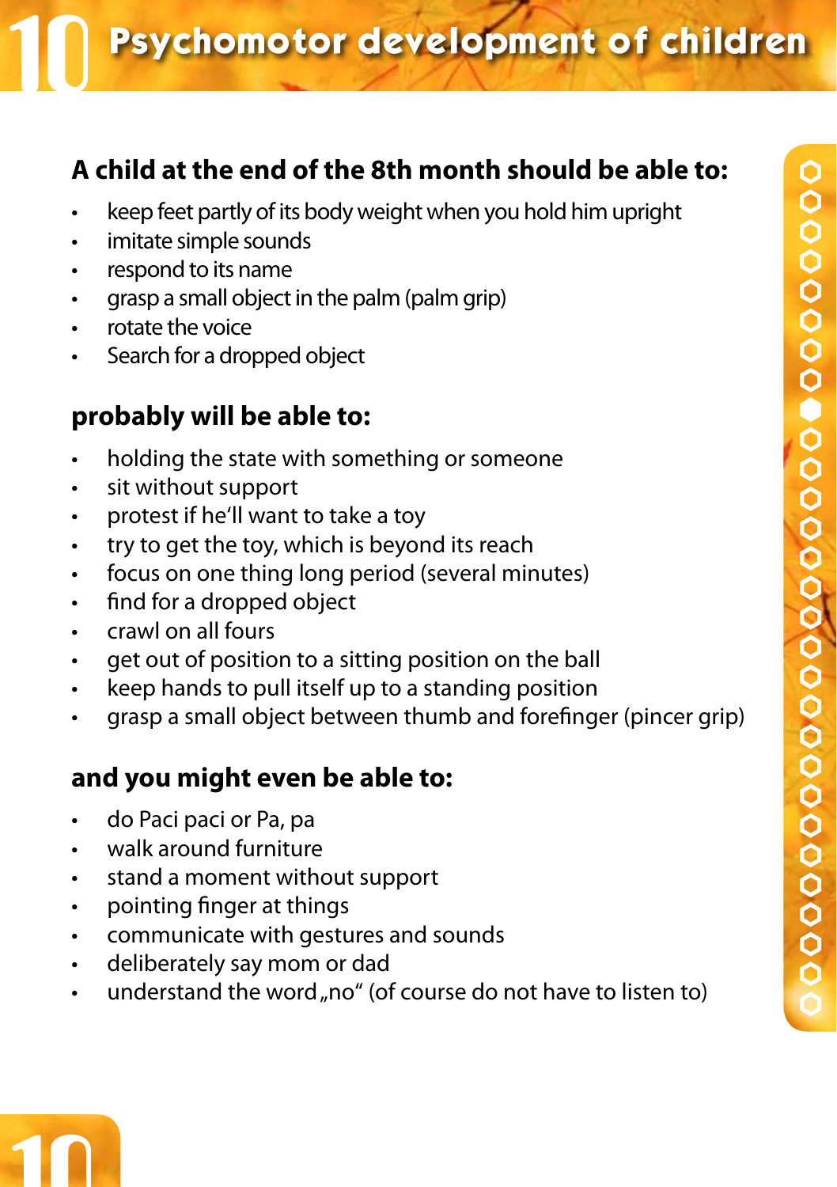# 10 Psychomotor development of children

## A child at the end of the 8th month should be able to:

- keep feet partly of its body weight when you hold him upright
- imitate simple sounds
- respond to its name
- grasp a small object in the palm (palm grip)
- rotate the voice
- Search for a dropped object

## probably will be able to:

- holding the state with something or someone
- sit without support
- protest if he'll want to take a toy
- try to get the toy, which is beyond its reach
- focus on one thing long period (several minutes)
- find for a dropped object
- crawl on all fours
- get out of position to a sitting position on the ball
- keep hands to pull itself up to a standing position
- grasp a small object between thumb and forefinger (pincer grip)

## and you might even be able to:

- do Paci paci or Pa, pa
- walk around furniture
- stand a moment without support
- pointing finger at things
- communicate with gestures and sounds
- deliberately say mom or dad
- understand the word „no" (of course do not have to listen to)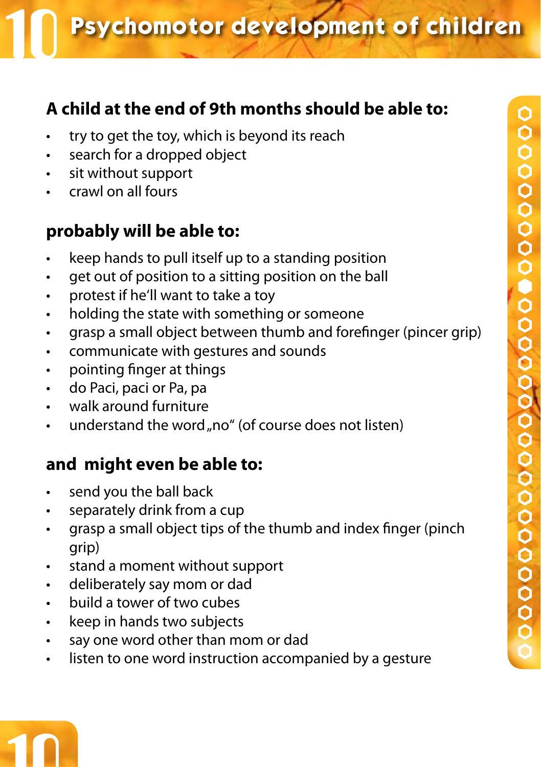# Psychomotor development of children

## A child at the end of 9th months should be able to:

- try to get the toy, which is beyond its reach
- search for a dropped object
- sit without support
- crawl on all fours

## probably will be able to:

- keep hands to pull itself up to a standing position
- get out of position to a sitting position on the ball
- protest if he'll want to take a toy
- holding the state with something or someone
- grasp a small object between thumb and forefinger (pincer grip)
- communicate with gestures and sounds
- pointing finger at things
- do Paci, paci or Pa, pa
- walk around furniture
- understand the word „no“ (of course does not listen)

## and might even be able to:

- send you the ball back
- separately drink from a cup
- grasp a small object tips of the thumb and index finger (pinch grip)
- stand a moment without support
- deliberately say mom or dad
- build a tower of two cubes
- keep in hands two subjects
- say one word other than mom or dad
- listen to one word instruction accompanied by a gesture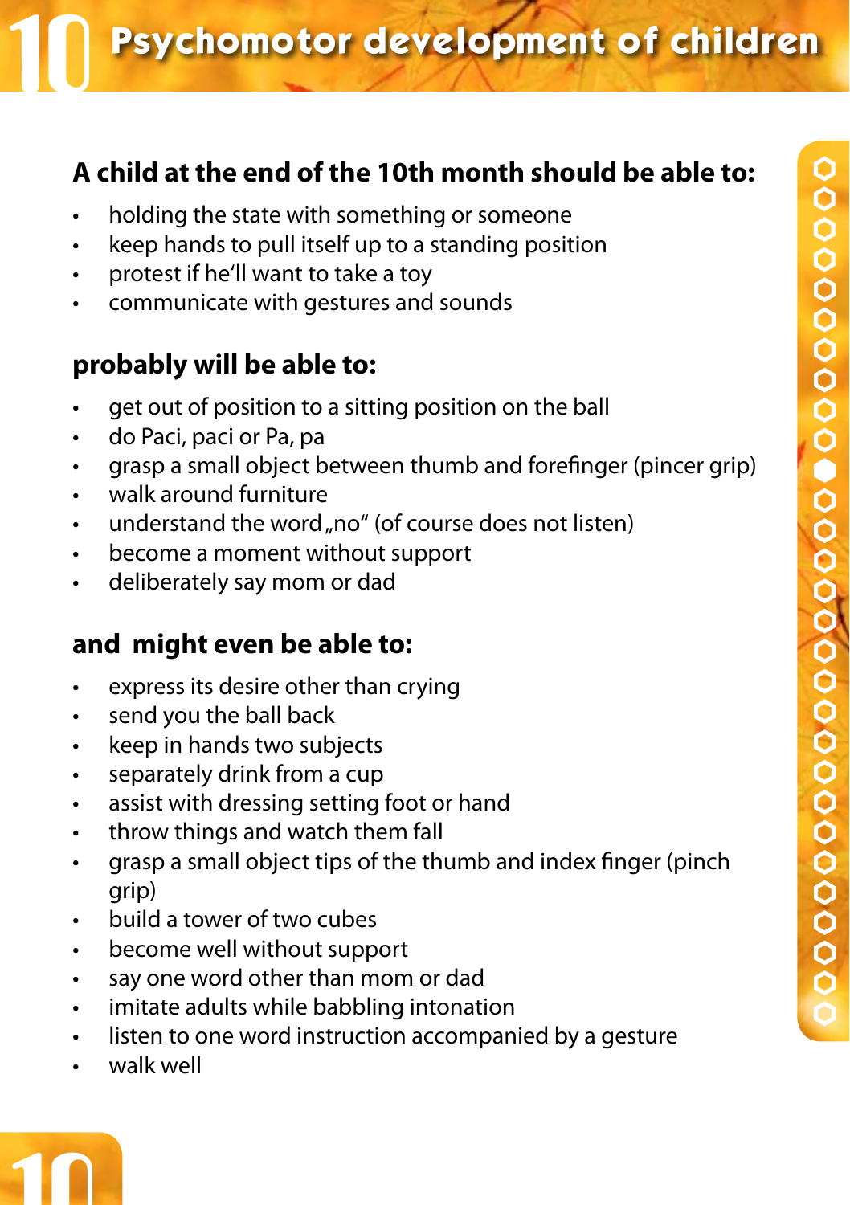# 10 Psychomotor development of children

## A child at the end of the 10th month should be able to:

- holding the state with something or someone
- keep hands to pull itself up to a standing position
- protest if he'll want to take a toy
- communicate with gestures and sounds

## probably will be able to:

- get out of position to a sitting position on the ball
- do Paci, paci or Pa, pa
- grasp a small object between thumb and forefinger (pincer grip)
- walk around furniture
- understand the word „no" (of course does not listen)
- become a moment without support
- deliberately say mom or dad

## and might even be able to:

- express its desire other than crying
- send you the ball back
- keep in hands two subjects
- separately drink from a cup
- assist with dressing setting foot or hand
- throw things and watch them fall
- grasp a small object tips of the thumb and index finger (pinch grip)
- build a tower of two cubes
- become well without support
- say one word other than mom or dad
- imitate adults while babbling intonation
- listen to one word instruction accompanied by a gesture
- walk well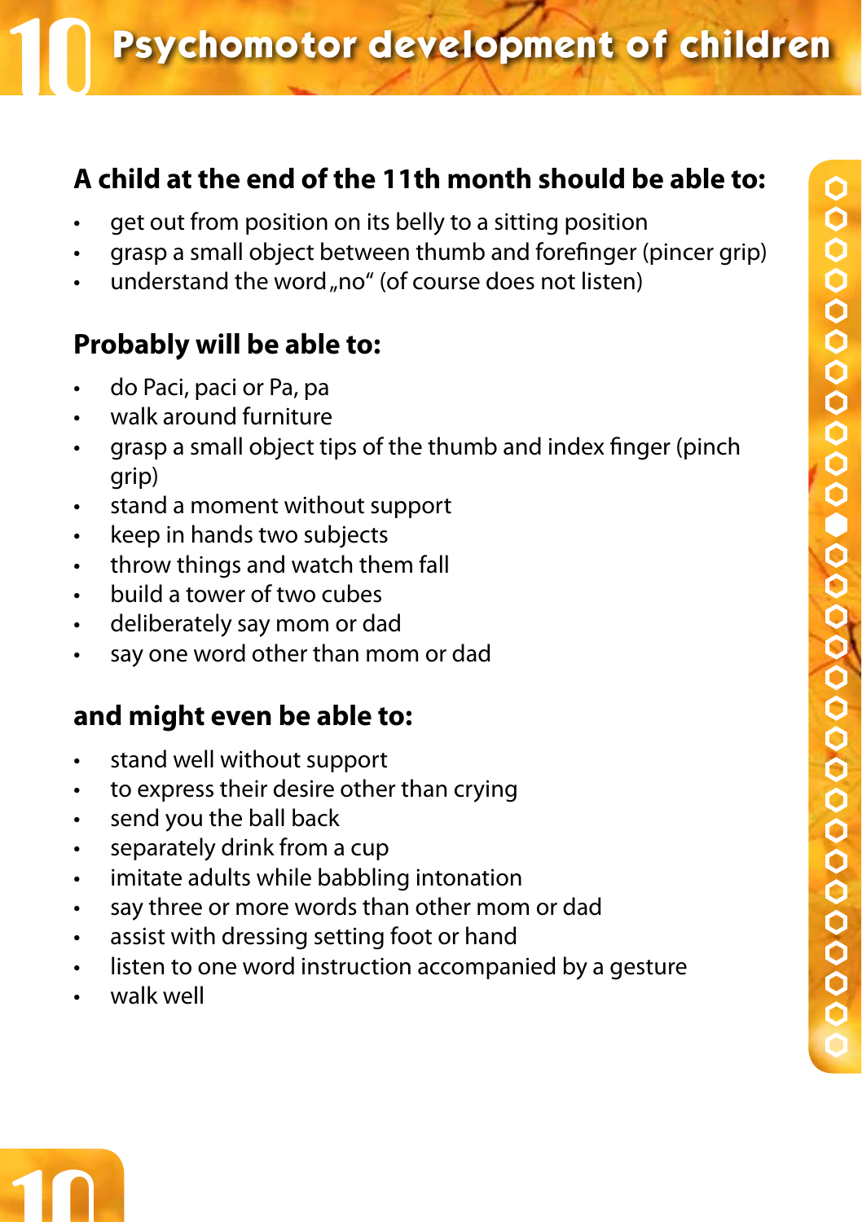# Psychomotor development of children

## A child at the end of the 11th month should be able to:

- get out from position on its belly to a sitting position
- grasp a small object between thumb and forefinger (pincer grip)
- understand the word „no" (of course does not listen)

## Probably will be able to:

- do Paci, paci or Pa, pa
- walk around furniture
- grasp a small object tips of the thumb and index finger (pinch grip)
- stand a moment without support
- keep in hands two subjects
- throw things and watch them fall
- build a tower of two cubes
- deliberately say mom or dad
- say one word other than mom or dad

## and might even be able to:

- stand well without support
- to express their desire other than crying
- send you the ball back
- separately drink from a cup
- imitate adults while babbling intonation
- say three or more words than other mom or dad
- assist with dressing setting foot or hand
- listen to one word instruction accompanied by a gesture
- walk well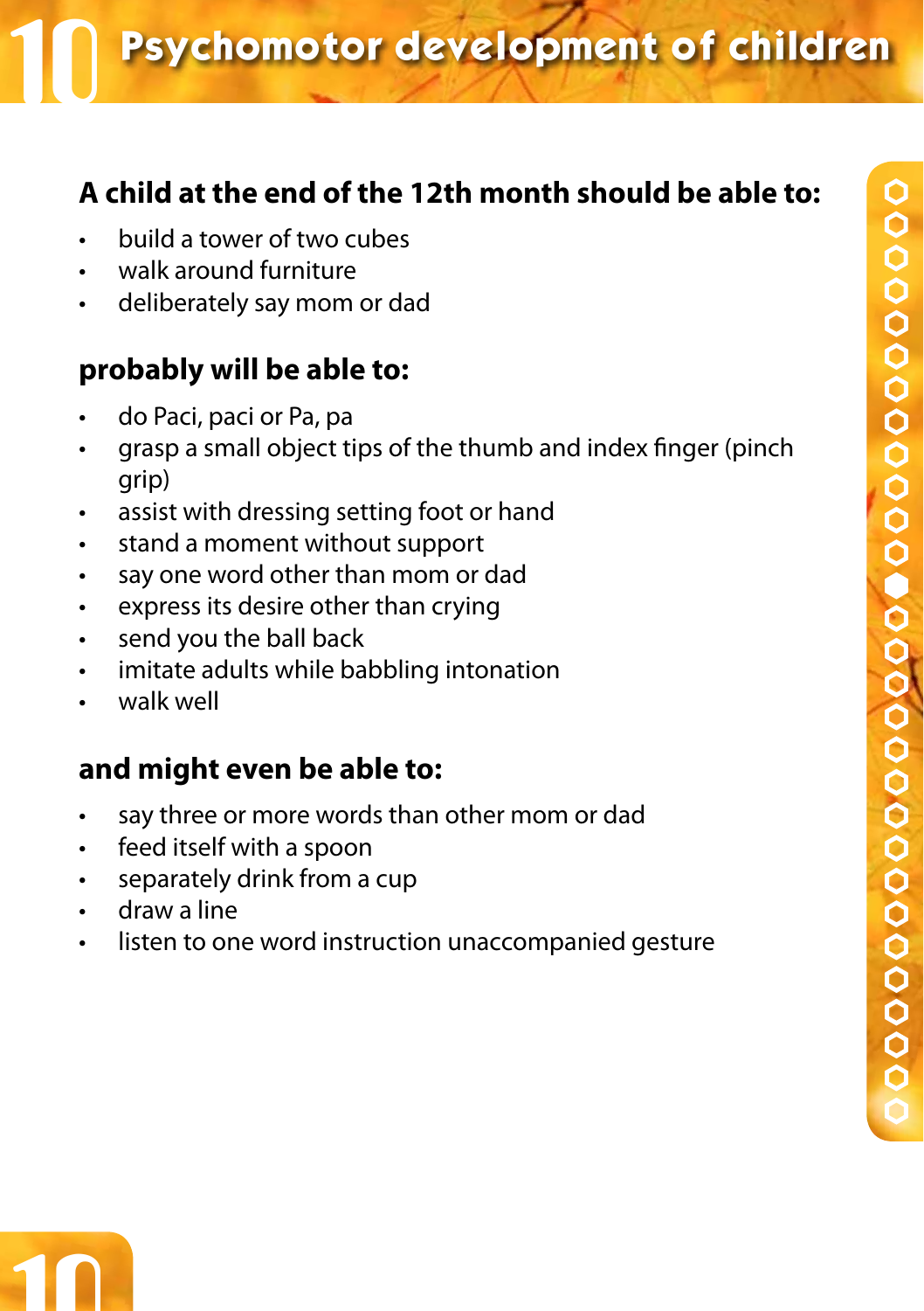# Psychomotor development of children

## A child at the end of the 12th month should be able to:

- build a tower of two cubes
- walk around furniture
- deliberately say mom or dad

## probably will be able to:

- do Paci, paci or Pa, pa
- grasp a small object tips of the thumb and index finger (pinch grip)
- assist with dressing setting foot or hand
- stand a moment without support
- say one word other than mom or dad
- express its desire other than crying
- send you the ball back
- imitate adults while babbling intonation
- walk well

## and might even be able to:

- say three or more words than other mom or dad
- feed itself with a spoon
- separately drink from a cup
- draw a line
- listen to one word instruction unaccompanied gesture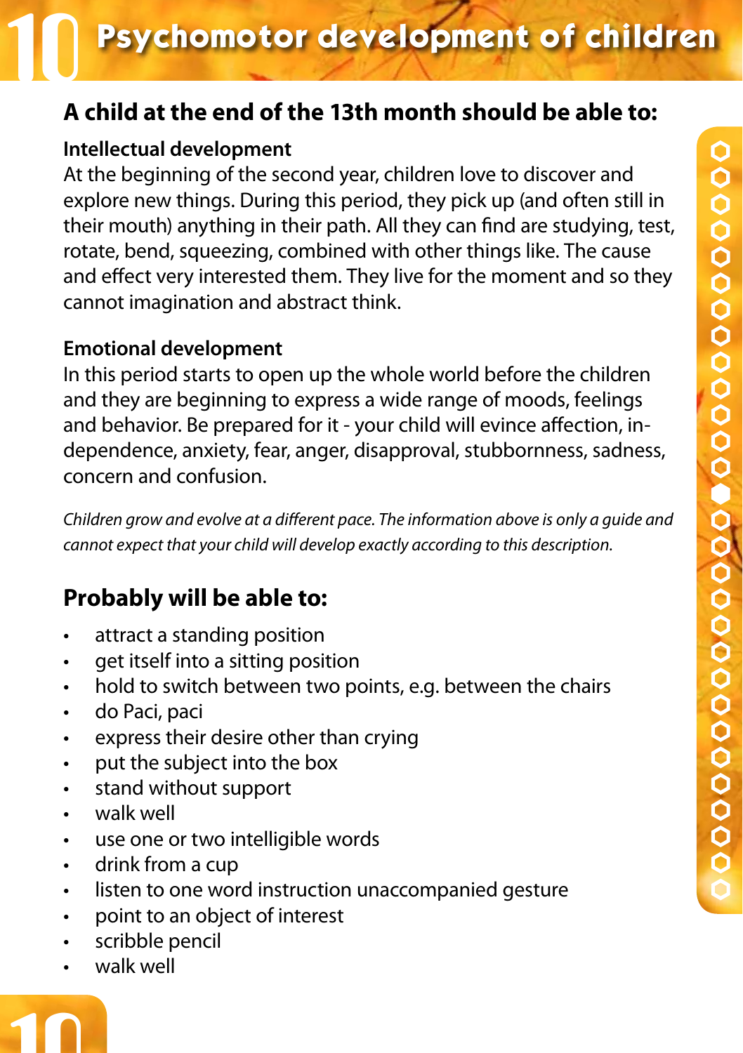# Psychomotor development of children

## A child at the end of the 13th month should be able to:

**Intellectual development**
At the beginning of the second year, children love to discover and explore new things. During this period, they pick up (and often still in their mouth) anything in their path. All they can find are studying, test, rotate, bend, squeezing, combined with other things like. The cause and effect very interested them. They live for the moment and so they cannot imagination and abstract think.

**Emotional development**
In this period starts to open up the whole world before the children and they are beginning to express a wide range of moods, feelings and behavior. Be prepared for it - your child will evince affection, independence, anxiety, fear, anger, disapproval, stubbornness, sadness, concern and confusion.

*Children grow and evolve at a different pace. The information above is only a guide and cannot expect that your child will develop exactly according to this description.*

## Probably will be able to:

- attract a standing position
- get itself into a sitting position
- hold to switch between two points, e.g. between the chairs
- do Paci, paci
- express their desire other than crying
- put the subject into the box
- stand without support
- walk well
- use one or two intelligible words
- drink from a cup
- listen to one word instruction unaccompanied gesture
- point to an object of interest
- scribble pencil
- walk well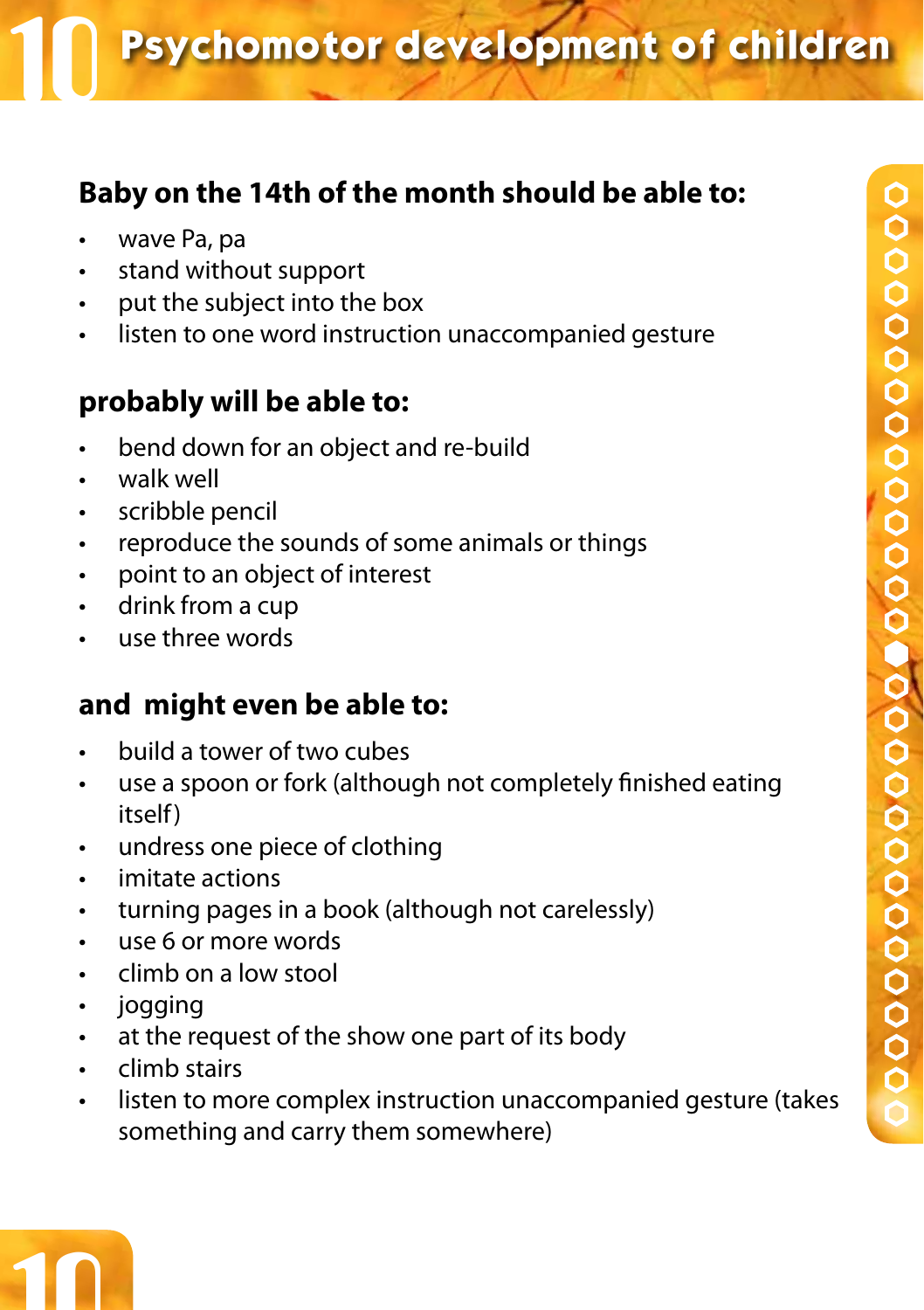# 10 Psychomotor development of children

## Baby on the 14th of the month should be able to:

- wave Pa, pa
- stand without support
- put the subject into the box
- listen to one word instruction unaccompanied gesture

## probably will be able to:

- bend down for an object and re-build
- walk well
- scribble pencil
- reproduce the sounds of some animals or things
- point to an object of interest
- drink from a cup
- use three words

## and might even be able to:

- build a tower of two cubes
- use a spoon or fork (although not completely finished eating itself)
- undress one piece of clothing
- imitate actions
- turning pages in a book (although not carelessly)
- use 6 or more words
- climb on a low stool
- jogging
- at the request of the show one part of its body
- climb stairs
- listen to more complex instruction unaccompanied gesture (takes something and carry them somewhere)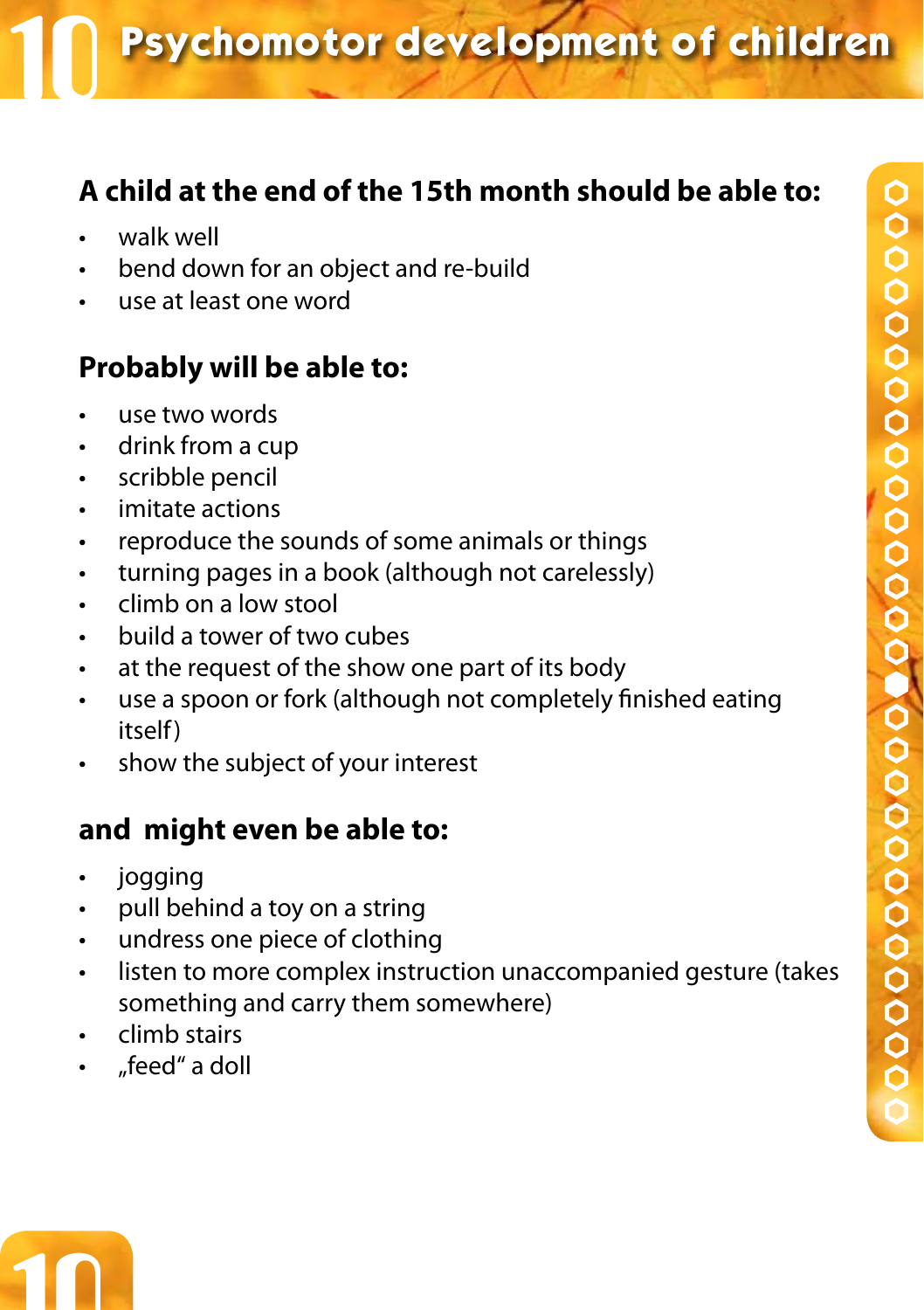## A child at the end of the 15th month should be able to:

- walk well
- bend down for an object and re-build
- use at least one word

## Probably will be able to:

- use two words
- drink from a cup
- scribble pencil
- imitate actions
- reproduce the sounds of some animals or things
- turning pages in a book (although not carelessly)
- climb on a low stool
- build a tower of two cubes
- at the request of the show one part of its body
- use a spoon or fork (although not completely finished eating itself)
- show the subject of your interest

## and might even be able to:

- jogging
- pull behind a toy on a string
- undress one piece of clothing
- listen to more complex instruction unaccompanied gesture (takes something and carry them somewhere)
- climb stairs
- „feed“ a doll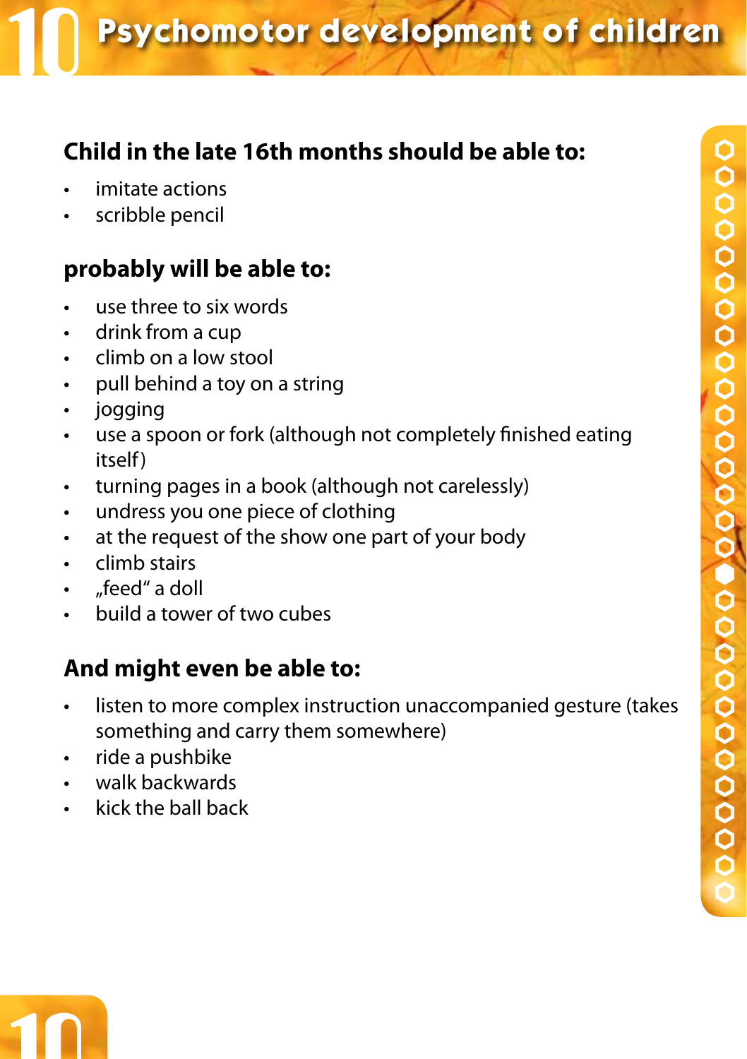## Child in the late 16th months should be able to:

- imitate actions
- scribble pencil

## probably will be able to:

- use three to six words
- drink from a cup
- climb on a low stool
- pull behind a toy on a string
- jogging
- use a spoon or fork (although not completely finished eating itself)
- turning pages in a book (although not carelessly)
- undress you one piece of clothing
- at the request of the show one part of your body
- climb stairs
- „feed“ a doll
- build a tower of two cubes

## And might even be able to:

- listen to more complex instruction unaccompanied gesture (takes something and carry them somewhere)
- ride a pushbike
- walk backwards
- kick the ball back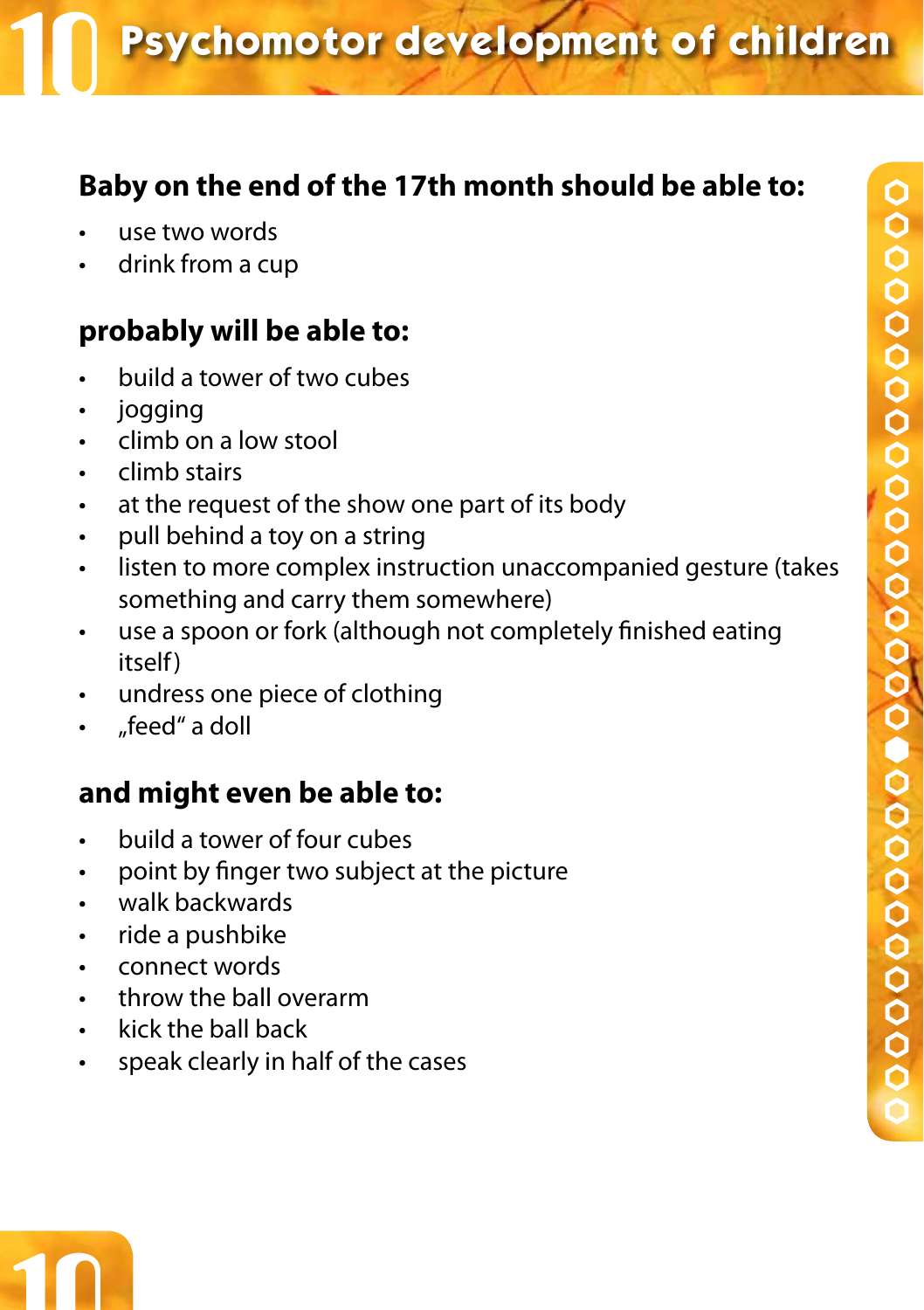## Baby on the end of the 17th month should be able to:

- use two words
- drink from a cup

## probably will be able to:

- build a tower of two cubes
- jogging
- climb on a low stool
- climb stairs
- at the request of the show one part of its body
- pull behind a toy on a string
- listen to more complex instruction unaccompanied gesture (takes something and carry them somewhere)
- use a spoon or fork (although not completely finished eating itself)
- undress one piece of clothing
- „feed“ a doll

## and might even be able to:

- build a tower of four cubes
- point by finger two subject at the picture
- walk backwards
- ride a pushbike
- connect words
- throw the ball overarm
- kick the ball back
- speak clearly in half of the cases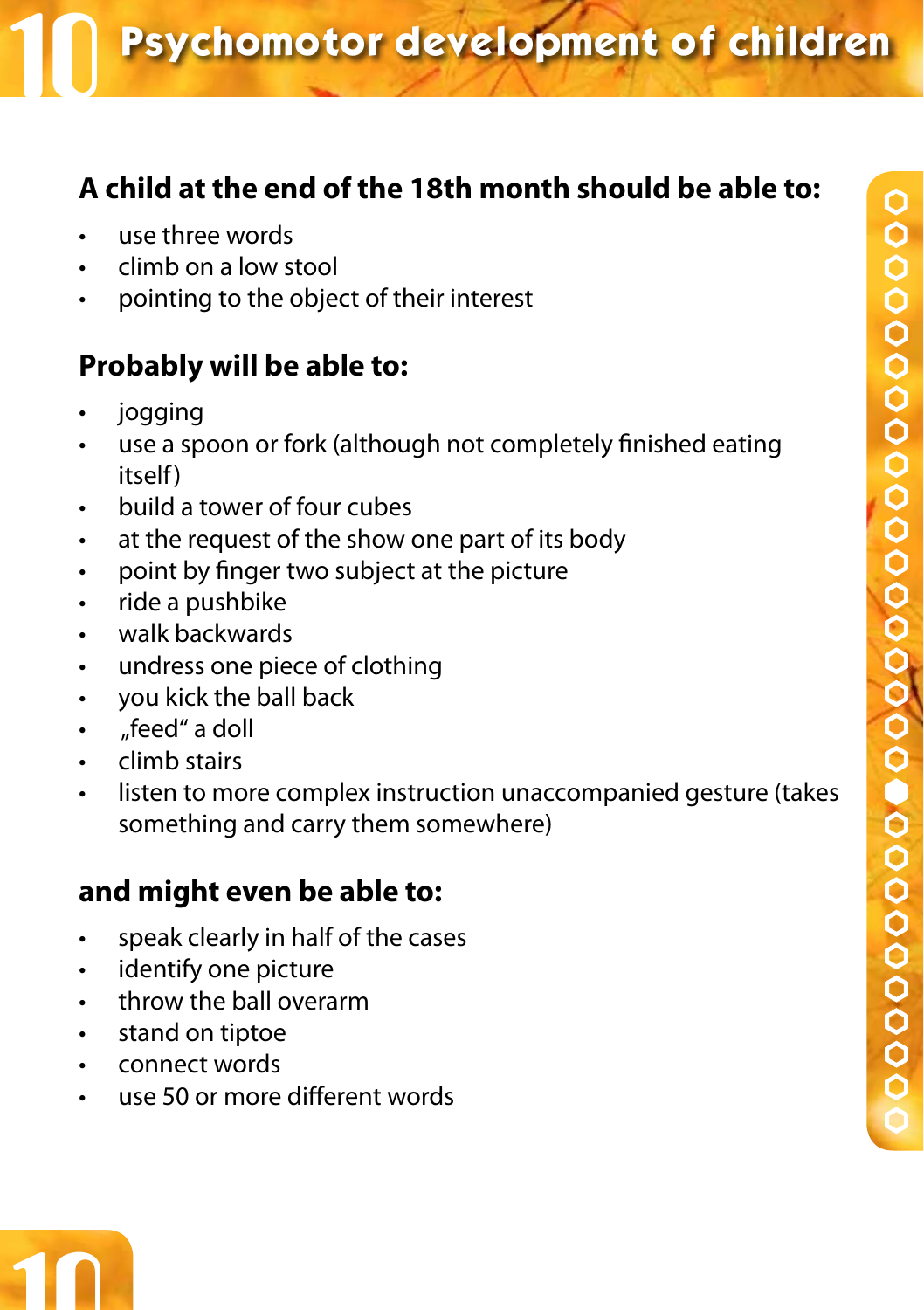# Psychomotor development of children

## A child at the end of the 18th month should be able to:

- use three words
- climb on a low stool
- pointing to the object of their interest

## Probably will be able to:

- jogging
- use a spoon or fork (although not completely finished eating itself)
- build a tower of four cubes
- at the request of the show one part of its body
- point by finger two subject at the picture
- ride a pushbike
- walk backwards
- undress one piece of clothing
- you kick the ball back
- „feed“ a doll
- climb stairs
- listen to more complex instruction unaccompanied gesture (takes something and carry them somewhere)

## and might even be able to:

- speak clearly in half of the cases
- identify one picture
- throw the ball overarm
- stand on tiptoe
- connect words
- use 50 or more different words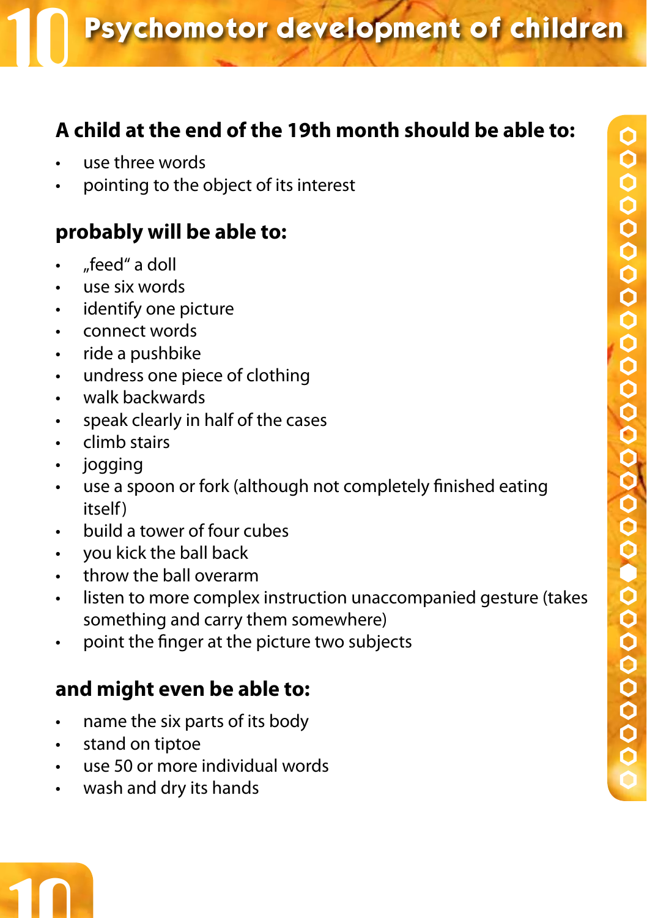# 10 Psychomotor development of children

## A child at the end of the 19th month should be able to:

- use three words
- pointing to the object of its interest

## probably will be able to:

- „feed" a doll
- use six words
- identify one picture
- connect words
- ride a pushbike
- undress one piece of clothing
- walk backwards
- speak clearly in half of the cases
- climb stairs
- jogging
- use a spoon or fork (although not completely finished eating itself)
- build a tower of four cubes
- you kick the ball back
- throw the ball overarm
- listen to more complex instruction unaccompanied gesture (takes something and carry them somewhere)
- point the finger at the picture two subjects

## and might even be able to:

- name the six parts of its body
- stand on tiptoe
- use 50 or more individual words
- wash and dry its hands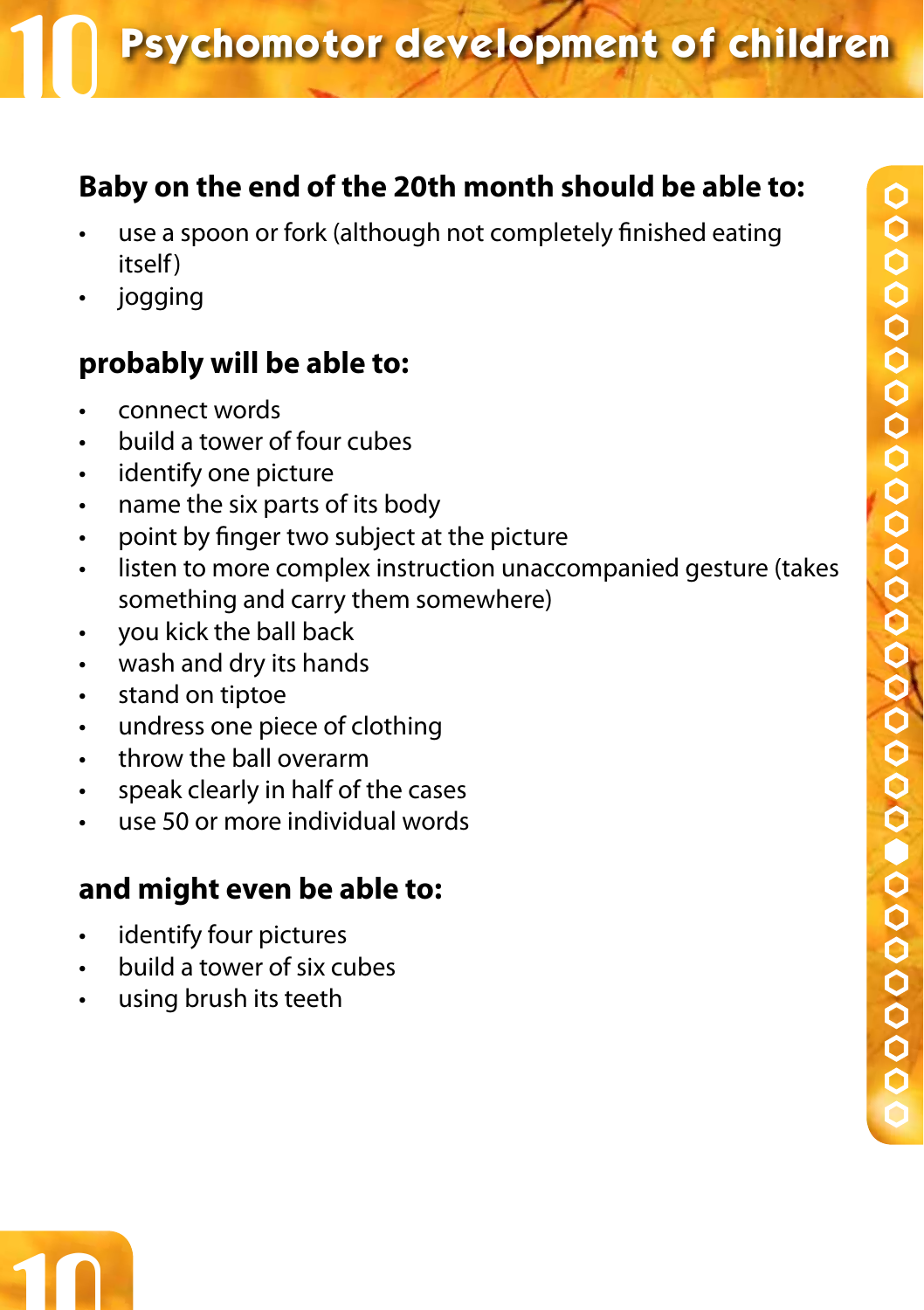# Psychomotor development of children

## Baby on the end of the 20th month should be able to:

- use a spoon or fork (although not completely finished eating itself)
- jogging

## probably will be able to:

- connect words
- build a tower of four cubes
- identify one picture
- name the six parts of its body
- point by finger two subject at the picture
- listen to more complex instruction unaccompanied gesture (takes something and carry them somewhere)
- you kick the ball back
- wash and dry its hands
- stand on tiptoe
- undress one piece of clothing
- throw the ball overarm
- speak clearly in half of the cases
- use 50 or more individual words

## and might even be able to:

- identify four pictures
- build a tower of six cubes
- using brush its teeth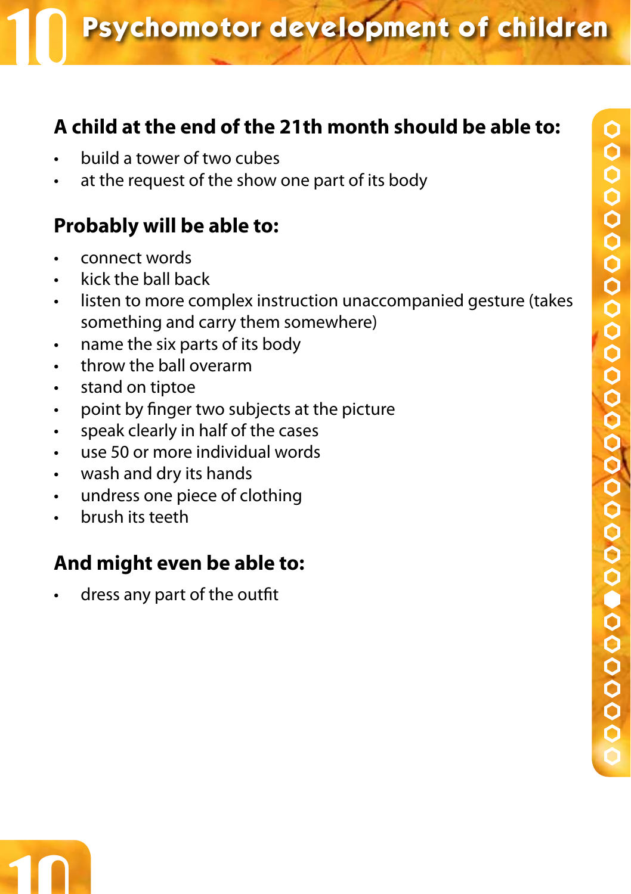## A child at the end of the 21th month should be able to:

- build a tower of two cubes
- at the request of the show one part of its body

## Probably will be able to:

- connect words
- kick the ball back
- listen to more complex instruction unaccompanied gesture (takes something and carry them somewhere)
- name the six parts of its body
- throw the ball overarm
- stand on tiptoe
- point by finger two subjects at the picture
- speak clearly in half of the cases
- use 50 or more individual words
- wash and dry its hands
- undress one piece of clothing
- brush its teeth

## And might even be able to:

- dress any part of the outfit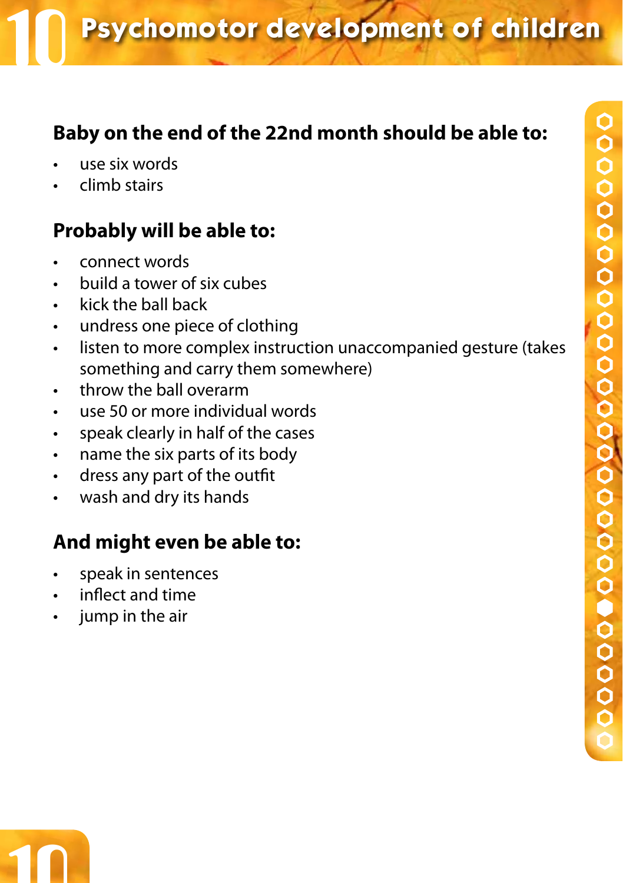## Baby on the end of the 22nd month should be able to:

- use six words
- climb stairs

## Probably will be able to:

- connect words
- build a tower of six cubes
- kick the ball back
- undress one piece of clothing
- listen to more complex instruction unaccompanied gesture (takes something and carry them somewhere)
- throw the ball overarm
- use 50 or more individual words
- speak clearly in half of the cases
- name the six parts of its body
- dress any part of the outfit
- wash and dry its hands

## And might even be able to:

- speak in sentences
- inflect and time
- jump in the air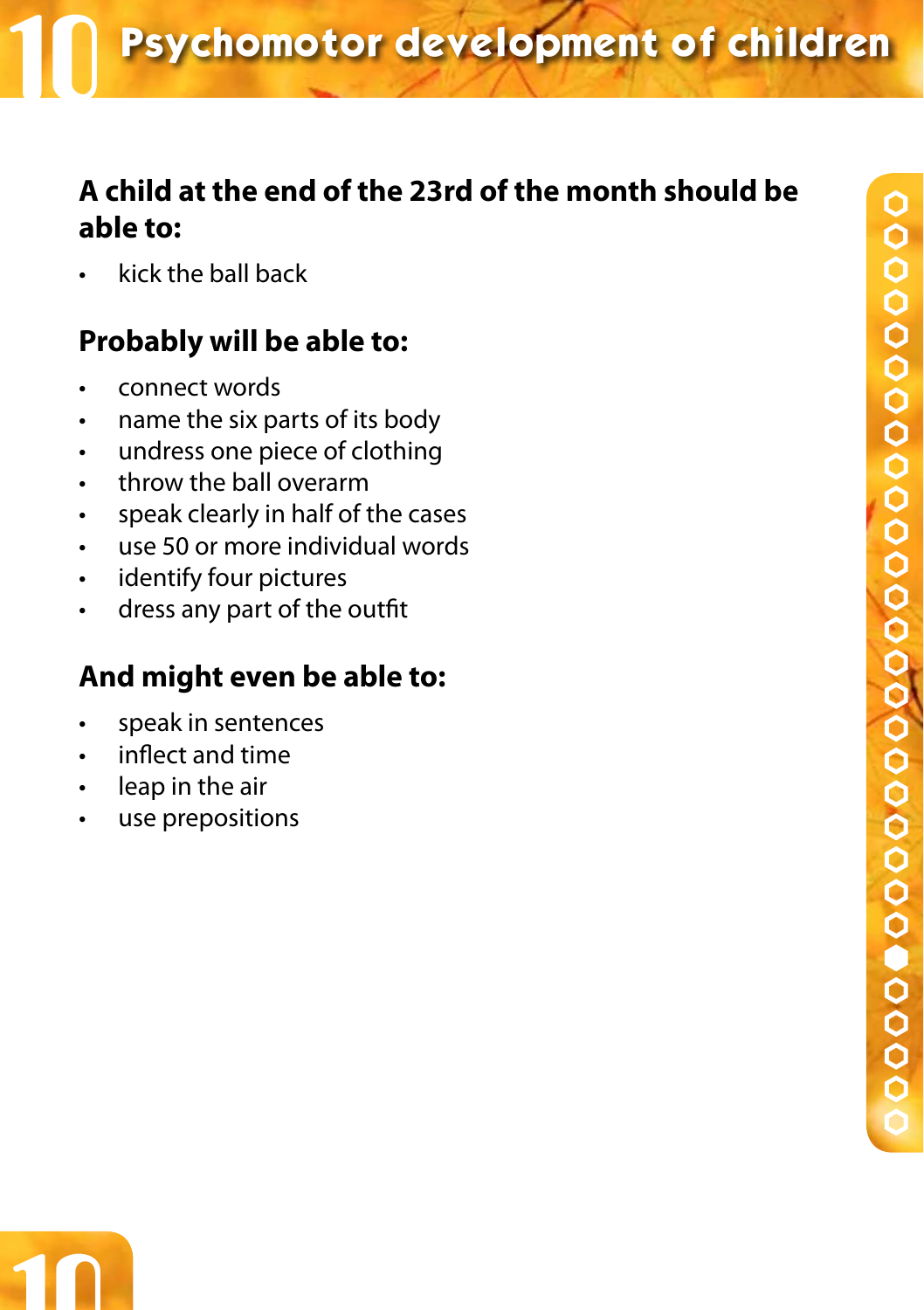## A child at the end of the 23rd of the month should be able to:

- kick the ball back

## Probably will be able to:

- connect words
- name the six parts of its body
- undress one piece of clothing
- throw the ball overarm
- speak clearly in half of the cases
- use 50 or more individual words
- identify four pictures
- dress any part of the outfit

## And might even be able to:

- speak in sentences
- inflect and time
- leap in the air
- use prepositions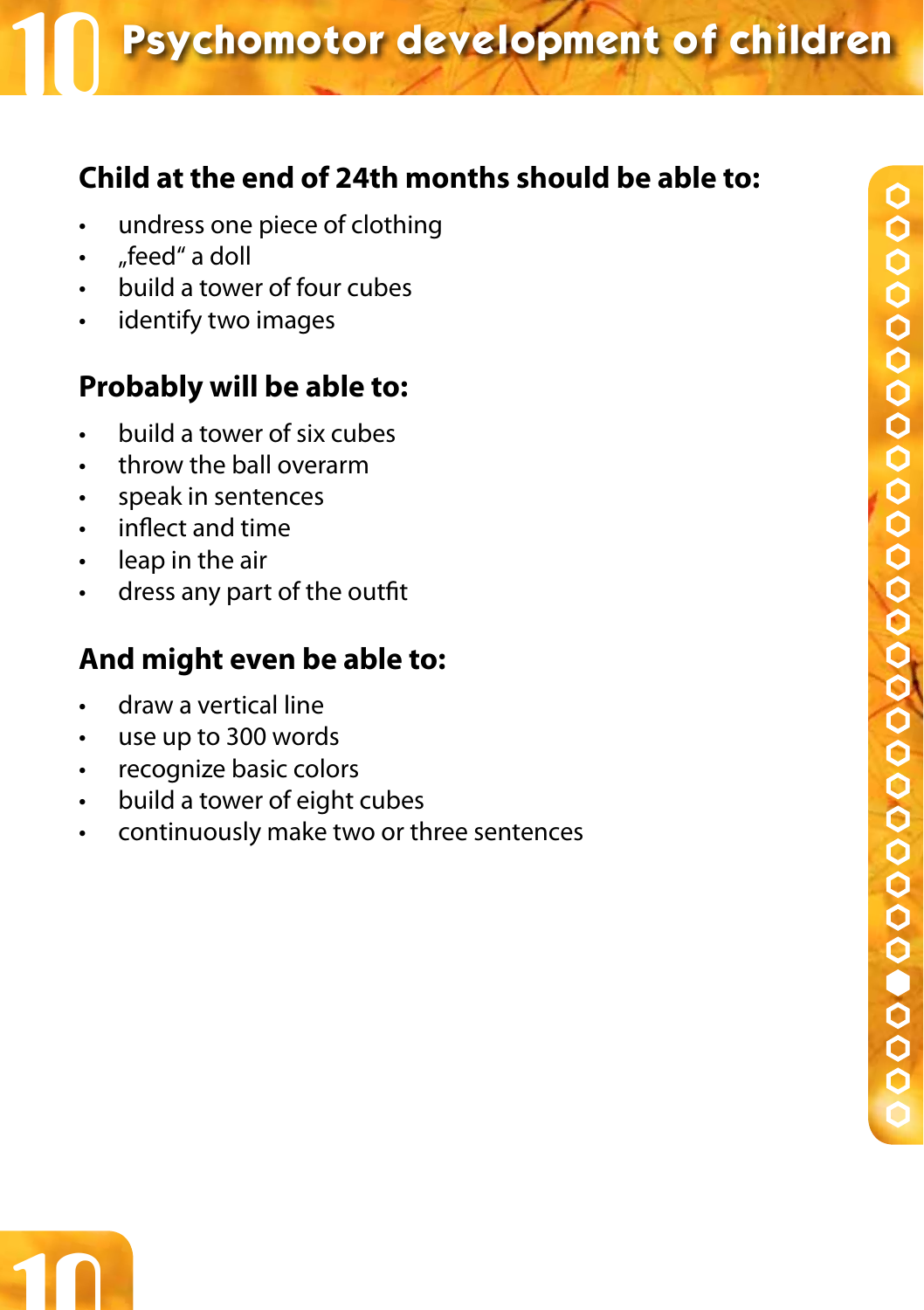## Child at the end of 24th months should be able to:

- undress one piece of clothing
- „feed" a doll
- build a tower of four cubes
- identify two images

## Probably will be able to:

- build a tower of six cubes
- throw the ball overarm
- speak in sentences
- inflect and time
- leap in the air
- dress any part of the outfit

## And might even be able to:

- draw a vertical line
- use up to 300 words
- recognize basic colors
- build a tower of eight cubes
- continuously make two or three sentences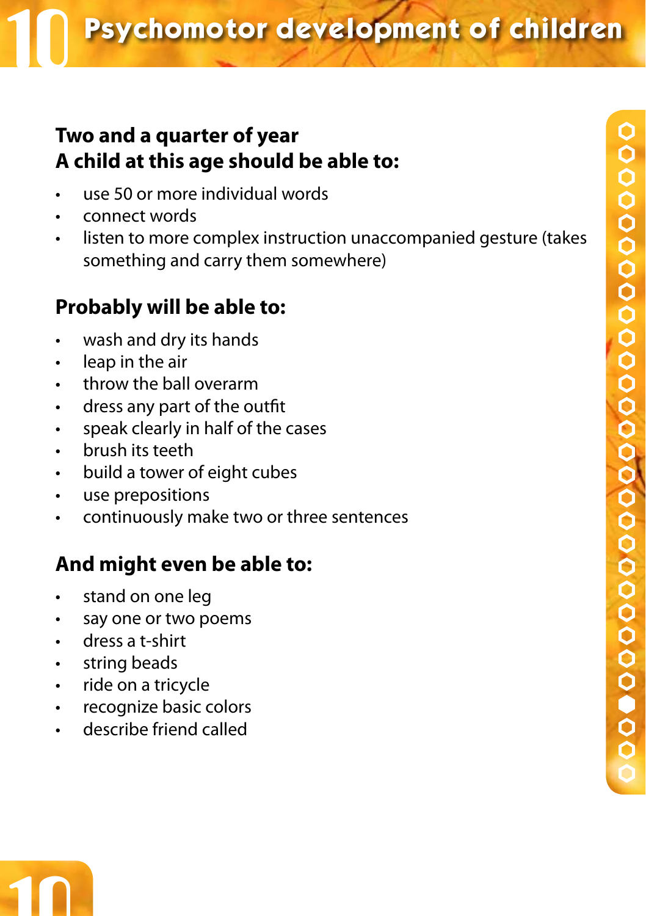## Two and a quarter of year
## A child at this age should be able to:

- use 50 or more individual words
- connect words
- listen to more complex instruction unaccompanied gesture (takes something and carry them somewhere)

## Probably will be able to:

- wash and dry its hands
- leap in the air
- throw the ball overarm
- dress any part of the outfit
- speak clearly in half of the cases
- brush its teeth
- build a tower of eight cubes
- use prepositions
- continuously make two or three sentences

## And might even be able to:

- stand on one leg
- say one or two poems
- dress a t-shirt
- string beads
- ride on a tricycle
- recognize basic colors
- describe friend called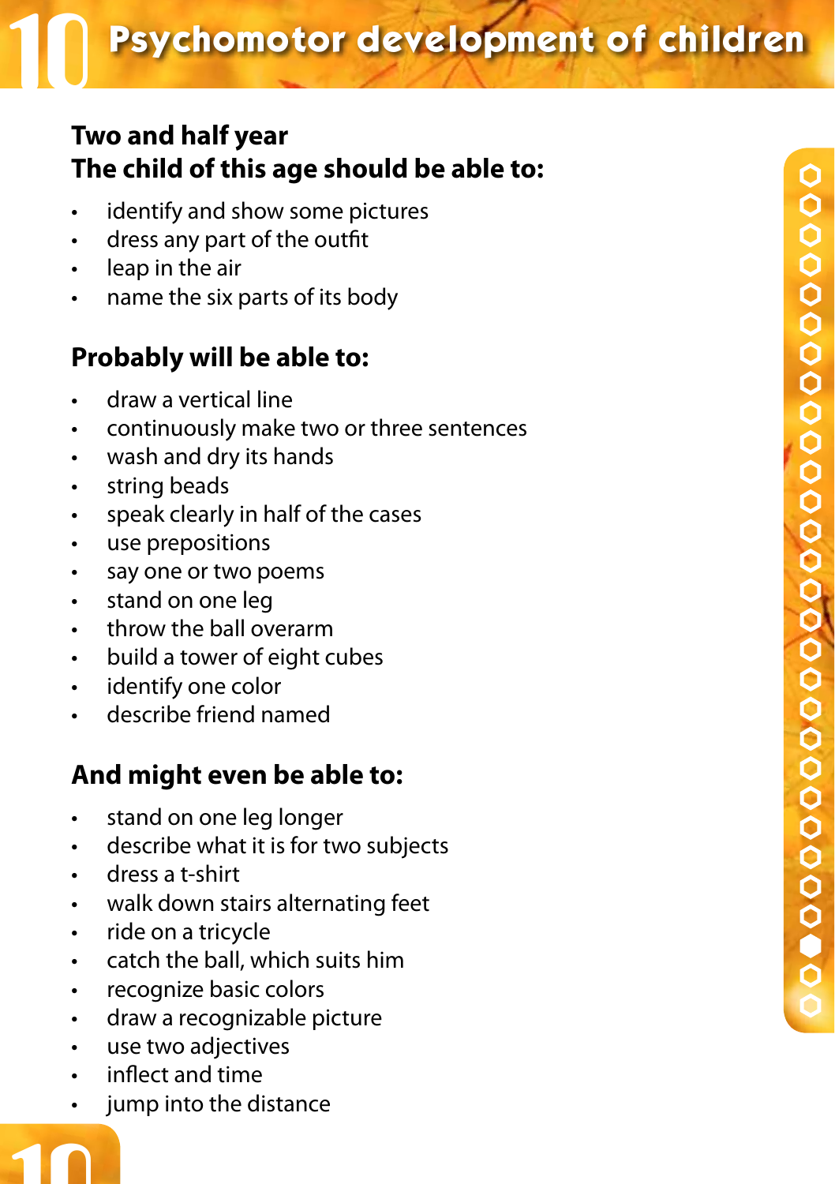# Psychomotor development of children

## Two and half year
## The child of this age should be able to:

- identify and show some pictures
- dress any part of the outfit
- leap in the air
- name the six parts of its body

## Probably will be able to:

- draw a vertical line
- continuously make two or three sentences
- wash and dry its hands
- string beads
- speak clearly in half of the cases
- use prepositions
- say one or two poems
- stand on one leg
- throw the ball overarm
- build a tower of eight cubes
- identify one color
- describe friend named

## And might even be able to:

- stand on one leg longer
- describe what it is for two subjects
- dress a t-shirt
- walk down stairs alternating feet
- ride on a tricycle
- catch the ball, which suits him
- recognize basic colors
- draw a recognizable picture
- use two adjectives
- inflect and time
- jump into the distance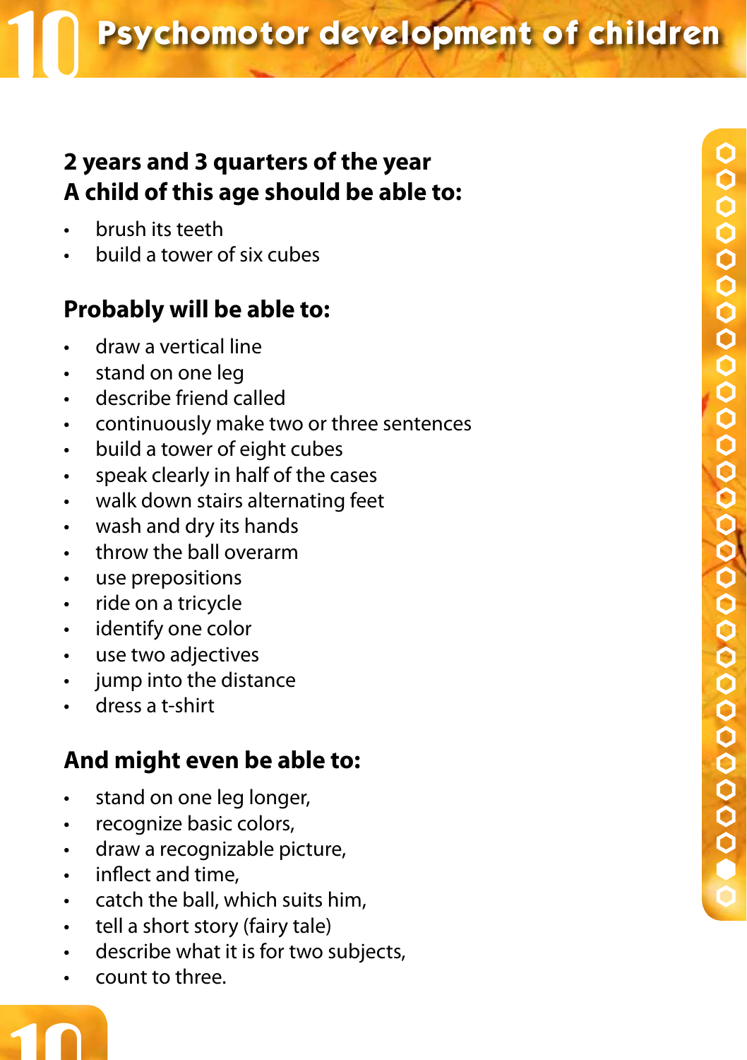## 2 years and 3 quarters of the year
## A child of this age should be able to:

- brush its teeth
- build a tower of six cubes

## Probably will be able to:

- draw a vertical line
- stand on one leg
- describe friend called
- continuously make two or three sentences
- build a tower of eight cubes
- speak clearly in half of the cases
- walk down stairs alternating feet
- wash and dry its hands
- throw the ball overarm
- use prepositions
- ride on a tricycle
- identify one color
- use two adjectives
- jump into the distance
- dress a t-shirt

## And might even be able to:

- stand on one leg longer,
- recognize basic colors,
- draw a recognizable picture,
- inflect and time,
- catch the ball, which suits him,
- tell a short story (fairy tale)
- describe what it is for two subjects,
- count to three.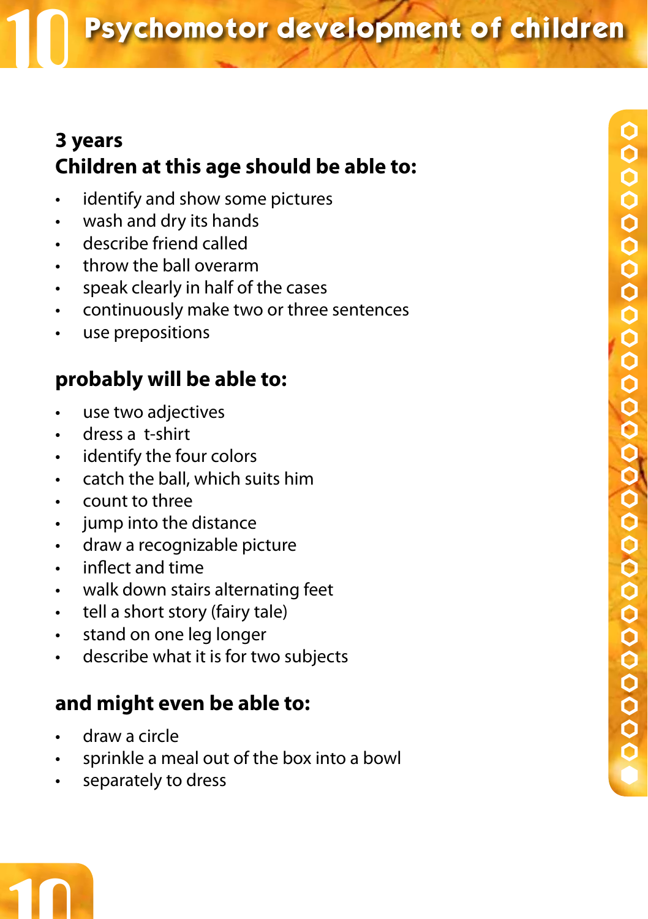# 10 Psychomotor development of children

## 3 years

## Children at this age should be able to:

- identify and show some pictures
- wash and dry its hands
- describe friend called
- throw the ball overarm
- speak clearly in half of the cases
- continuously make two or three sentences
- use prepositions

## probably will be able to:

- use two adjectives
- dress a t-shirt
- identify the four colors
- catch the ball, which suits him
- count to three
- jump into the distance
- draw a recognizable picture
- inflect and time
- walk down stairs alternating feet
- tell a short story (fairy tale)
- stand on one leg longer
- describe what it is for two subjects

## and might even be able to:

- draw a circle
- sprinkle a meal out of the box into a bowl
- separately to dress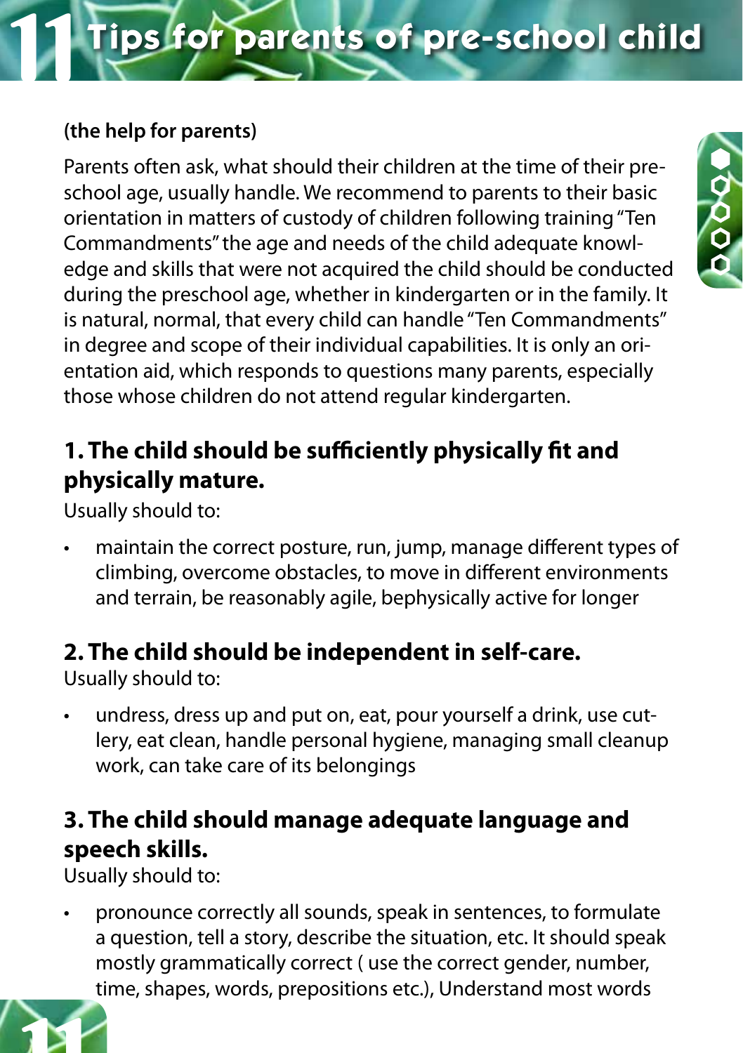# 11 Tips for parents of pre-school child

**(the help for parents)**

Parents often ask, what should their children at the time of their pre-school age, usually handle. We recommend to parents to their basic orientation in matters of custody of children following training "Ten Commandments" the age and needs of the child adequate knowledge and skills that were not acquired the child should be conducted during the preschool age, whether in kindergarten or in the family. It is natural, normal, that every child can handle "Ten Commandments" in degree and scope of their individual capabilities. It is only an orientation aid, which responds to questions many parents, especially those whose children do not attend regular kindergarten.

## 1. The child should be sufficiently physically fit and physically mature.

Usually should to:

- maintain the correct posture, run, jump, manage different types of climbing, overcome obstacles, to move in different environments and terrain, be reasonably agile, bephysically active for longer

## 2. The child should be independent in self-care.

Usually should to:

- undress, dress up and put on, eat, pour yourself a drink, use cutlery, eat clean, handle personal hygiene, managing small cleanup work, can take care of its belongings

## 3. The child should manage adequate language and speech skills.

Usually should to:

- pronounce correctly all sounds, speak in sentences, to formulate a question, tell a story, describe the situation, etc. It should speak mostly grammatically correct ( use the correct gender, number, time, shapes, words, prepositions etc.), Understand most words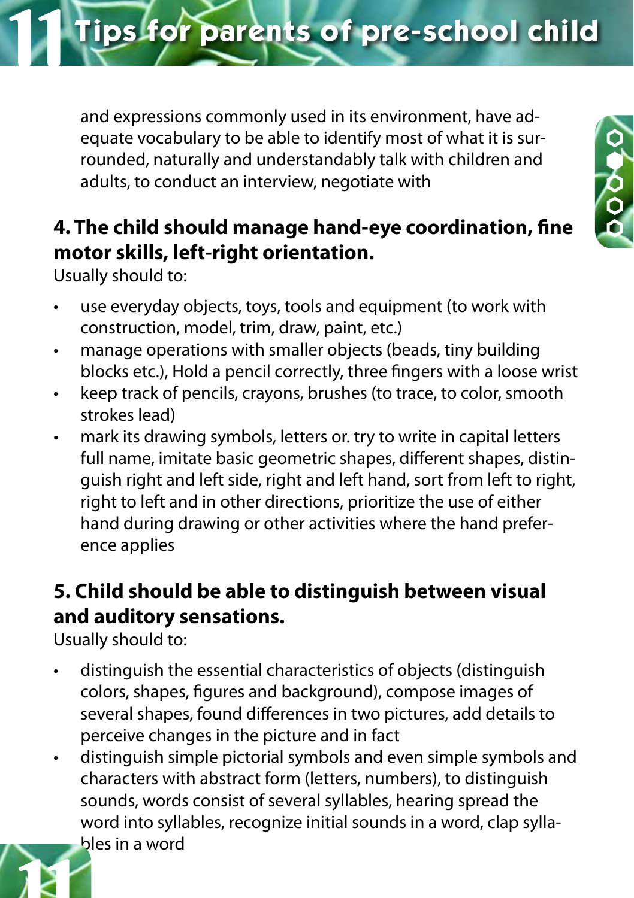and expressions commonly used in its environment, have adequate vocabulary to be able to identify most of what it is surrounded, naturally and understandably talk with children and adults, to conduct an interview, negotiate with

## 4. The child should manage hand-eye coordination, fine motor skills, left-right orientation.

Usually should to:

- use everyday objects, toys, tools and equipment (to work with construction, model, trim, draw, paint, etc.)
- manage operations with smaller objects (beads, tiny building blocks etc.), Hold a pencil correctly, three fingers with a loose wrist
- keep track of pencils, crayons, brushes (to trace, to color, smooth strokes lead)
- mark its drawing symbols, letters or. try to write in capital letters full name, imitate basic geometric shapes, different shapes, distinguish right and left side, right and left hand, sort from left to right, right to left and in other directions, prioritize the use of either hand during drawing or other activities where the hand preference applies

## 5. Child should be able to distinguish between visual and auditory sensations.

Usually should to:

- distinguish the essential characteristics of objects (distinguish colors, shapes, figures and background), compose images of several shapes, found differences in two pictures, add details to perceive changes in the picture and in fact
- distinguish simple pictorial symbols and even simple symbols and characters with abstract form (letters, numbers), to distinguish sounds, words consist of several syllables, hearing spread the word into syllables, recognize initial sounds in a word, clap syllables in a word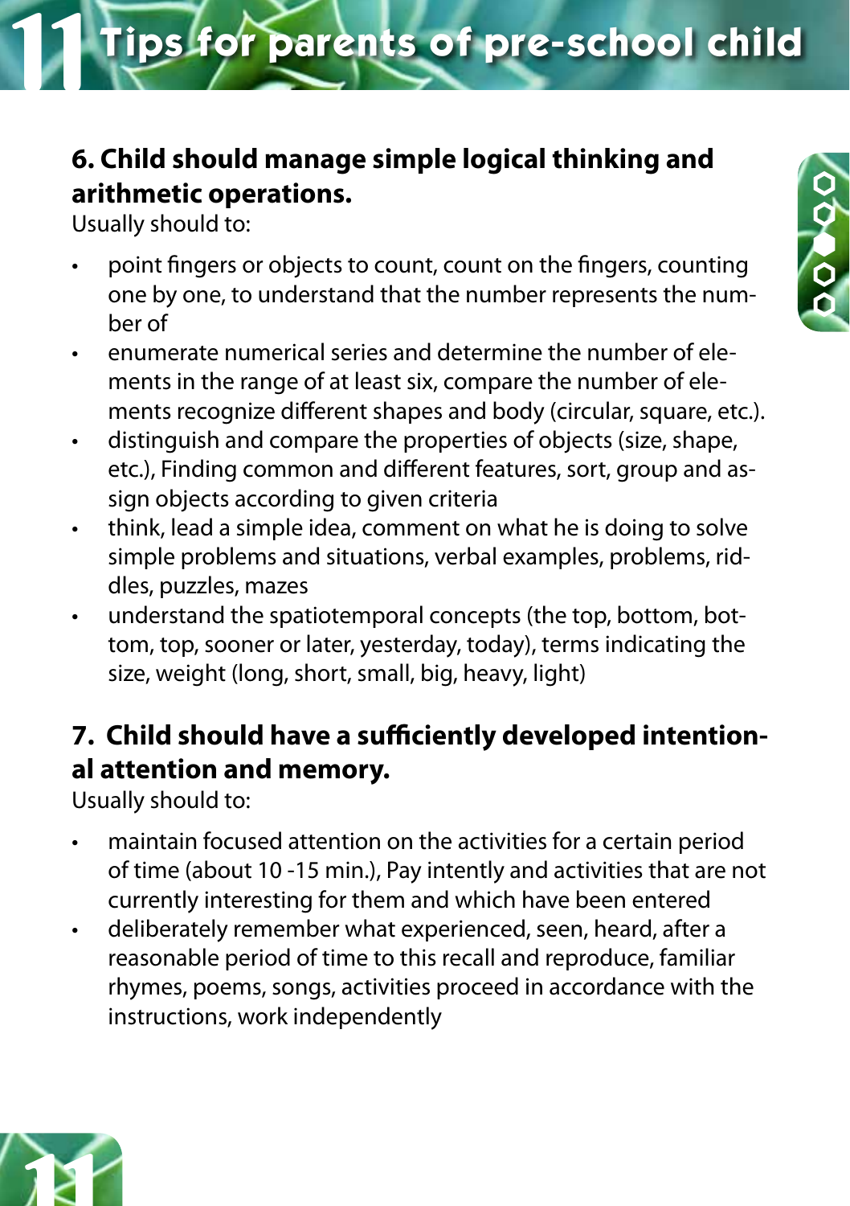## 6. Child should manage simple logical thinking and arithmetic operations.

Usually should to:

- point fingers or objects to count, count on the fingers, counting one by one, to understand that the number represents the number of
- enumerate numerical series and determine the number of elements in the range of at least six, compare the number of elements recognize different shapes and body (circular, square, etc.).
- distinguish and compare the properties of objects (size, shape, etc.), Finding common and different features, sort, group and assign objects according to given criteria
- think, lead a simple idea, comment on what he is doing to solve simple problems and situations, verbal examples, problems, riddles, puzzles, mazes
- understand the spatiotemporal concepts (the top, bottom, bottom, top, sooner or later, yesterday, today), terms indicating the size, weight (long, short, small, big, heavy, light)

## 7. Child should have a sufficiently developed intentional attention and memory.

Usually should to:

- maintain focused attention on the activities for a certain period of time (about 10 -15 min.), Pay intently and activities that are not currently interesting for them and which have been entered
- deliberately remember what experienced, seen, heard, after a reasonable period of time to this recall and reproduce, familiar rhymes, poems, songs, activities proceed in accordance with the instructions, work independently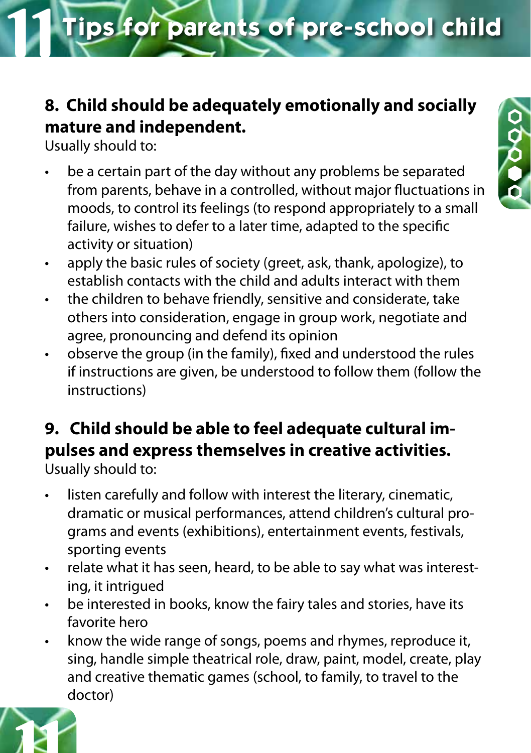## 8. Child should be adequately emotionally and socially mature and independent.

Usually should to:

- be a certain part of the day without any problems be separated from parents, behave in a controlled, without major fluctuations in moods, to control its feelings (to respond appropriately to a small failure, wishes to defer to a later time, adapted to the specific activity or situation)
- apply the basic rules of society (greet, ask, thank, apologize), to establish contacts with the child and adults interact with them
- the children to behave friendly, sensitive and considerate, take others into consideration, engage in group work, negotiate and agree, pronouncing and defend its opinion
- observe the group (in the family), fixed and understood the rules if instructions are given, be understood to follow them (follow the instructions)

## 9. Child should be able to feel adequate cultural impulses and express themselves in creative activities.

Usually should to:

- listen carefully and follow with interest the literary, cinematic, dramatic or musical performances, attend children's cultural programs and events (exhibitions), entertainment events, festivals, sporting events
- relate what it has seen, heard, to be able to say what was interesting, it intrigued
- be interested in books, know the fairy tales and stories, have its favorite hero
- know the wide range of songs, poems and rhymes, reproduce it, sing, handle simple theatrical role, draw, paint, model, create, play and creative thematic games (school, to family, to travel to the doctor)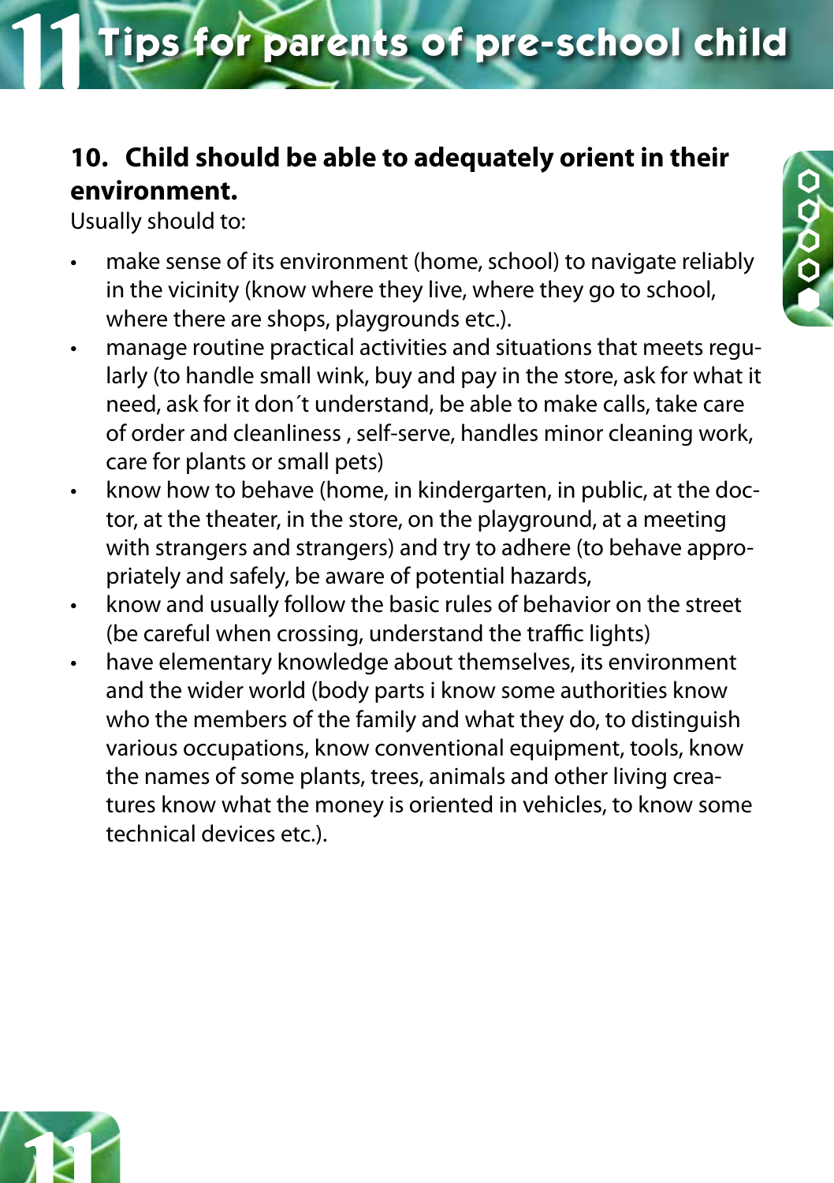## 10. Child should be able to adequately orient in their environment.

Usually should to:

- make sense of its environment (home, school) to navigate reliably in the vicinity (know where they live, where they go to school, where there are shops, playgrounds etc.).
- manage routine practical activities and situations that meets regularly (to handle small wink, buy and pay in the store, ask for what it need, ask for it don´t understand, be able to make calls, take care of order and cleanliness , self-serve, handles minor cleaning work, care for plants or small pets)
- know how to behave (home, in kindergarten, in public, at the doctor, at the theater, in the store, on the playground, at a meeting with strangers and strangers) and try to adhere (to behave appropriately and safely, be aware of potential hazards,
- know and usually follow the basic rules of behavior on the street (be careful when crossing, understand the traffic lights)
- have elementary knowledge about themselves, its environment and the wider world (body parts i know some authorities know who the members of the family and what they do, to distinguish various occupations, know conventional equipment, tools, know the names of some plants, trees, animals and other living creatures know what the money is oriented in vehicles, to know some technical devices etc.).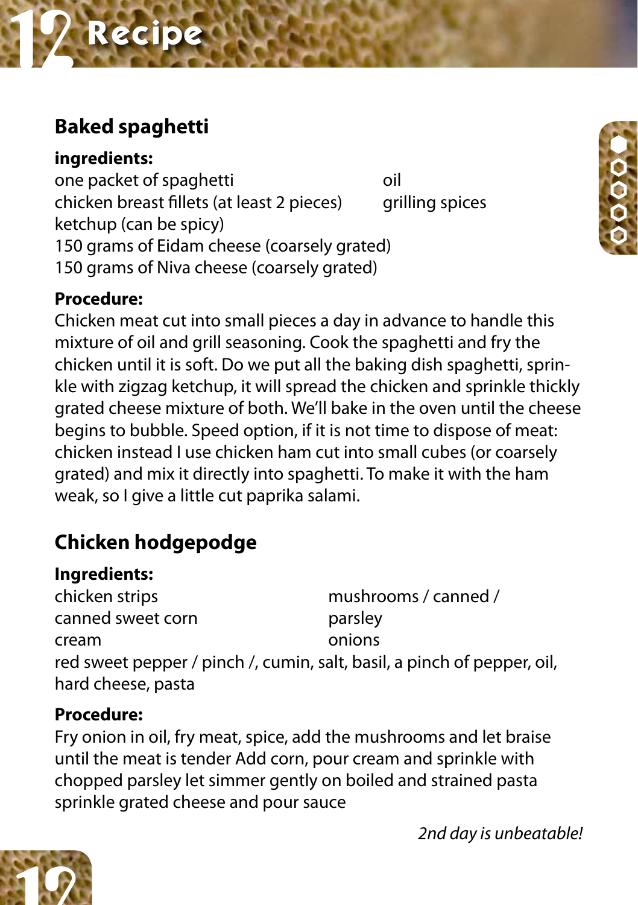# Recipe

## Baked spaghetti

**ingredients:**

one packet of spaghetti
chicken breast fillets (at least 2 pieces)
ketchup (can be spicy)
150 grams of Eidam cheese (coarsely grated)
150 grams of Niva cheese (coarsely grated)
oil
grilling spices

**Procedure:**

Chicken meat cut into small pieces a day in advance to handle this mixture of oil and grill seasoning. Cook the spaghetti and fry the chicken until it is soft. Do we put all the baking dish spaghetti, sprinkle with zigzag ketchup, it will spread the chicken and sprinkle thickly grated cheese mixture of both. We'll bake in the oven until the cheese begins to bubble. Speed option, if it is not time to dispose of meat: chicken instead I use chicken ham cut into small cubes (or coarsely grated) and mix it directly into spaghetti. To make it with the ham weak, so I give a little cut paprika salami.

## Chicken hodgepodge

**Ingredients:**

chicken strips
canned sweet corn
cream
mushrooms / canned /
parsley
onions
red sweet pepper / pinch /, cumin, salt, basil, a pinch of pepper, oil, hard cheese, pasta

**Procedure:**

Fry onion in oil, fry meat, spice, add the mushrooms and let braise until the meat is tender Add corn, pour cream and sprinkle with chopped parsley let simmer gently on boiled and strained pasta sprinkle grated cheese and pour sauce

*2nd day is unbeatable!*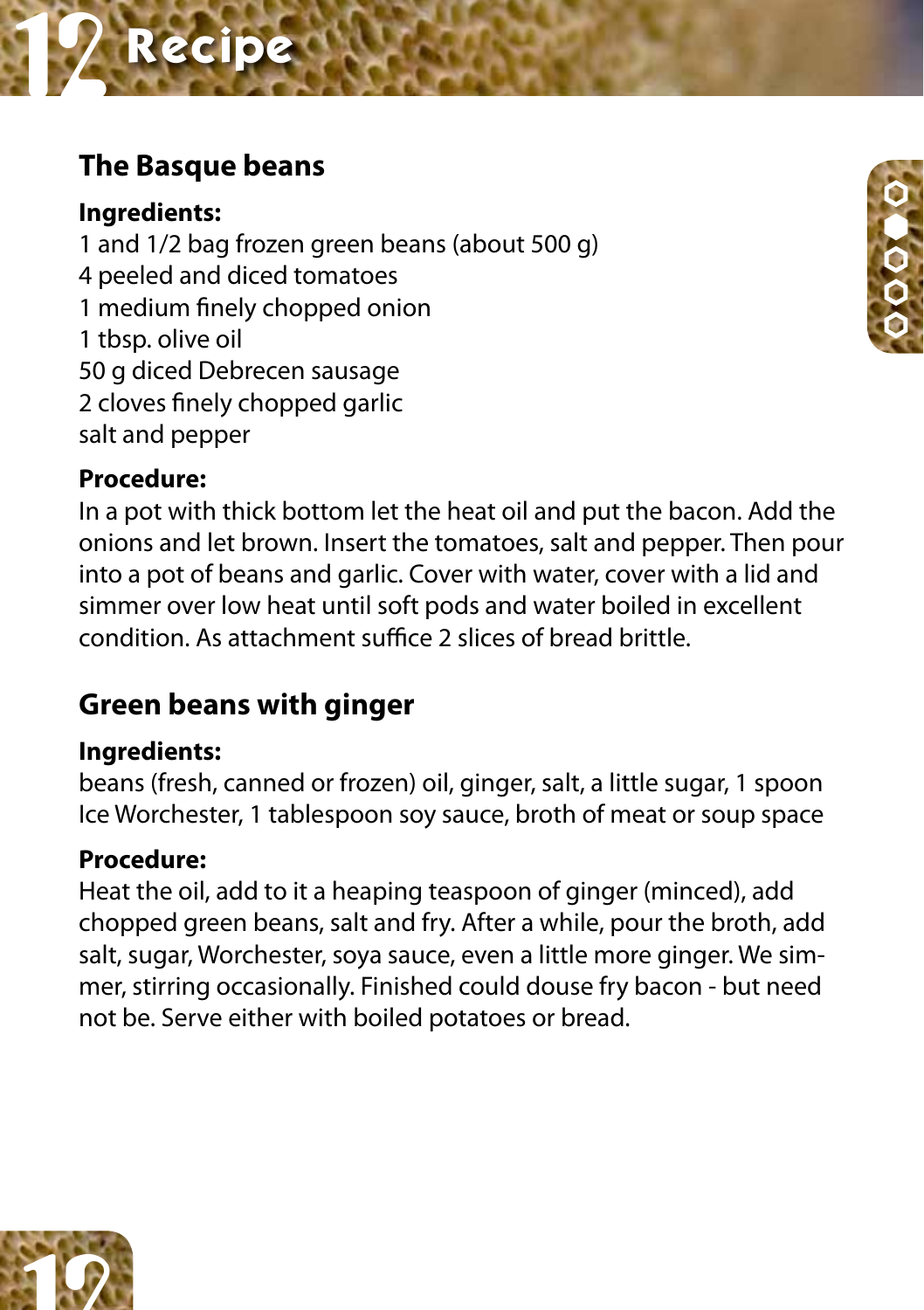## The Basque beans

**Ingredients:**

1 and 1/2 bag frozen green beans (about 500 g)
4 peeled and diced tomatoes
1 medium finely chopped onion
1 tbsp. olive oil
50 g diced Debrecen sausage
2 cloves finely chopped garlic
salt and pepper

**Procedure:**

In a pot with thick bottom let the heat oil and put the bacon. Add the onions and let brown. Insert the tomatoes, salt and pepper. Then pour into a pot of beans and garlic. Cover with water, cover with a lid and simmer over low heat until soft pods and water boiled in excellent condition. As attachment suffice 2 slices of bread brittle.

## Green beans with ginger

**Ingredients:**

beans (fresh, canned or frozen) oil, ginger, salt, a little sugar, 1 spoon Ice Worchester, 1 tablespoon soy sauce, broth of meat or soup space

**Procedure:**

Heat the oil, add to it a heaping teaspoon of ginger (minced), add chopped green beans, salt and fry. After a while, pour the broth, add salt, sugar, Worchester, soya sauce, even a little more ginger. We simmer, stirring occasionally. Finished could douse fry bacon - but need not be. Serve either with boiled potatoes or bread.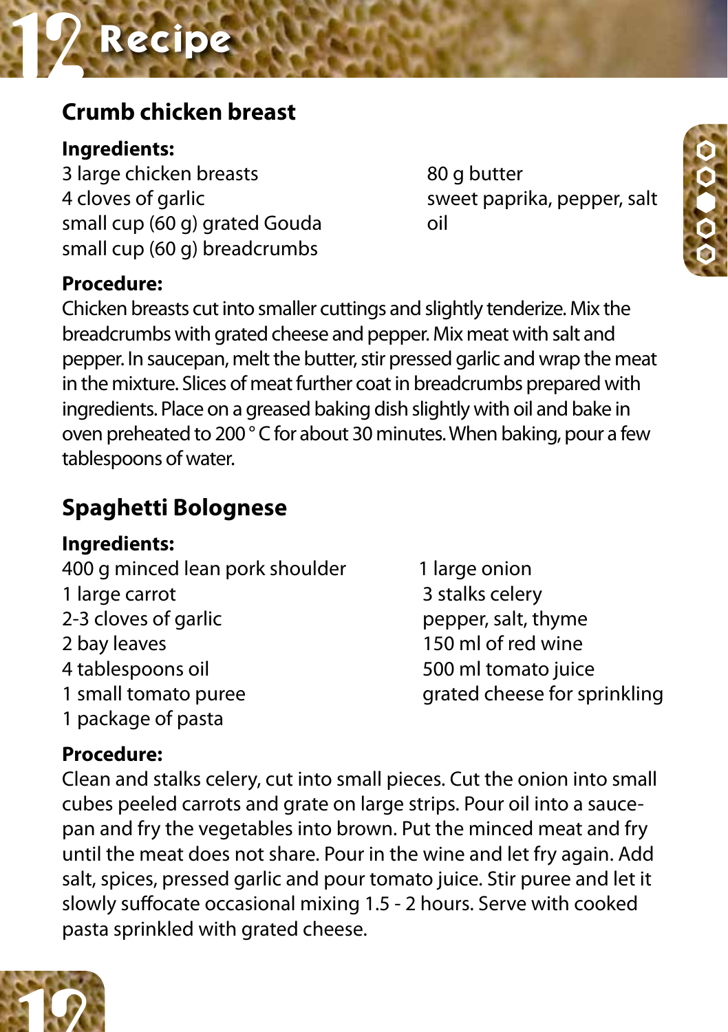# Recipe

## Crumb chicken breast

**Ingredients:**

3 large chicken breasts
4 cloves of garlic
small cup (60 g) grated Gouda
small cup (60 g) breadcrumbs
80 g butter
sweet paprika, pepper, salt
oil

**Procedure:**

Chicken breasts cut into smaller cuttings and slightly tenderize. Mix the breadcrumbs with grated cheese and pepper. Mix meat with salt and pepper. In saucepan, melt the butter, stir pressed garlic and wrap the meat in the mixture. Slices of meat further coat in breadcrumbs prepared with ingredients. Place on a greased baking dish slightly with oil and bake in oven preheated to 200 ° C for about 30 minutes. When baking, pour a few tablespoons of water.

## Spaghetti Bolognese

**Ingredients:**

400 g minced lean pork shoulder
1 large carrot
2-3 cloves of garlic
2 bay leaves
4 tablespoons oil
1 small tomato puree
1 package of pasta
1 large onion
3 stalks celery
pepper, salt, thyme
150 ml of red wine
500 ml tomato juice
grated cheese for sprinkling

**Procedure:**

Clean and stalks celery, cut into small pieces. Cut the onion into small cubes peeled carrots and grate on large strips. Pour oil into a sauce-pan and fry the vegetables into brown. Put the minced meat and fry until the meat does not share. Pour in the wine and let fry again. Add salt, spices, pressed garlic and pour tomato juice. Stir puree and let it slowly suffocate occasional mixing 1.5 - 2 hours. Serve with cooked pasta sprinkled with grated cheese.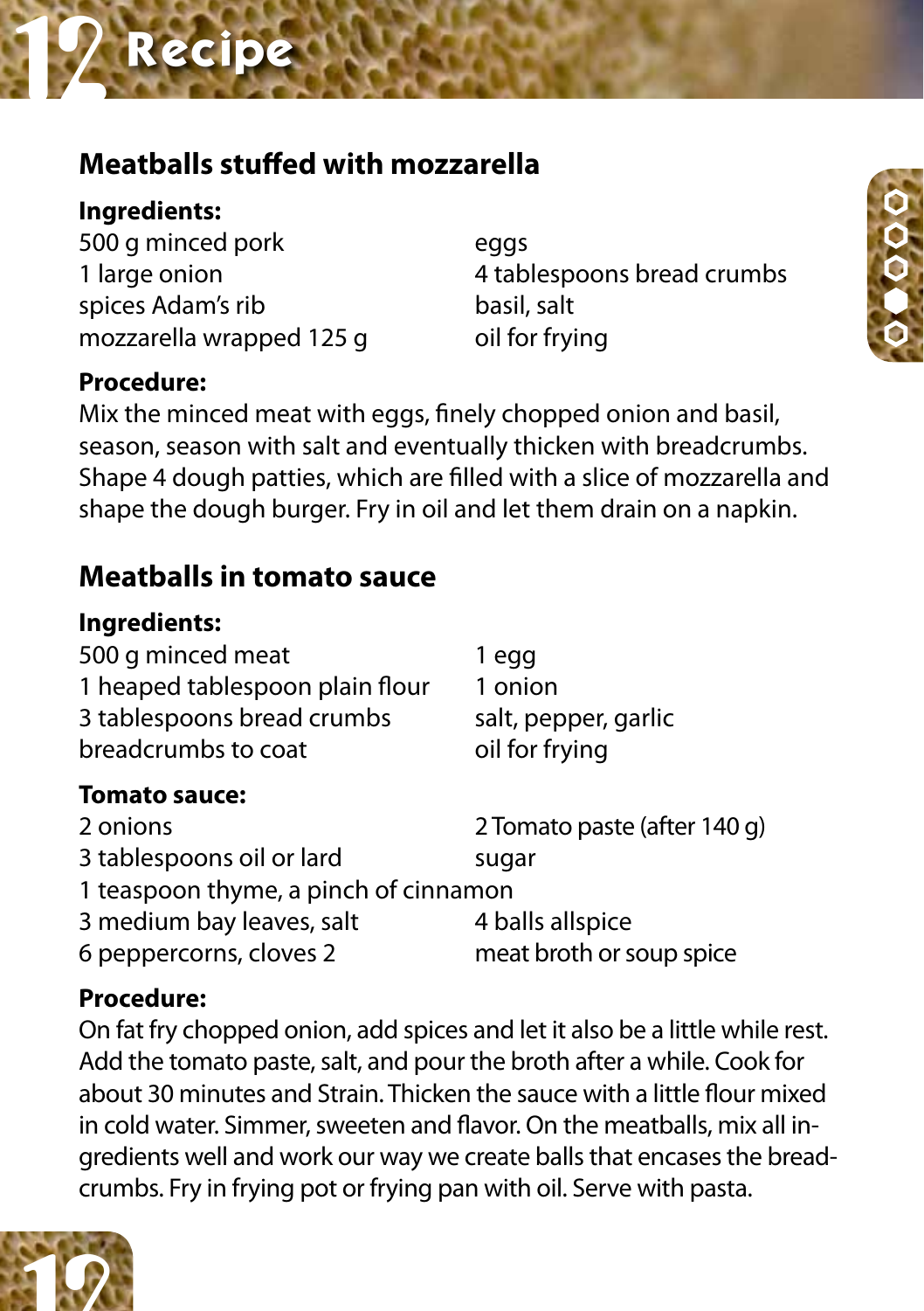## Meatballs stuffed with mozzarella

**Ingredients:**

500 g minced pork
1 large onion
spices Adam's rib
mozzarella wrapped 125 g
eggs
4 tablespoons bread crumbs
basil, salt
oil for frying

**Procedure:**

Mix the minced meat with eggs, finely chopped onion and basil, season, season with salt and eventually thicken with breadcrumbs. Shape 4 dough patties, which are filled with a slice of mozzarella and shape the dough burger. Fry in oil and let them drain on a napkin.

## Meatballs in tomato sauce

**Ingredients:**

500 g minced meat
1 heaped tablespoon plain flour
3 tablespoons bread crumbs
breadcrumbs to coat
1 egg
1 onion
salt, pepper, garlic
oil for frying

**Tomato sauce:**

2 onions
3 tablespoons oil or lard
1 teaspoon thyme, a pinch of cinnamon
3 medium bay leaves, salt
6 peppercorns, cloves 2
2 Tomato paste (after 140 g)
sugar
4 balls allspice
meat broth or soup spice

**Procedure:**

On fat fry chopped onion, add spices and let it also be a little while rest. Add the tomato paste, salt, and pour the broth after a while. Cook for about 30 minutes and Strain. Thicken the sauce with a little flour mixed in cold water. Simmer, sweeten and flavor. On the meatballs, mix all ingredients well and work our way we create balls that encases the breadcrumbs. Fry in frying pot or frying pan with oil. Serve with pasta.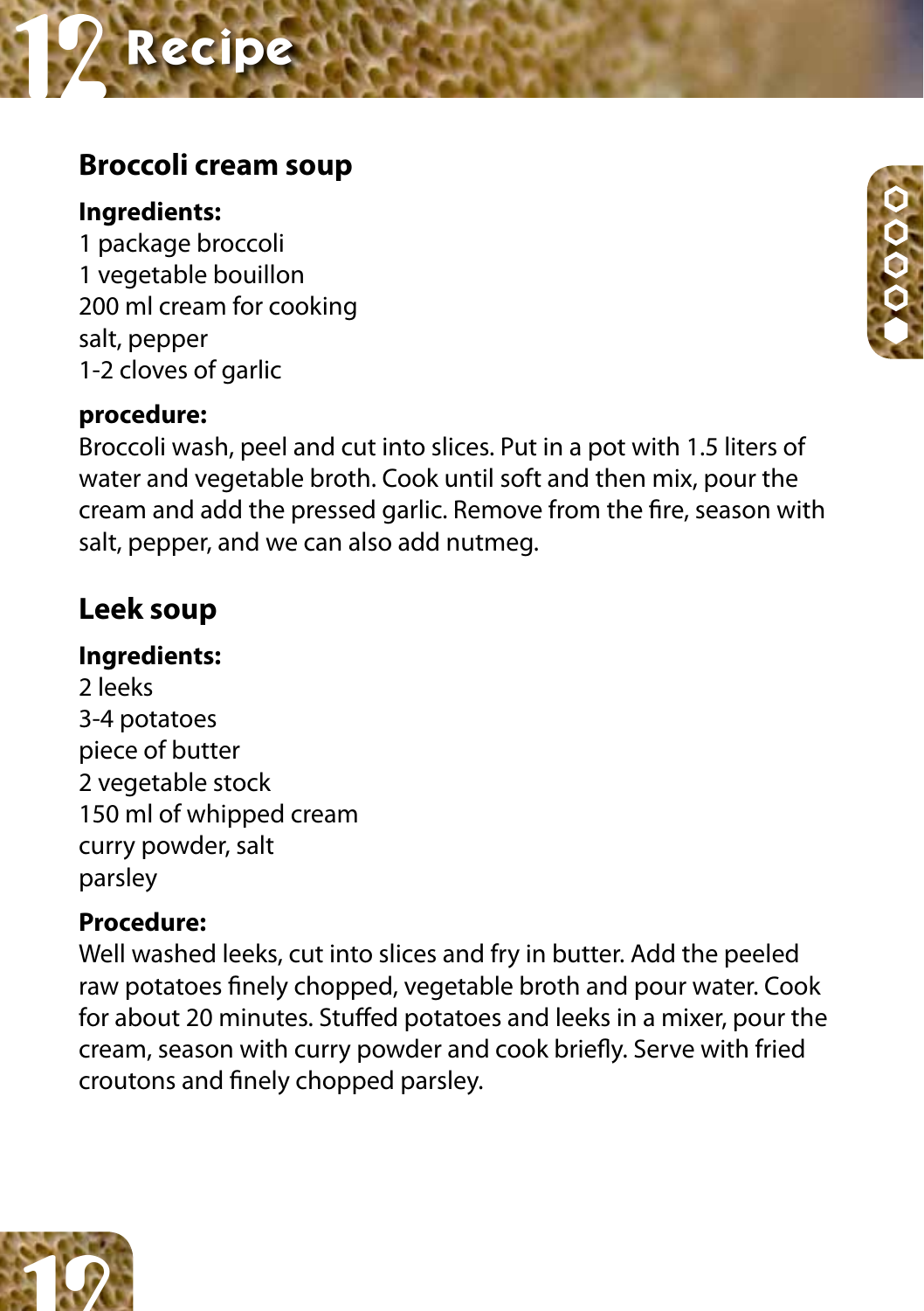## Broccoli cream soup

**Ingredients:**
1 package broccoli
1 vegetable bouillon
200 ml cream for cooking
salt, pepper
1-2 cloves of garlic

**procedure:**
Broccoli wash, peel and cut into slices. Put in a pot with 1.5 liters of water and vegetable broth. Cook until soft and then mix, pour the cream and add the pressed garlic. Remove from the fire, season with salt, pepper, and we can also add nutmeg.

## Leek soup

**Ingredients:**
2 leeks
3-4 potatoes
piece of butter
2 vegetable stock
150 ml of whipped cream
curry powder, salt
parsley

**Procedure:**
Well washed leeks, cut into slices and fry in butter. Add the peeled raw potatoes finely chopped, vegetable broth and pour water. Cook for about 20 minutes. Stuffed potatoes and leeks in a mixer, pour the cream, season with curry powder and cook briefly. Serve with fried croutons and finely chopped parsley.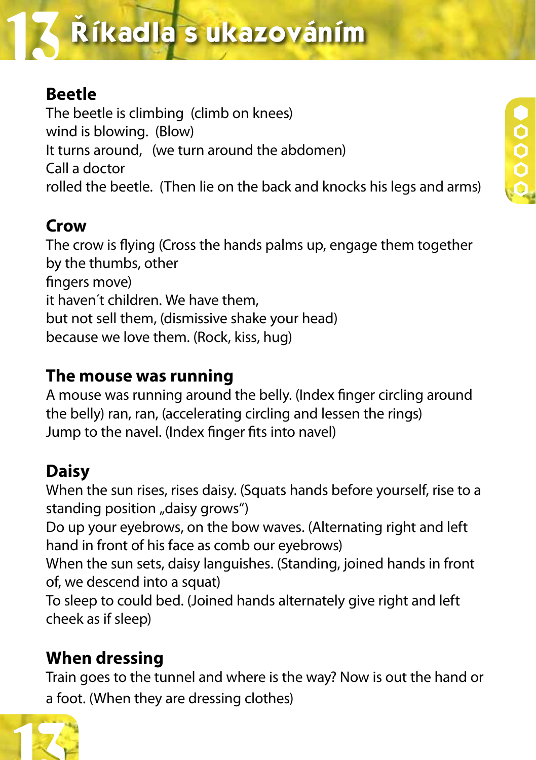# 13 Říkadla s ukazováním

### Beetle

The beetle is climbing (climb on knees)
wind is blowing. (Blow)
It turns around, (we turn around the abdomen)
Call a doctor
rolled the beetle. (Then lie on the back and knocks his legs and arms)

### Crow

The crow is flying (Cross the hands palms up, engage them together by the thumbs, other
fingers move)
it haven´t children. We have them,
but not sell them, (dismissive shake your head)
because we love them. (Rock, kiss, hug)

### The mouse was running

A mouse was running around the belly. (Index finger circling around the belly) ran, ran, (accelerating circling and lessen the rings)
Jump to the navel. (Index finger fits into navel)

### Daisy

When the sun rises, rises daisy. (Squats hands before yourself, rise to a standing position „daisy grows")
Do up your eyebrows, on the bow waves. (Alternating right and left hand in front of his face as comb our eyebrows)
When the sun sets, daisy languishes. (Standing, joined hands in front of, we descend into a squat)
To sleep to could bed. (Joined hands alternately give right and left cheek as if sleep)

### When dressing

Train goes to the tunnel and where is the way? Now is out the hand or a foot. (When they are dressing clothes)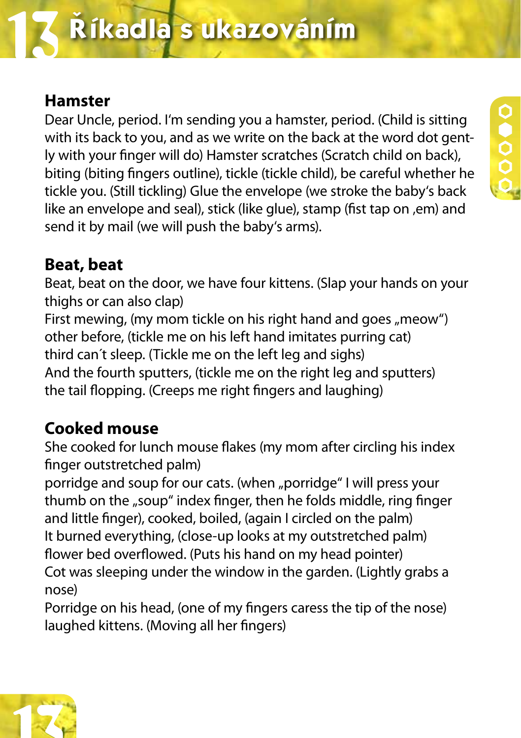# Říkadla s ukazováním

## Hamster

Dear Uncle, period. I'm sending you a hamster, period. (Child is sitting with its back to you, and as we write on the back at the word dot gently with your finger will do) Hamster scratches (Scratch child on back), biting (biting fingers outline), tickle (tickle child), be careful whether he tickle you. (Still tickling) Glue the envelope (we stroke the baby's back like an envelope and seal), stick (like glue), stamp (fist tap on ,em) and send it by mail (we will push the baby's arms).

## Beat, beat

Beat, beat on the door, we have four kittens. (Slap your hands on your thighs or can also clap)
First mewing, (my mom tickle on his right hand and goes „meow")
other before, (tickle me on his left hand imitates purring cat)
third can´t sleep. (Tickle me on the left leg and sighs)
And the fourth sputters, (tickle me on the right leg and sputters)
the tail flopping. (Creeps me right fingers and laughing)

## Cooked mouse

She cooked for lunch mouse flakes (my mom after circling his index finger outstretched palm)
porridge and soup for our cats. (when „porridge" I will press your thumb on the „soup" index finger, then he folds middle, ring finger and little finger), cooked, boiled, (again I circled on the palm)
It burned everything, (close-up looks at my outstretched palm)
flower bed overflowed. (Puts his hand on my head pointer)
Cot was sleeping under the window in the garden. (Lightly grabs a nose)
Porridge on his head, (one of my fingers caress the tip of the nose)
laughed kittens. (Moving all her fingers)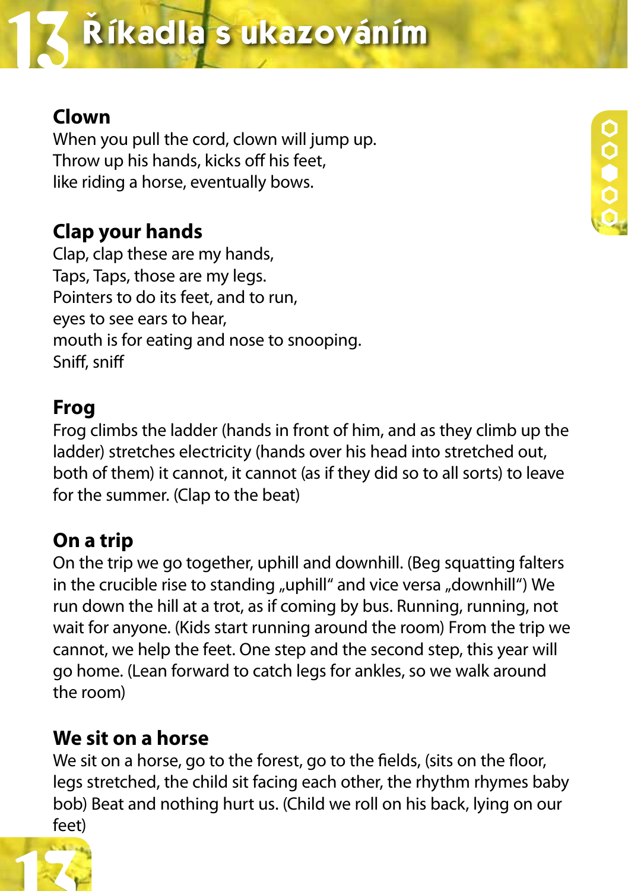# Říkadla s ukazováním

### Clown

When you pull the cord, clown will jump up.
Throw up his hands, kicks off his feet,
like riding a horse, eventually bows.

### Clap your hands

Clap, clap these are my hands,
Taps, Taps, those are my legs.
Pointers to do its feet, and to run,
eyes to see ears to hear,
mouth is for eating and nose to snooping.
Sniff, sniff

### Frog

Frog climbs the ladder (hands in front of him, and as they climb up the ladder) stretches electricity (hands over his head into stretched out, both of them) it cannot, it cannot (as if they did so to all sorts) to leave for the summer. (Clap to the beat)

### On a trip

On the trip we go together, uphill and downhill. (Beg squatting falters in the crucible rise to standing „uphill" and vice versa „downhill") We run down the hill at a trot, as if coming by bus. Running, running, not wait for anyone. (Kids start running around the room) From the trip we cannot, we help the feet. One step and the second step, this year will go home. (Lean forward to catch legs for ankles, so we walk around the room)

### We sit on a horse

We sit on a horse, go to the forest, go to the fields, (sits on the floor, legs stretched, the child sit facing each other, the rhythm rhymes baby bob) Beat and nothing hurt us. (Child we roll on his back, lying on our feet)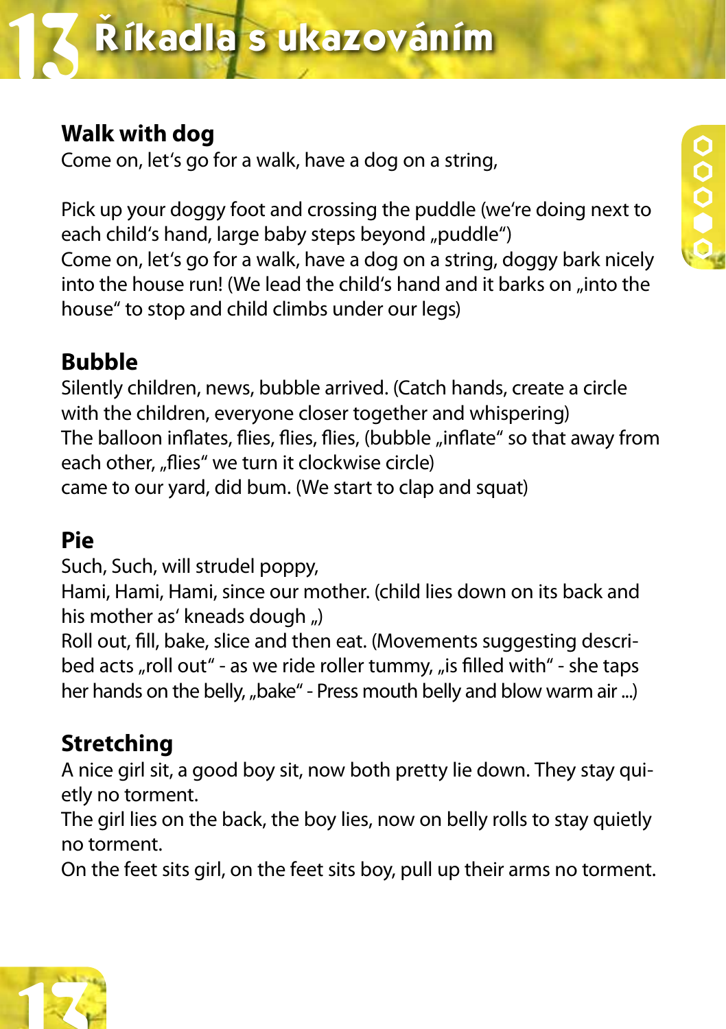# Říkadla s ukazováním

### Walk with dog

Come on, let's go for a walk, have a dog on a string,

Pick up your doggy foot and crossing the puddle (we're doing next to each child's hand, large baby steps beyond „puddle")
Come on, let's go for a walk, have a dog on a string, doggy bark nicely into the house run! (We lead the child's hand and it barks on „into the house" to stop and child climbs under our legs)

### Bubble

Silently children, news, bubble arrived. (Catch hands, create a circle with the children, everyone closer together and whispering)
The balloon inflates, flies, flies, flies, (bubble „inflate" so that away from each other, „flies" we turn it clockwise circle)
came to our yard, did bum. (We start to clap and squat)

### Pie

Such, Such, will strudel poppy,
Hami, Hami, Hami, since our mother. (child lies down on its back and his mother as' kneads dough „)
Roll out, fill, bake, slice and then eat. (Movements suggesting described acts „roll out" - as we ride roller tummy, „is filled with" - she taps her hands on the belly, „bake" - Press mouth belly and blow warm air ...)

### Stretching

A nice girl sit, a good boy sit, now both pretty lie down. They stay quietly no torment.
The girl lies on the back, the boy lies, now on belly rolls to stay quietly no torment.
On the feet sits girl, on the feet sits boy, pull up their arms no torment.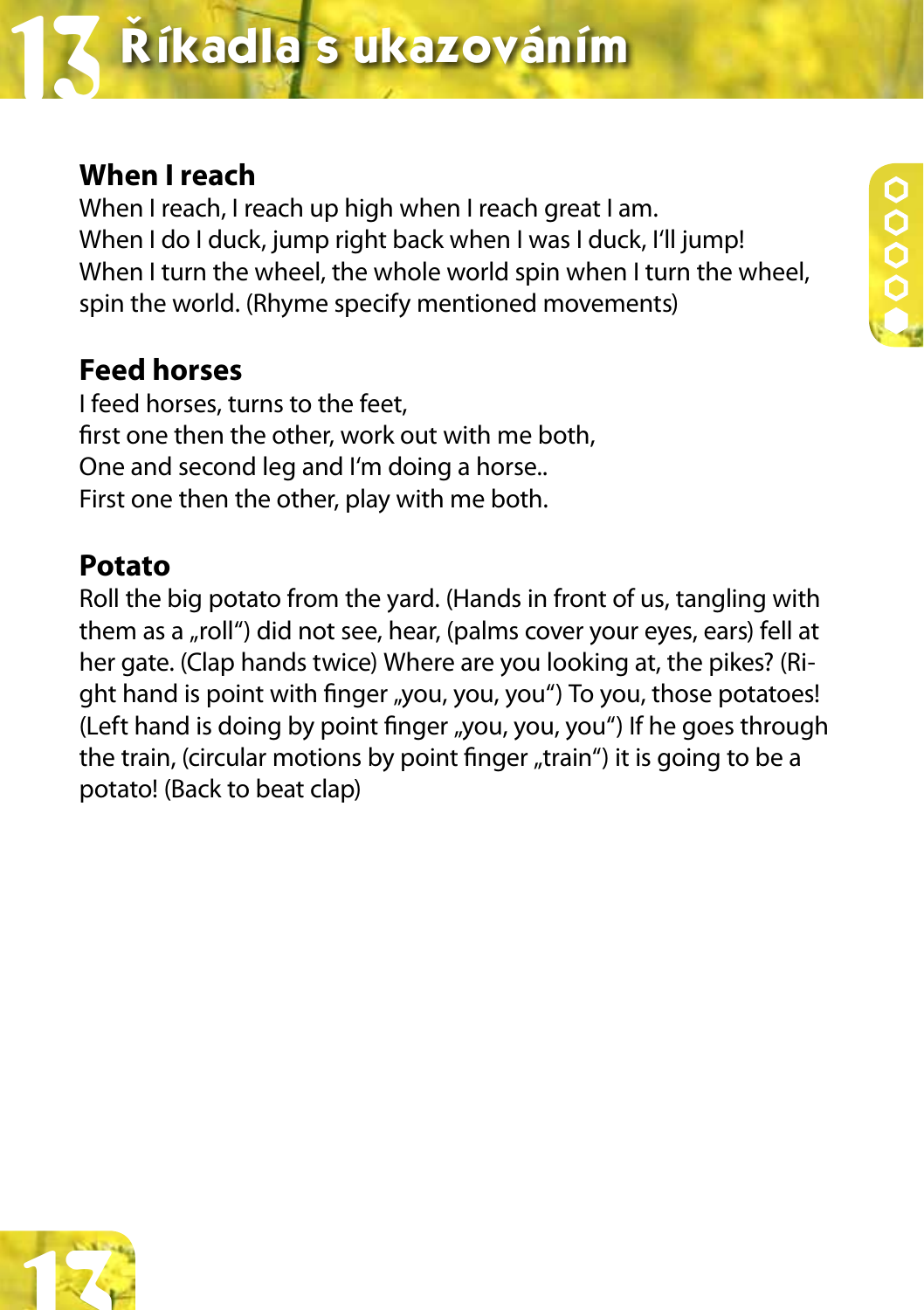# 13 Říkadla s ukazováním

### When I reach

When I reach, I reach up high when I reach great I am.
When I do I duck, jump right back when I was I duck, I'll jump!
When I turn the wheel, the whole world spin when I turn the wheel, spin the world. (Rhyme specify mentioned movements)

### Feed horses

I feed horses, turns to the feet,
first one then the other, work out with me both,
One and second leg and I'm doing a horse..
First one then the other, play with me both.

### Potato

Roll the big potato from the yard. (Hands in front of us, tangling with them as a „roll") did not see, hear, (palms cover your eyes, ears) fell at her gate. (Clap hands twice) Where are you looking at, the pikes? (Right hand is point with finger „you, you, you") To you, those potatoes! (Left hand is doing by point finger „you, you, you") If he goes through the train, (circular motions by point finger „train") it is going to be a potato! (Back to beat clap)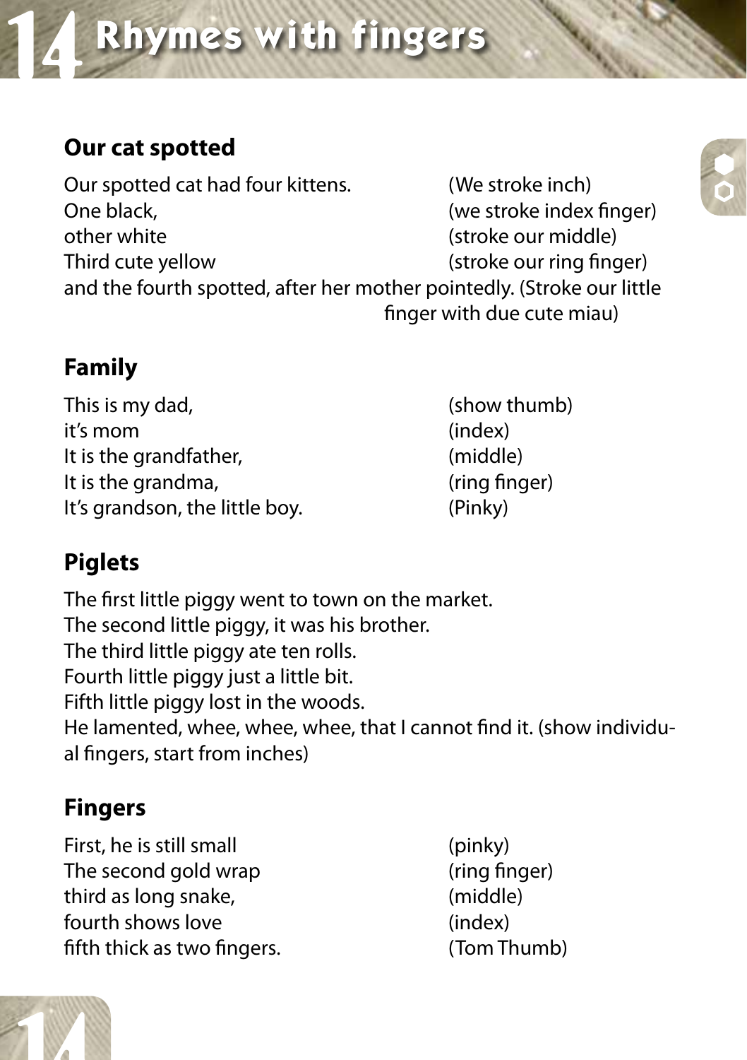# 14 Rhymes with fingers

## Our cat spotted

| | |
|---|---|
| Our spotted cat had four kittens. | (We stroke inch) |
| One black, | (we stroke index finger) |
| other white | (stroke our middle) |
| Third cute yellow | (stroke our ring finger) |

and the fourth spotted, after her mother pointedly. (Stroke our little finger with due cute miau)

## Family

| | |
|---|---|
| This is my dad, | (show thumb) |
| it's mom | (index) |
| It is the grandfather, | (middle) |
| It is the grandma, | (ring finger) |
| It's grandson, the little boy. | (Pinky) |

## Piglets

The first little piggy went to town on the market.
The second little piggy, it was his brother.
The third little piggy ate ten rolls.
Fourth little piggy just a little bit.
Fifth little piggy lost in the woods.
He lamented, whee, whee, whee, that I cannot find it. (show individual fingers, start from inches)

## Fingers

| | |
|---|---|
| First, he is still small | (pinky) |
| The second gold wrap | (ring finger) |
| third as long snake, | (middle) |
| fourth shows love | (index) |
| fifth thick as two fingers. | (Tom Thumb) |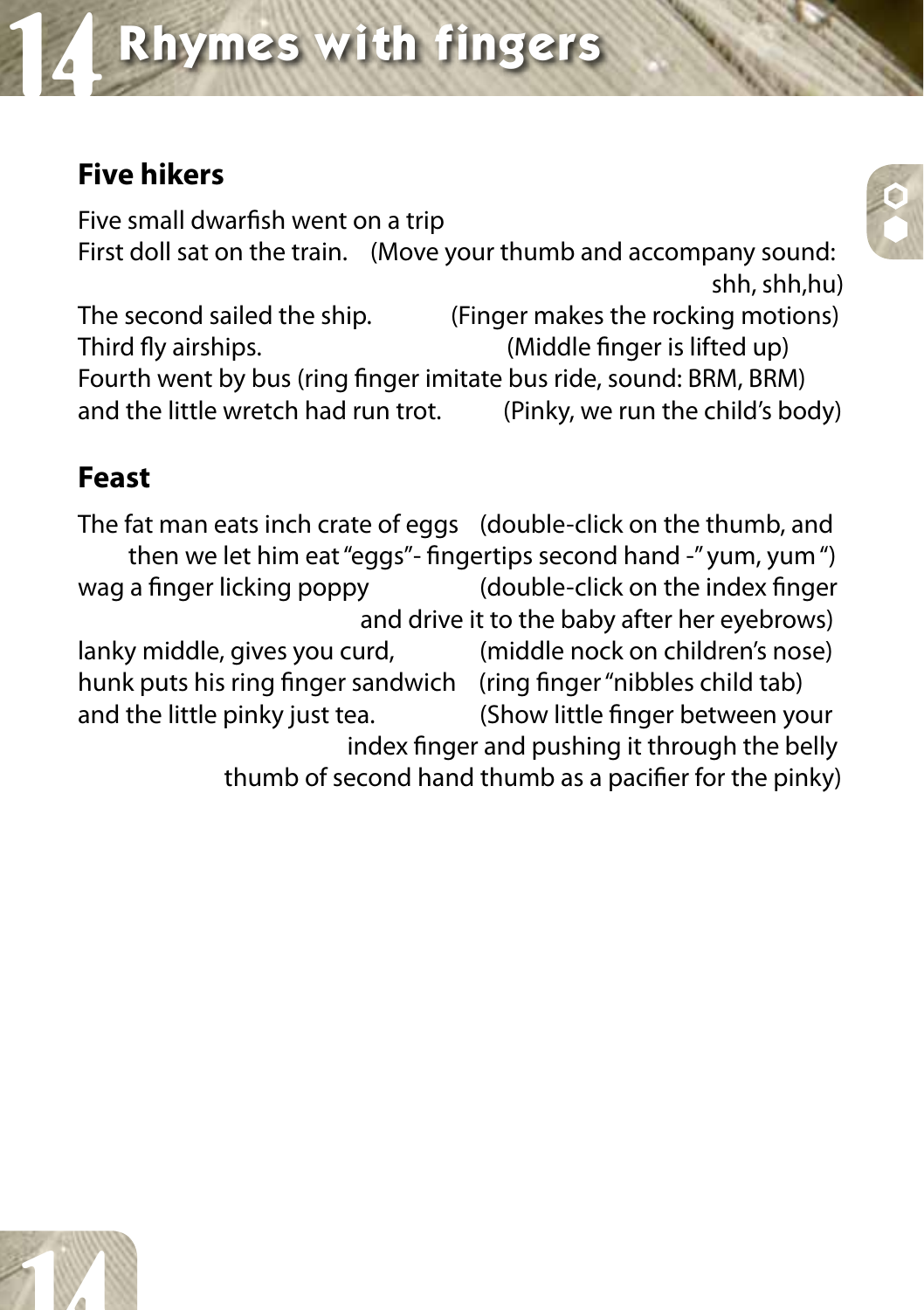# 14 Rhymes with fingers

## Five hikers

Five small dwarfish went on a trip
First doll sat on the train. (Move your thumb and accompany sound: shh, shh,hu)
The second sailed the ship. (Finger makes the rocking motions)
Third fly airships. (Middle finger is lifted up)
Fourth went by bus (ring finger imitate bus ride, sound: BRM, BRM)
and the little wretch had run trot. (Pinky, we run the child's body)

## Feast

The fat man eats inch crate of eggs (double-click on the thumb, and then we let him eat "eggs"- fingertips second hand -" yum, yum ")
wag a finger licking poppy (double-click on the index finger and drive it to the baby after her eyebrows)
lanky middle, gives you curd, (middle nock on children's nose)
hunk puts his ring finger sandwich (ring finger "nibbles child tab)
and the little pinky just tea. (Show little finger between your index finger and pushing it through the belly thumb of second hand thumb as a pacifier for the pinky)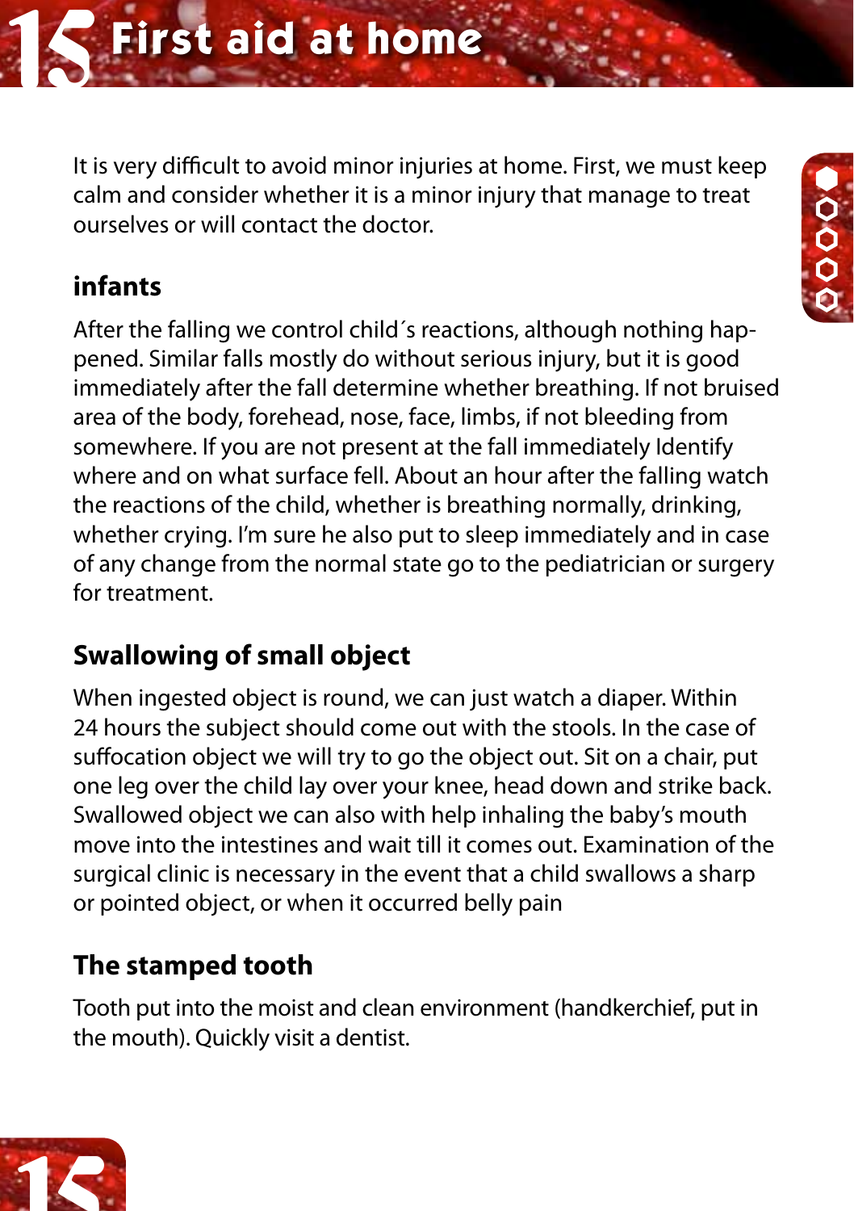# First aid at home

It is very difficult to avoid minor injuries at home. First, we must keep calm and consider whether it is a minor injury that manage to treat ourselves or will contact the doctor.

## infants

After the falling we control child´s reactions, although nothing happened. Similar falls mostly do without serious injury, but it is good immediately after the fall determine whether breathing. If not bruised area of the body, forehead, nose, face, limbs, if not bleeding from somewhere. If you are not present at the fall immediately Identify where and on what surface fell. About an hour after the falling watch the reactions of the child, whether is breathing normally, drinking, whether crying. I'm sure he also put to sleep immediately and in case of any change from the normal state go to the pediatrician or surgery for treatment.

## Swallowing of small object

When ingested object is round, we can just watch a diaper. Within 24 hours the subject should come out with the stools. In the case of suffocation object we will try to go the object out. Sit on a chair, put one leg over the child lay over your knee, head down and strike back. Swallowed object we can also with help inhaling the baby's mouth move into the intestines and wait till it comes out. Examination of the surgical clinic is necessary in the event that a child swallows a sharp or pointed object, or when it occurred belly pain

## The stamped tooth

Tooth put into the moist and clean environment (handkerchief, put in the mouth). Quickly visit a dentist.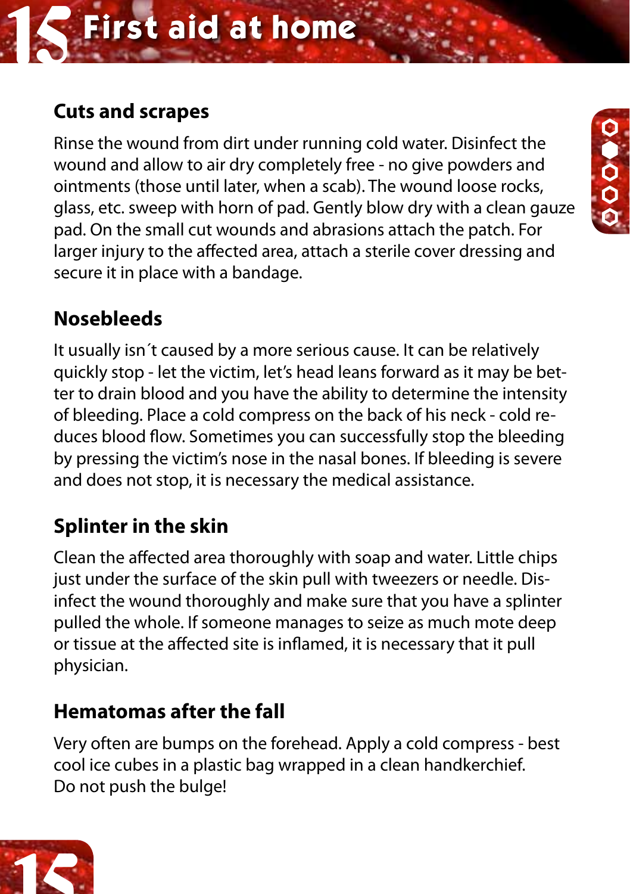# First aid at home

## Cuts and scrapes

Rinse the wound from dirt under running cold water. Disinfect the wound and allow to air dry completely free - no give powders and ointments (those until later, when a scab). The wound loose rocks, glass, etc. sweep with horn of pad. Gently blow dry with a clean gauze pad. On the small cut wounds and abrasions attach the patch. For larger injury to the affected area, attach a sterile cover dressing and secure it in place with a bandage.

## Nosebleeds

It usually isn´t caused by a more serious cause. It can be relatively quickly stop - let the victim, let's head leans forward as it may be better to drain blood and you have the ability to determine the intensity of bleeding. Place a cold compress on the back of his neck - cold reduces blood flow. Sometimes you can successfully stop the bleeding by pressing the victim's nose in the nasal bones. If bleeding is severe and does not stop, it is necessary the medical assistance.

## Splinter in the skin

Clean the affected area thoroughly with soap and water. Little chips just under the surface of the skin pull with tweezers or needle. Disinfect the wound thoroughly and make sure that you have a splinter pulled the whole. If someone manages to seize as much mote deep or tissue at the affected site is inflamed, it is necessary that it pull physician.

## Hematomas after the fall

Very often are bumps on the forehead. Apply a cold compress - best cool ice cubes in a plastic bag wrapped in a clean handkerchief.
Do not push the bulge!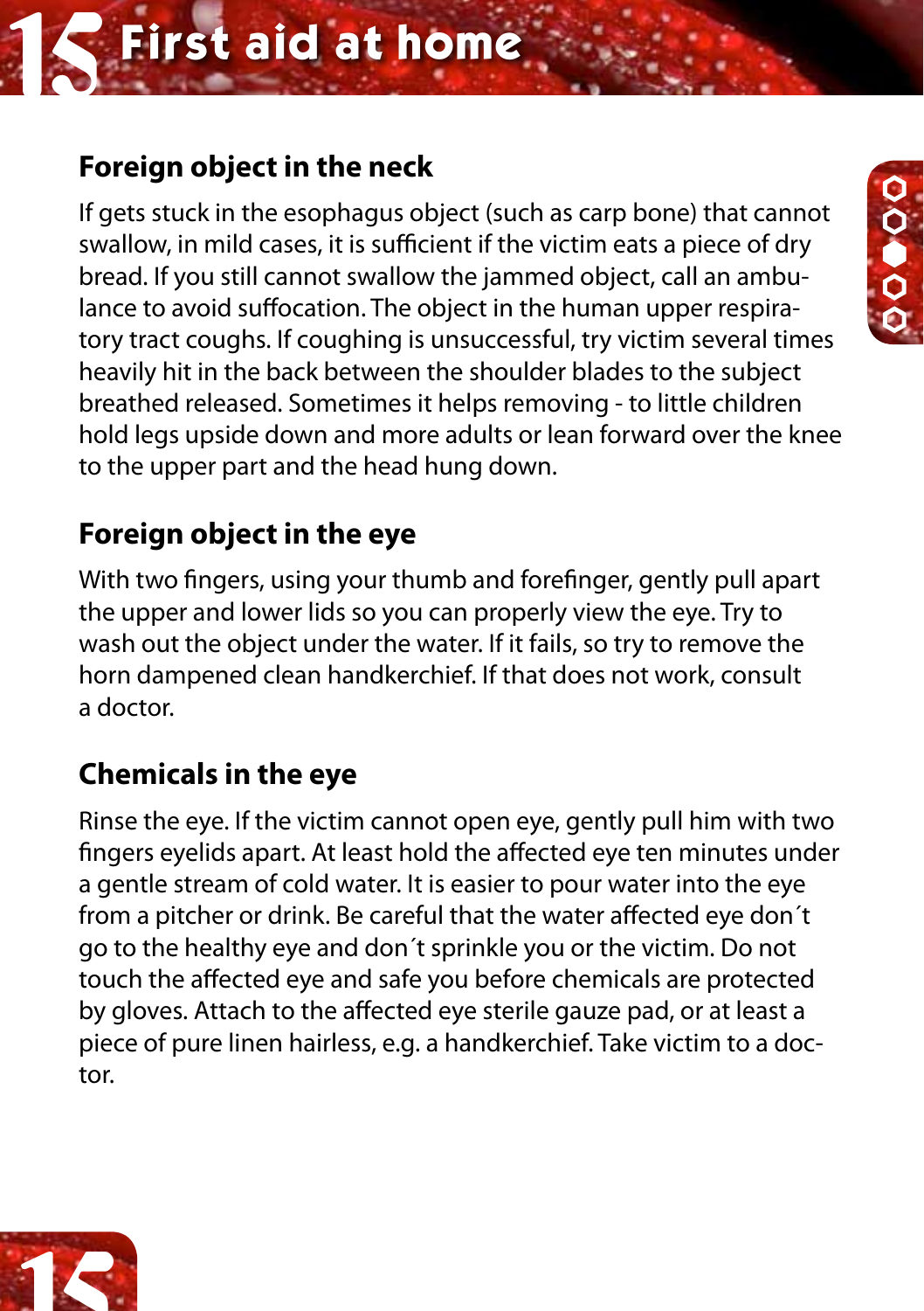# First aid at home

## Foreign object in the neck

If gets stuck in the esophagus object (such as carp bone) that cannot swallow, in mild cases, it is sufficient if the victim eats a piece of dry bread. If you still cannot swallow the jammed object, call an ambulance to avoid suffocation. The object in the human upper respiratory tract coughs. If coughing is unsuccessful, try victim several times heavily hit in the back between the shoulder blades to the subject breathed released. Sometimes it helps removing - to little children hold legs upside down and more adults or lean forward over the knee to the upper part and the head hung down.

## Foreign object in the eye

With two fingers, using your thumb and forefinger, gently pull apart the upper and lower lids so you can properly view the eye. Try to wash out the object under the water. If it fails, so try to remove the horn dampened clean handkerchief. If that does not work, consult a doctor.

## Chemicals in the eye

Rinse the eye. If the victim cannot open eye, gently pull him with two fingers eyelids apart. At least hold the affected eye ten minutes under a gentle stream of cold water. It is easier to pour water into the eye from a pitcher or drink. Be careful that the water affected eye don´t go to the healthy eye and don´t sprinkle you or the victim. Do not touch the affected eye and safe you before chemicals are protected by gloves. Attach to the affected eye sterile gauze pad, or at least a piece of pure linen hairless, e.g. a handkerchief. Take victim to a doctor.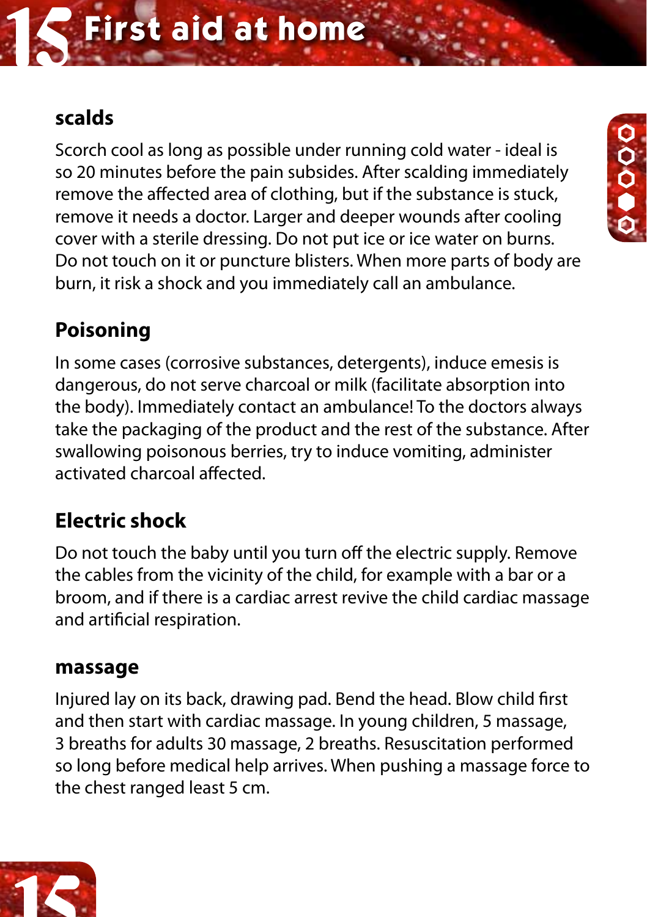# First aid at home

## scalds

Scorch cool as long as possible under running cold water - ideal is so 20 minutes before the pain subsides. After scalding immediately remove the affected area of clothing, but if the substance is stuck, remove it needs a doctor. Larger and deeper wounds after cooling cover with a sterile dressing. Do not put ice or ice water on burns. Do not touch on it or puncture blisters. When more parts of body are burn, it risk a shock and you immediately call an ambulance.

## Poisoning

In some cases (corrosive substances, detergents), induce emesis is dangerous, do not serve charcoal or milk (facilitate absorption into the body). Immediately contact an ambulance! To the doctors always take the packaging of the product and the rest of the substance. After swallowing poisonous berries, try to induce vomiting, administer activated charcoal affected.

## Electric shock

Do not touch the baby until you turn off the electric supply. Remove the cables from the vicinity of the child, for example with a bar or a broom, and if there is a cardiac arrest revive the child cardiac massage and artificial respiration.

## massage

Injured lay on its back, drawing pad. Bend the head. Blow child first and then start with cardiac massage. In young children, 5 massage, 3 breaths for adults 30 massage, 2 breaths. Resuscitation performed so long before medical help arrives. When pushing a massage force to the chest ranged least 5 cm.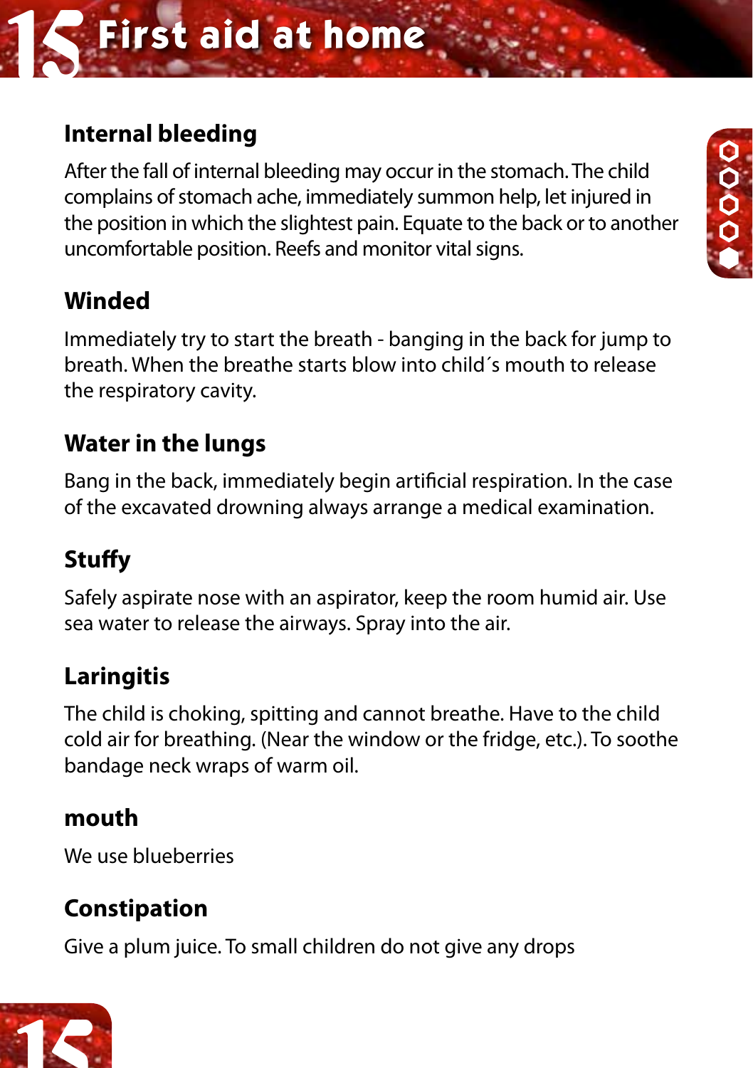# First aid at home

## Internal bleeding

After the fall of internal bleeding may occur in the stomach. The child complains of stomach ache, immediately summon help, let injured in the position in which the slightest pain. Equate to the back or to another uncomfortable position. Reefs and monitor vital signs.

## Winded

Immediately try to start the breath - banging in the back for jump to breath. When the breathe starts blow into child´s mouth to release the respiratory cavity.

## Water in the lungs

Bang in the back, immediately begin artificial respiration. In the case of the excavated drowning always arrange a medical examination.

## Stuffy

Safely aspirate nose with an aspirator, keep the room humid air. Use sea water to release the airways. Spray into the air.

## Laringitis

The child is choking, spitting and cannot breathe. Have to the child cold air for breathing. (Near the window or the fridge, etc.). To soothe bandage neck wraps of warm oil.

## mouth

We use blueberries

## Constipation

Give a plum juice. To small children do not give any drops